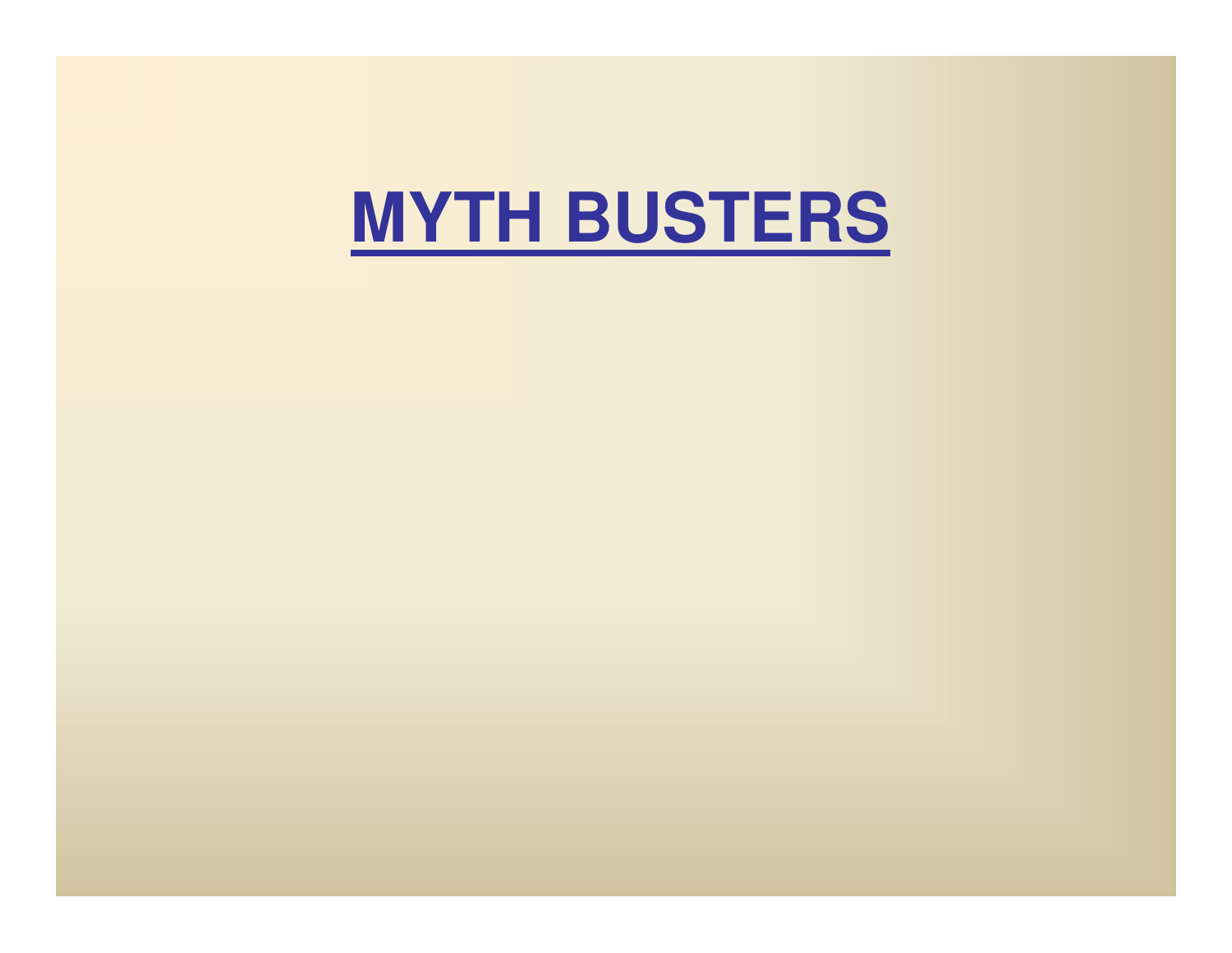# MYTH BUSTERS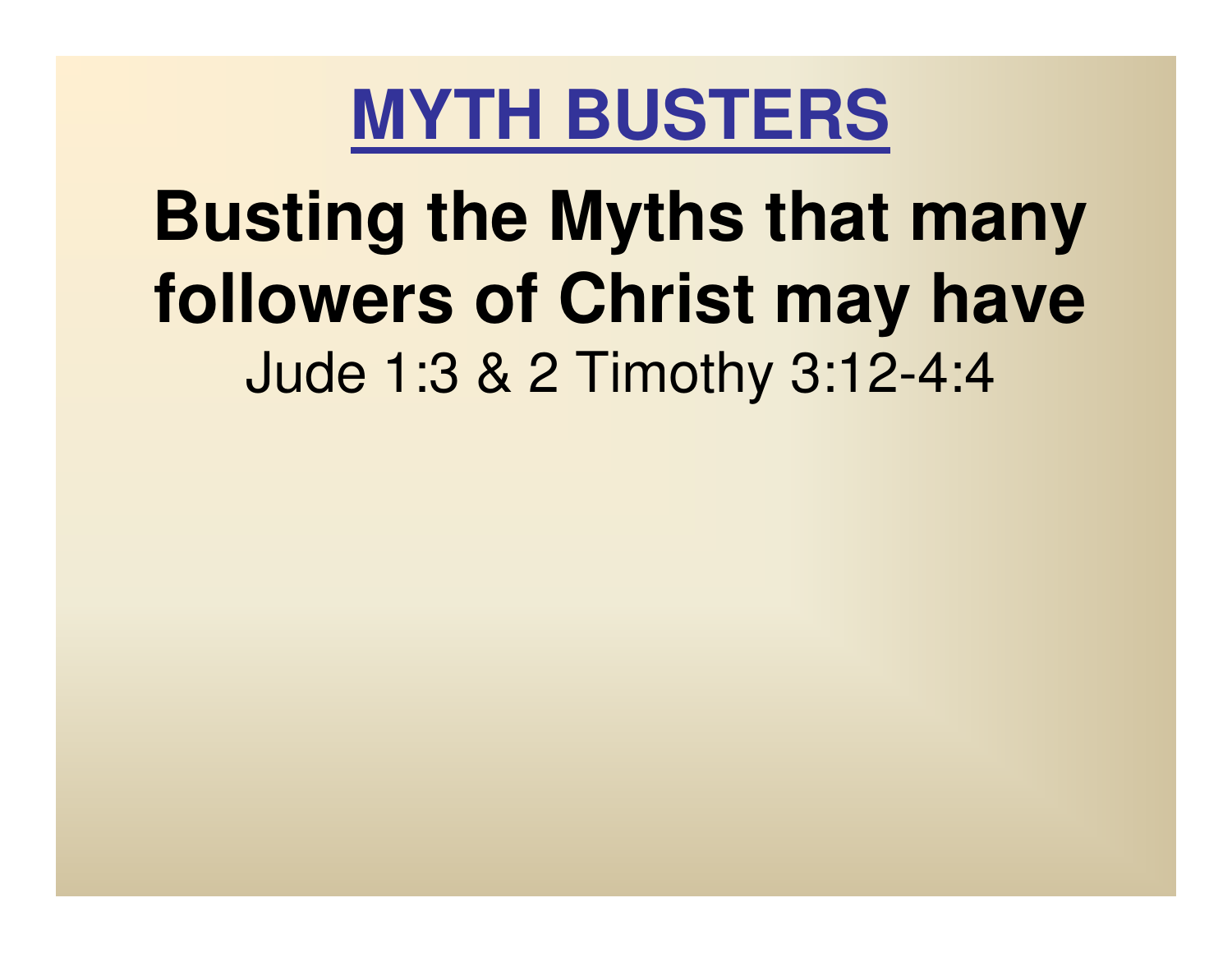# MYTH BUSTERS

## Busting the Myths that many followers of Christ may have

Jude 1:3 & 2 Timothy 3:12-4:4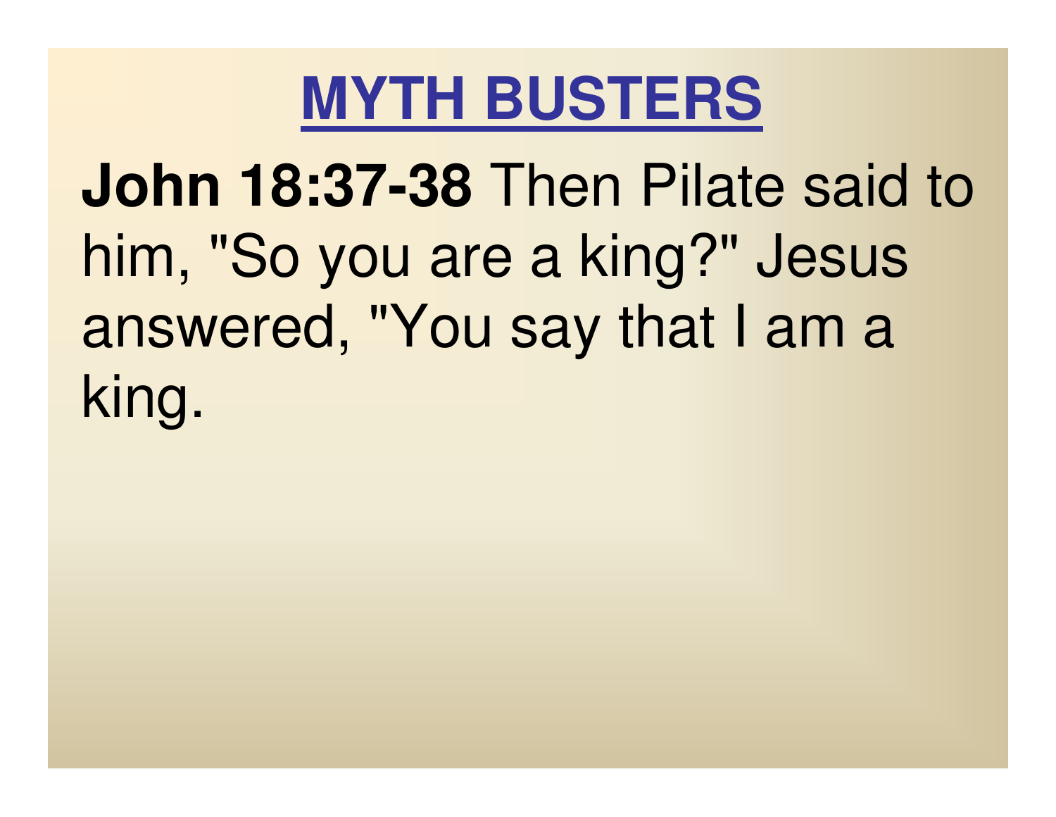# MYTH BUSTERS

**John 18:37-38** Then Pilate said to him, "So you are a king?" Jesus answered, "You say that I am a king.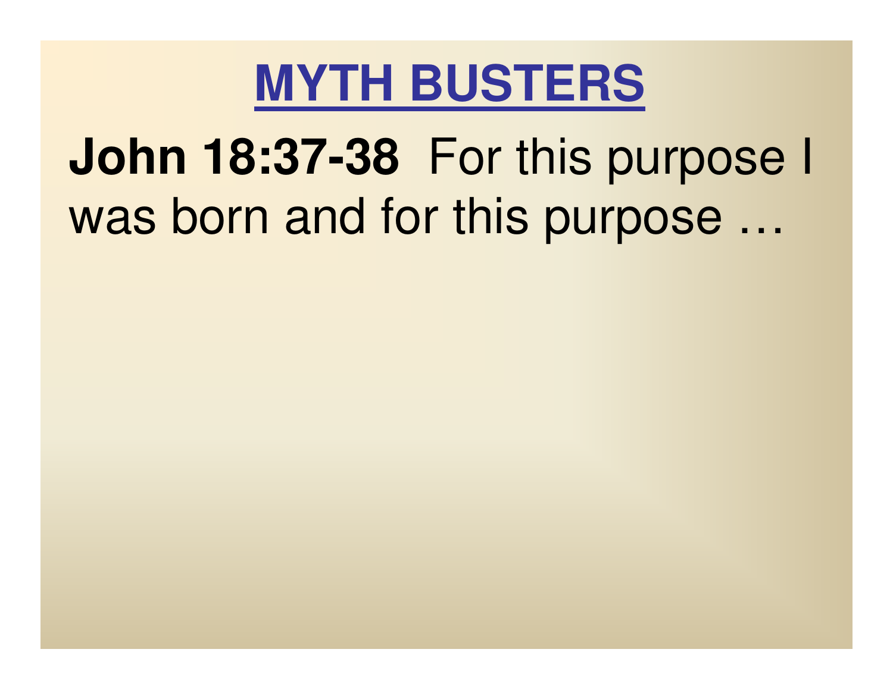# MYTH BUSTERS

**John 18:37-38** For this purpose I was born and for this purpose …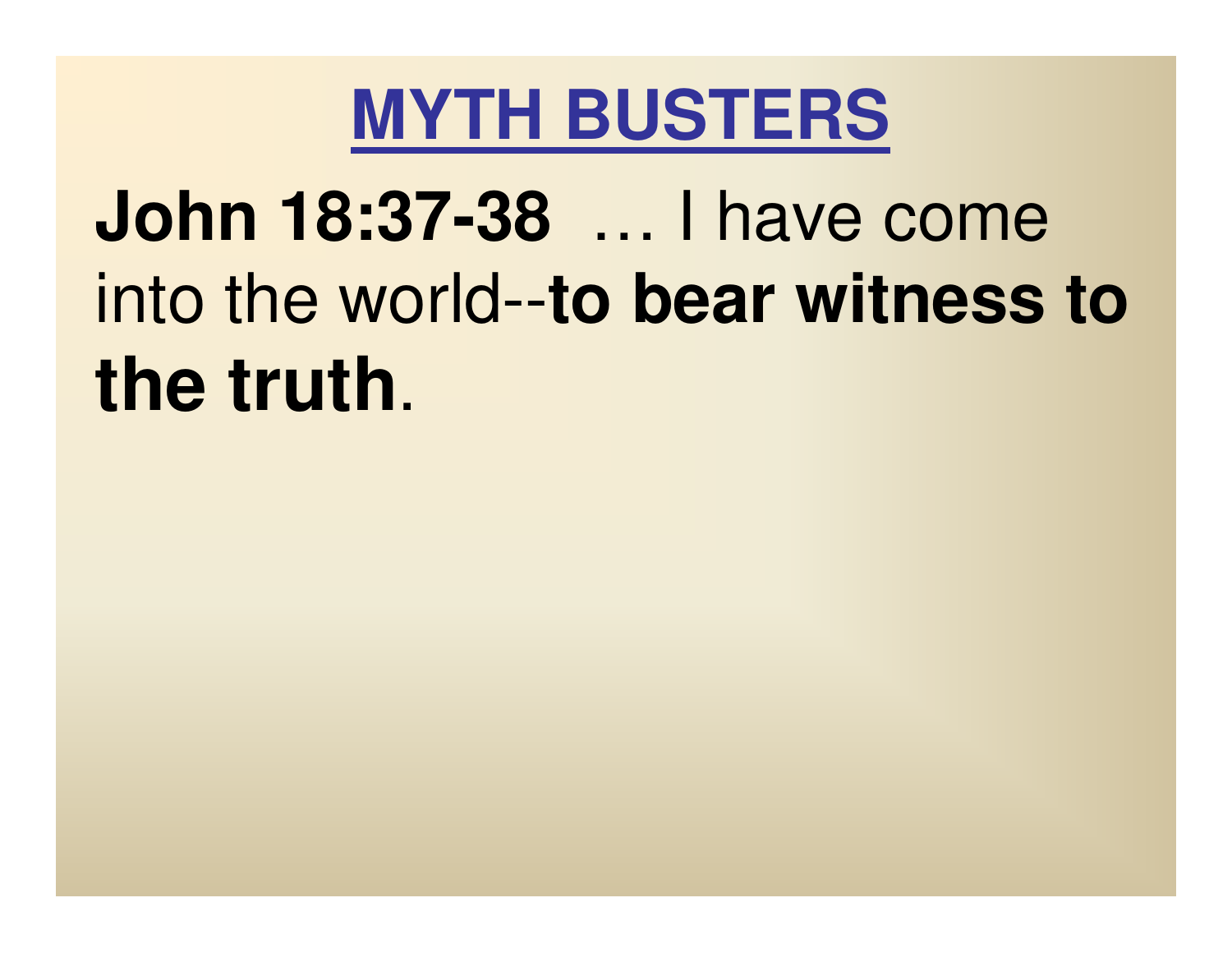# MYTH BUSTERS

**John 18:37-38** … I have come into the world--**to bear witness to the truth**.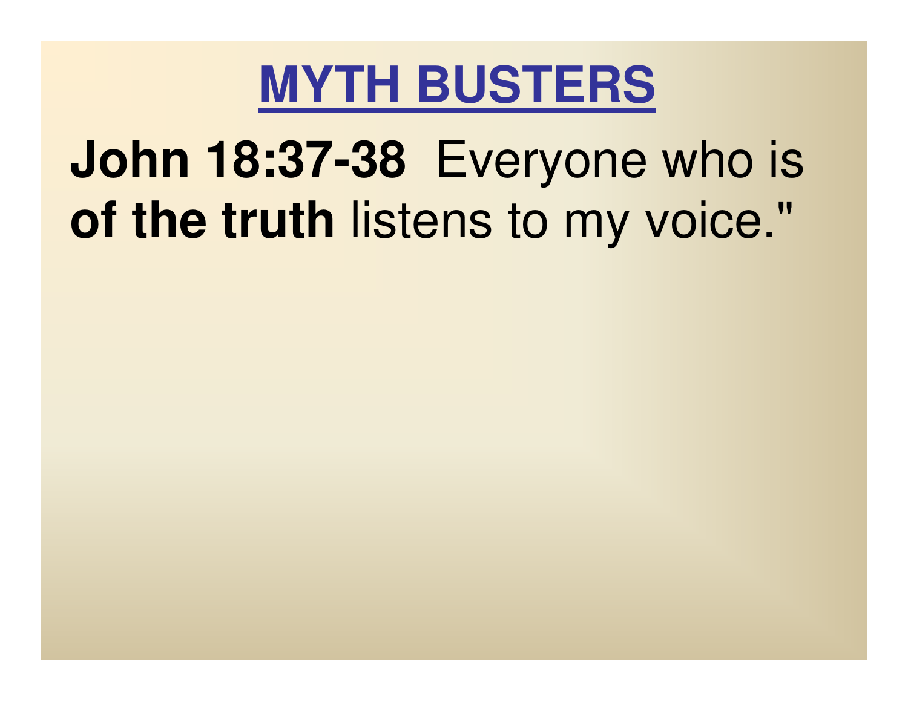# MYTH BUSTERS

**John 18:37-38** Everyone who is **of the truth** listens to my voice."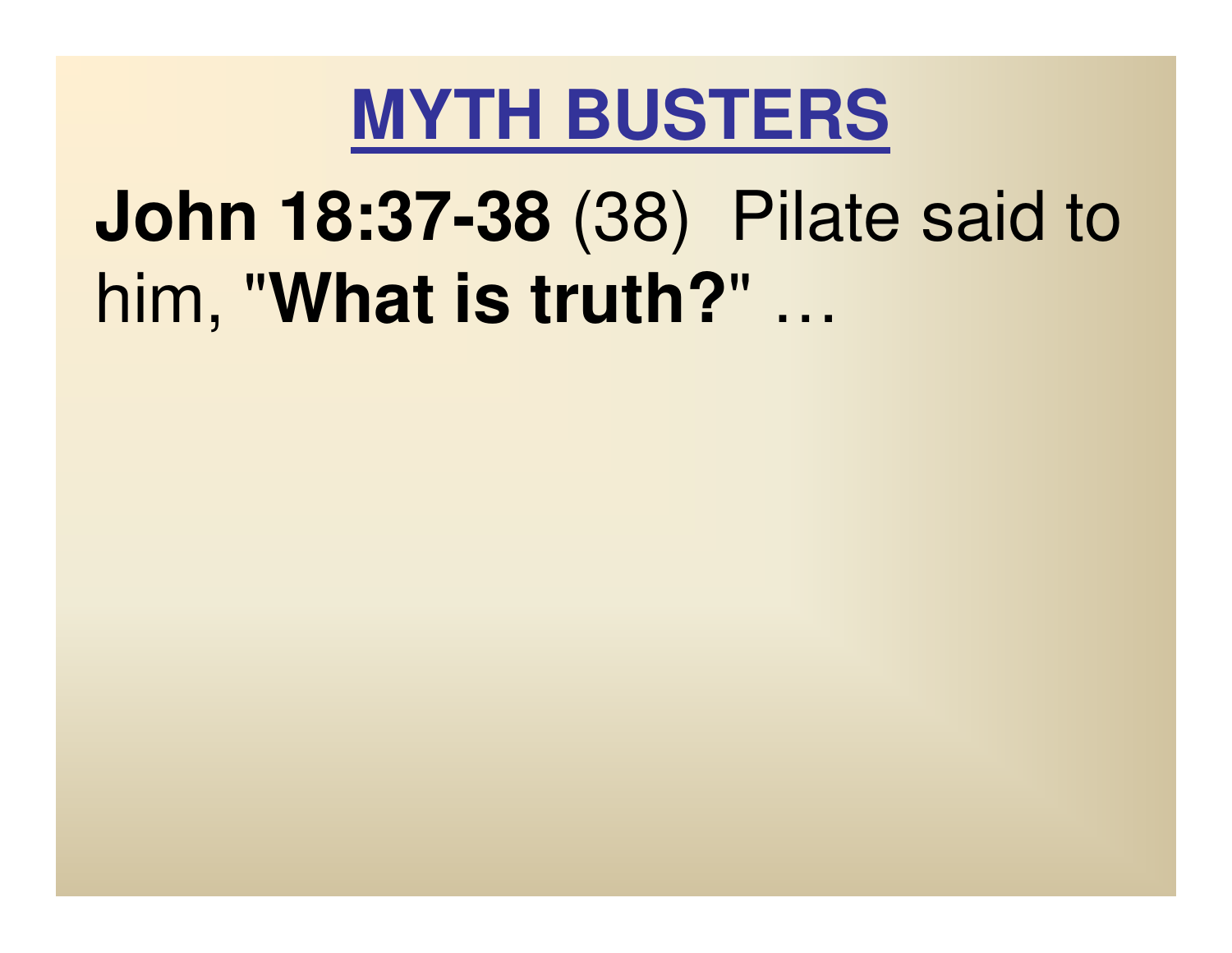# MYTH BUSTERS

**John 18:37-38** (38) Pilate said to him, "**What is truth?"** …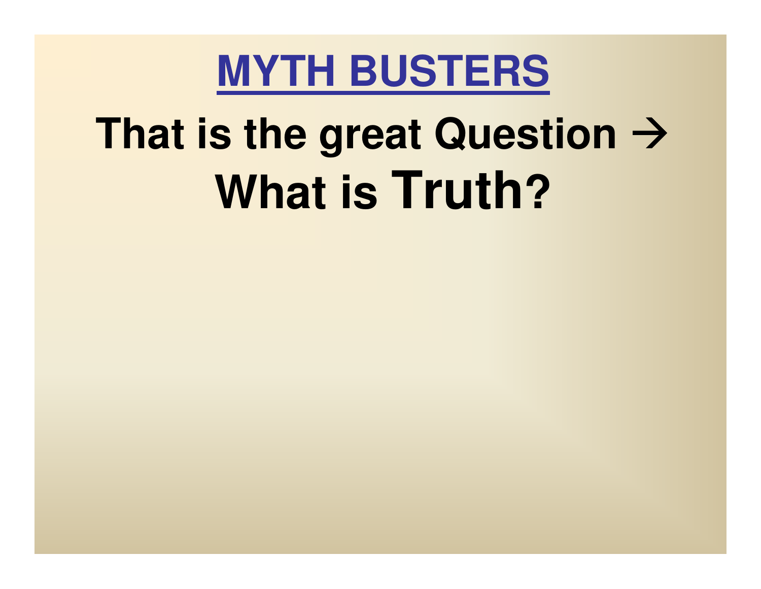# MYTH BUSTERS

## That is the great Question → What is Truth?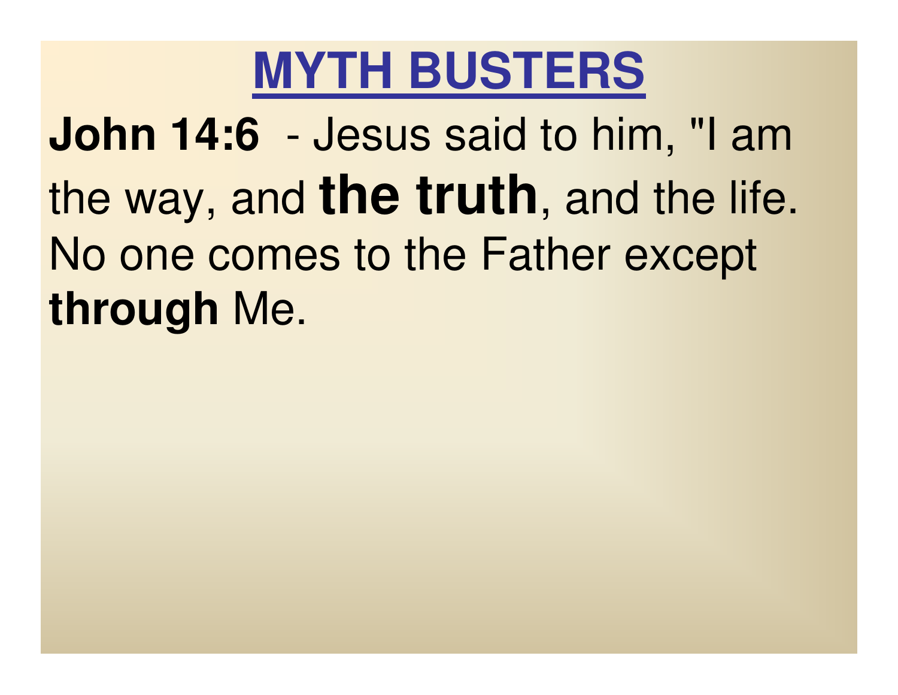# MYTH BUSTERS

**John 14:6** - Jesus said to him, "I am the way, and **the truth**, and the life. No one comes to the Father except **through** Me.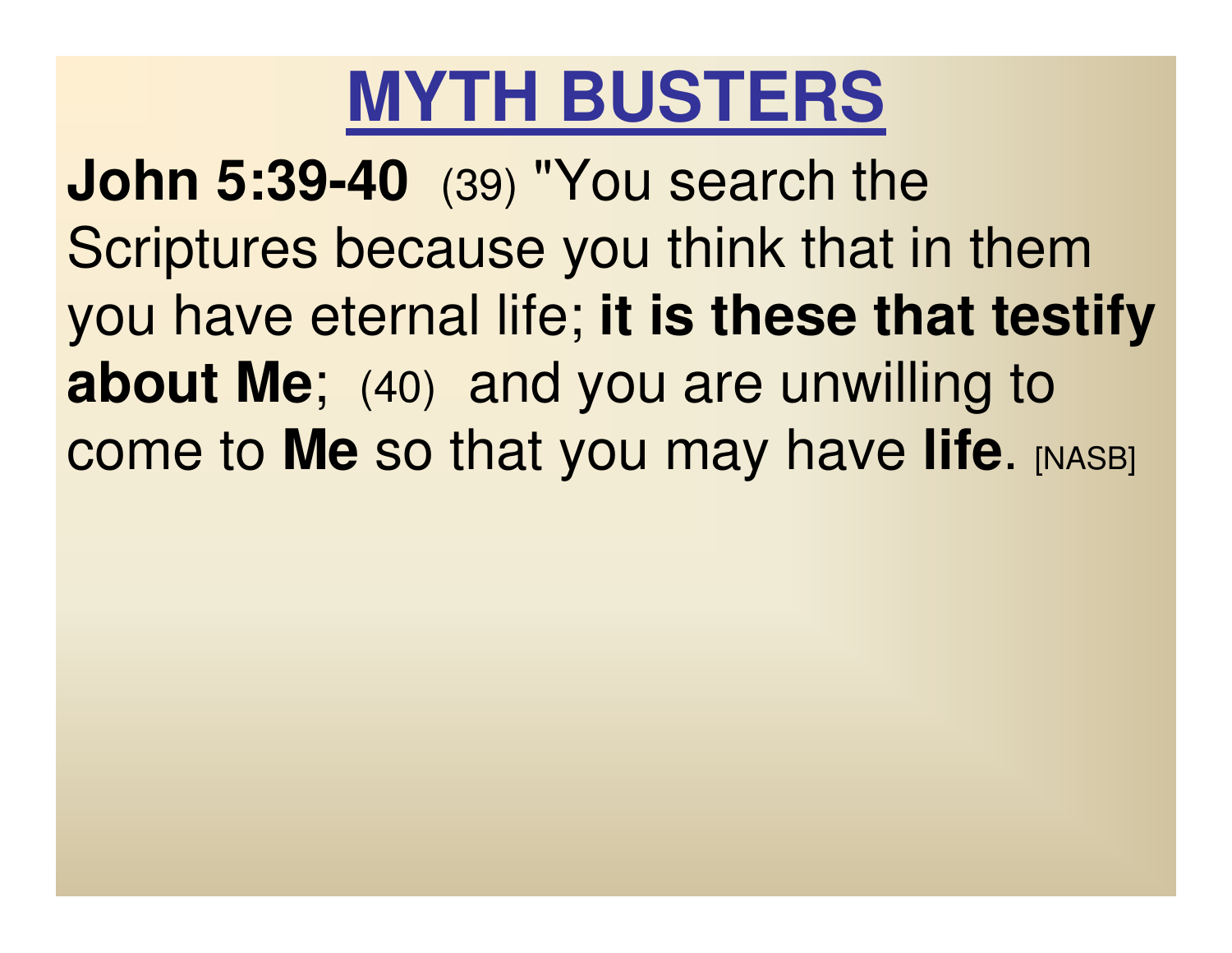# MYTH BUSTERS

**John 5:39-40** (39) "You search the Scriptures because you think that in them you have eternal life; **it is these that testify about Me**; (40) and you are unwilling to come to **Me** so that you may have **life**. [NASB]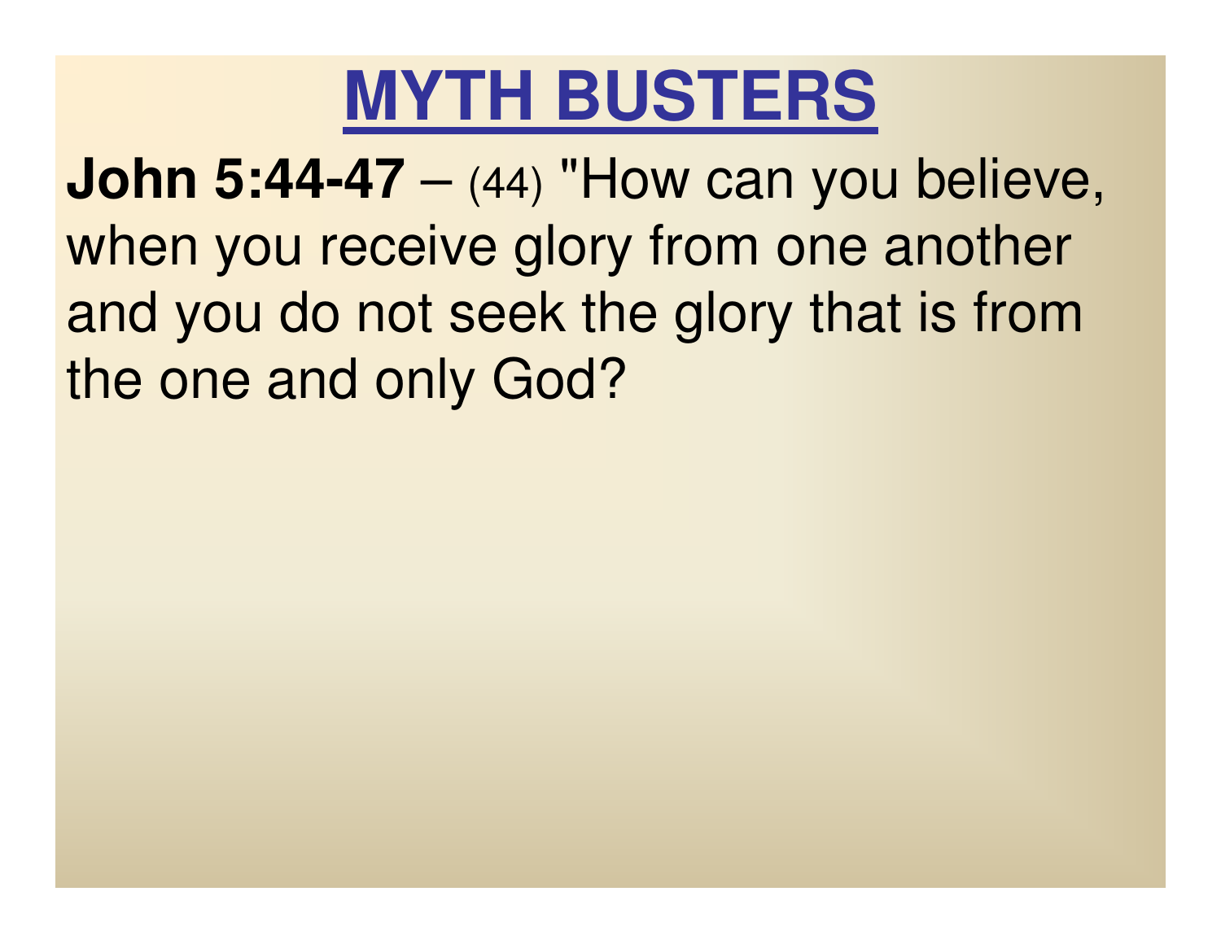# MYTH BUSTERS

**John 5:44-47** – (44) "How can you believe, when you receive glory from one another and you do not seek the glory that is from the one and only God?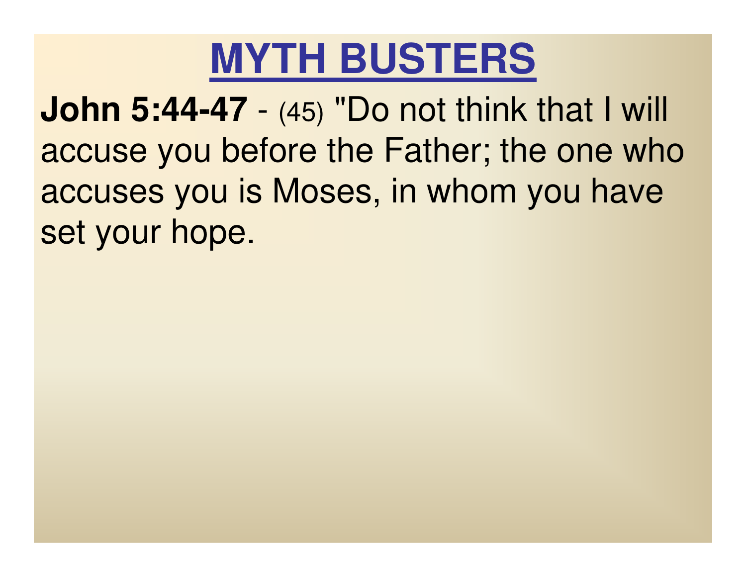# MYTH BUSTERS

**John 5:44-47** - (45) "Do not think that I will accuse you before the Father; the one who accuses you is Moses, in whom you have set your hope.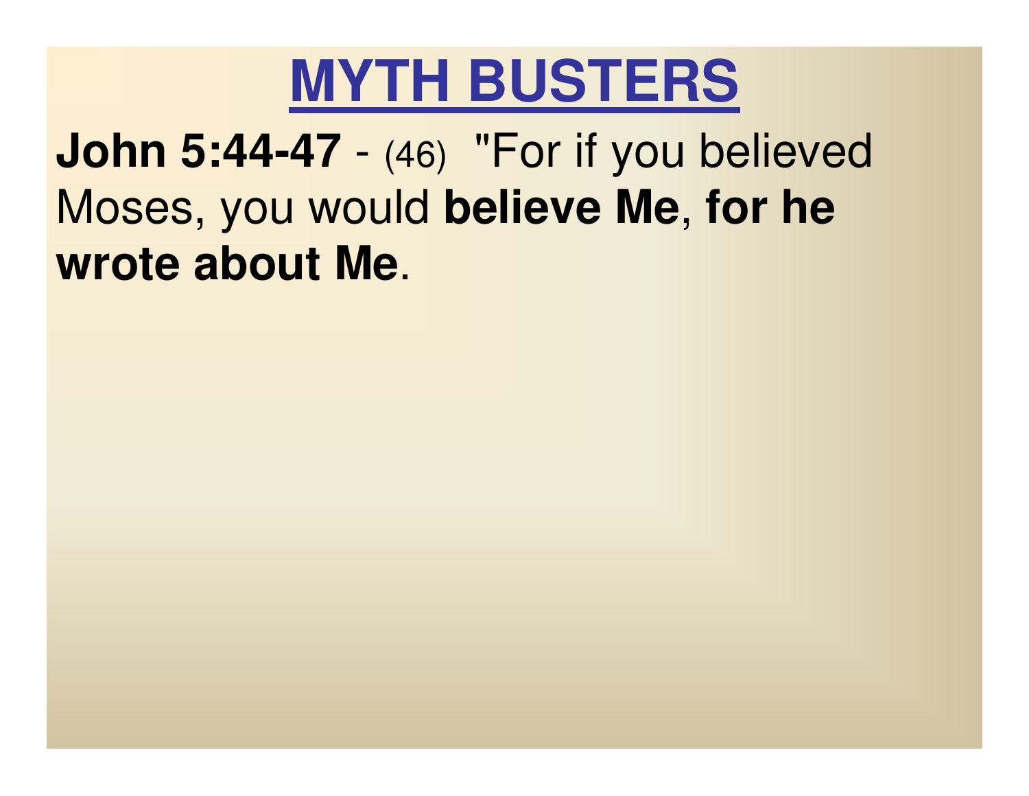# MYTH BUSTERS

**John 5:44-47** - (46) "For if you believed Moses, you would **believe Me**, **for he wrote about Me**.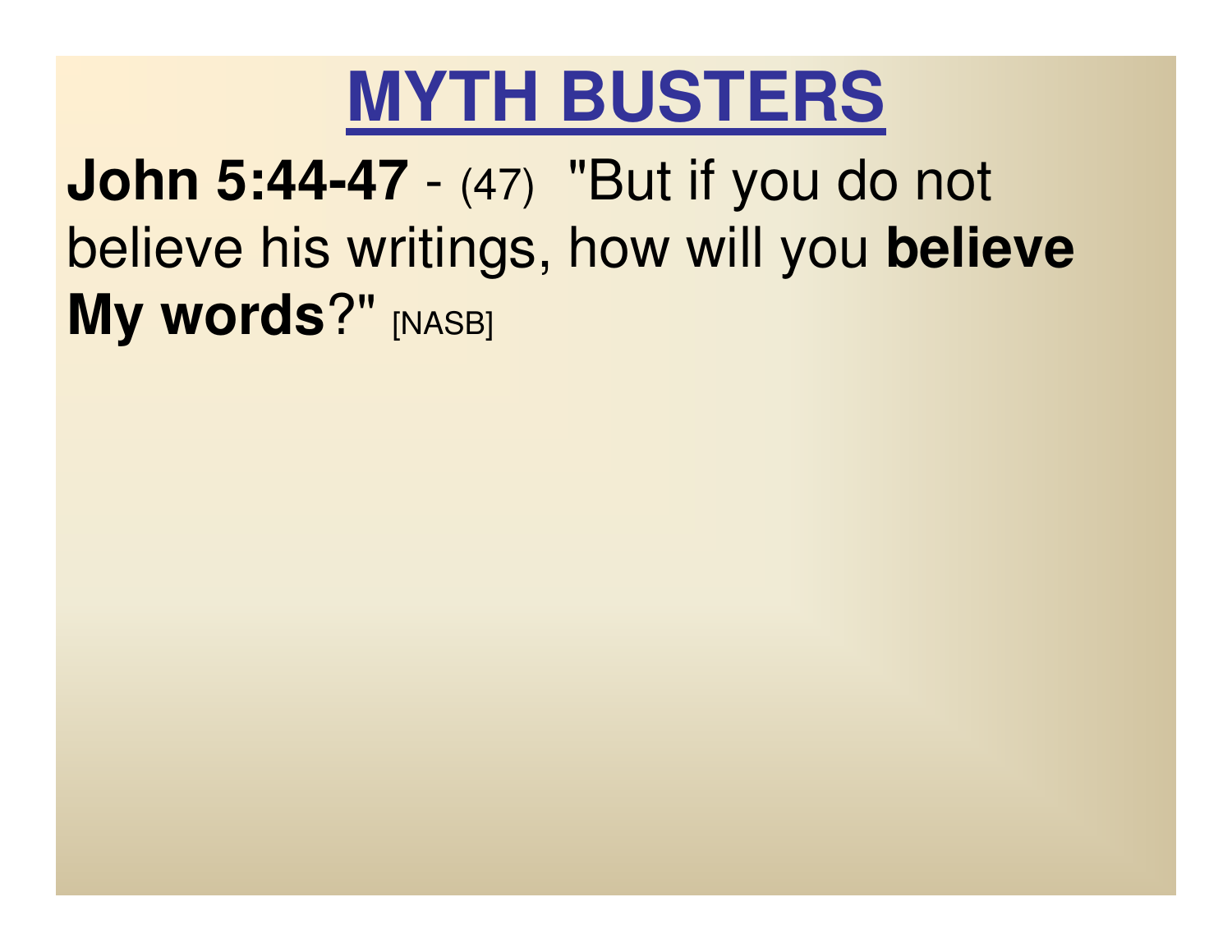# MYTH BUSTERS

**John 5:44-47** - (47) "But if you do not believe his writings, how will you **believe My words**?" [NASB]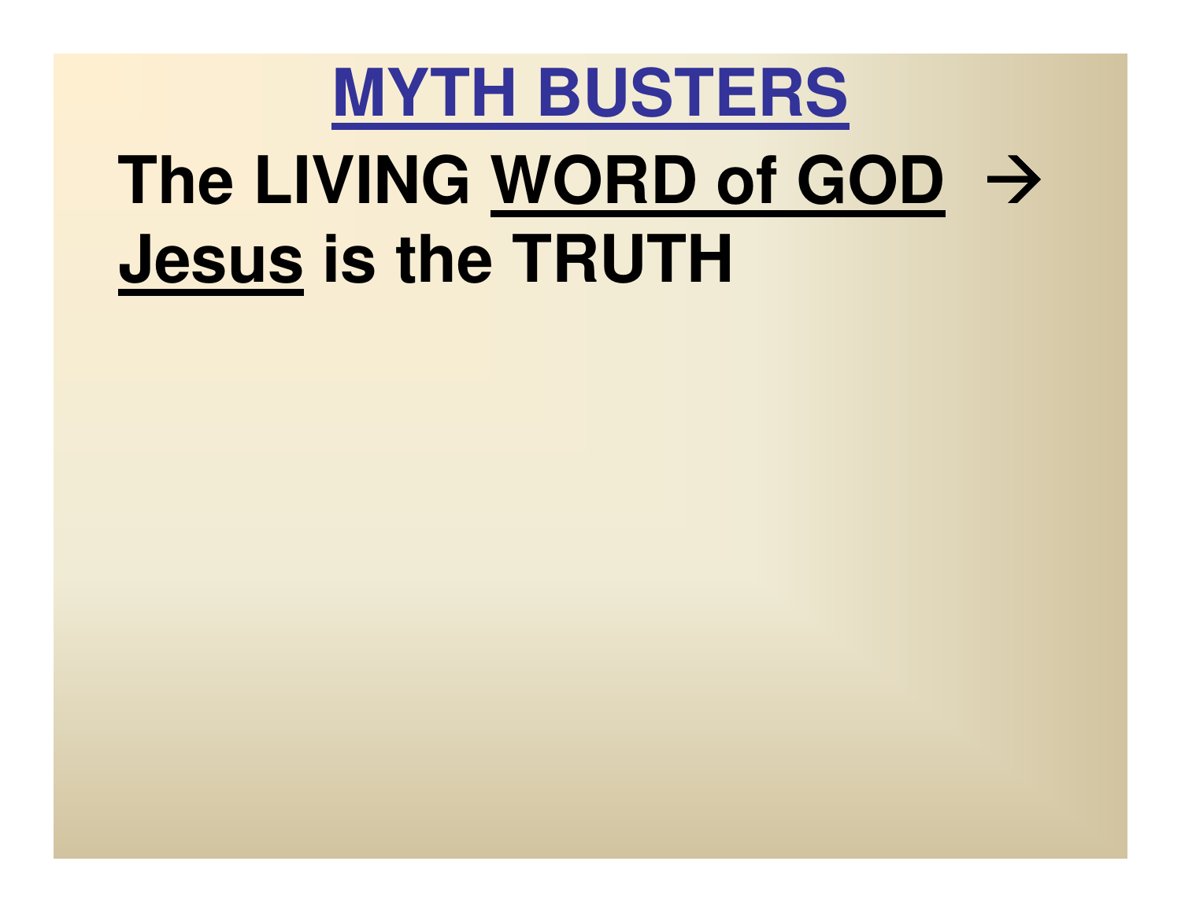# MYTH BUSTERS

**The LIVING WORD of GOD → Jesus is the TRUTH**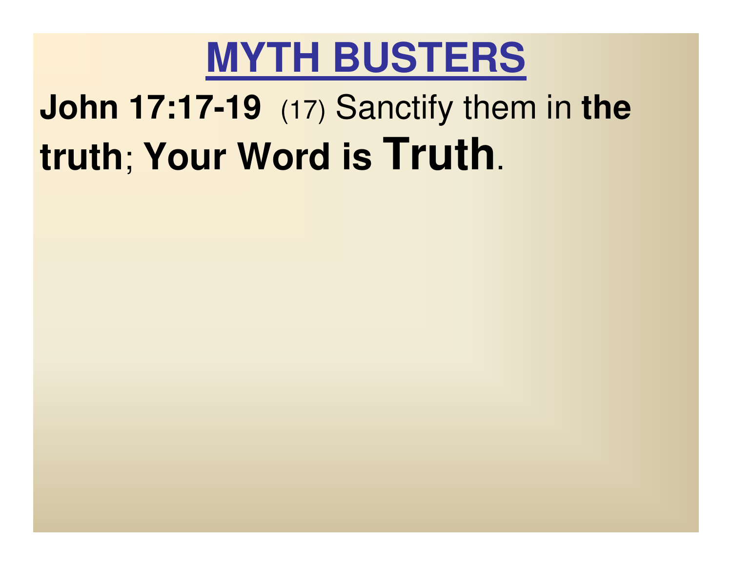# MYTH BUSTERS

**John 17:17-19** (17) Sanctify them in **the truth**; **Your Word is Truth**.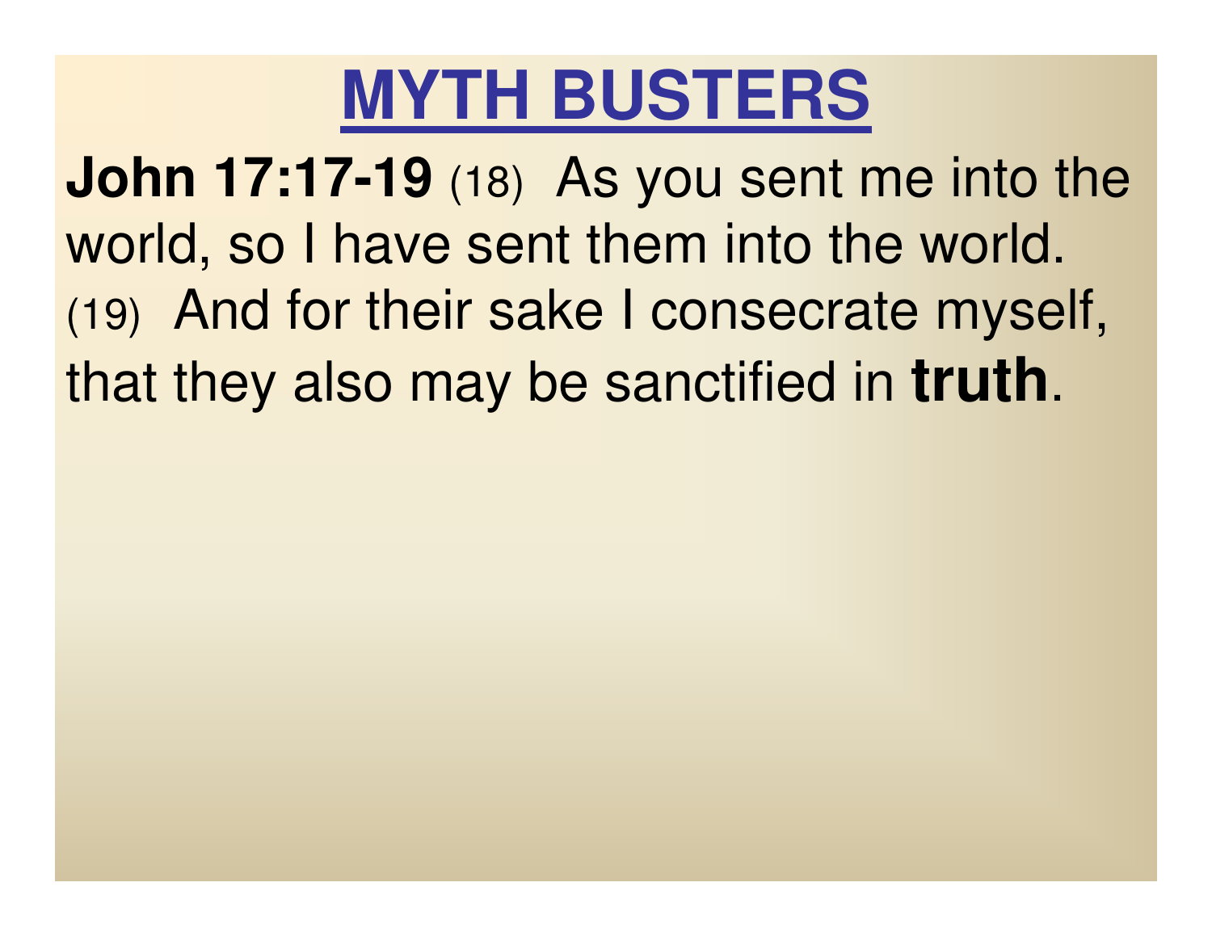# MYTH BUSTERS

**John 17:17-19** (18) As you sent me into the world, so I have sent them into the world. (19) And for their sake I consecrate myself, that they also may be sanctified in **truth**.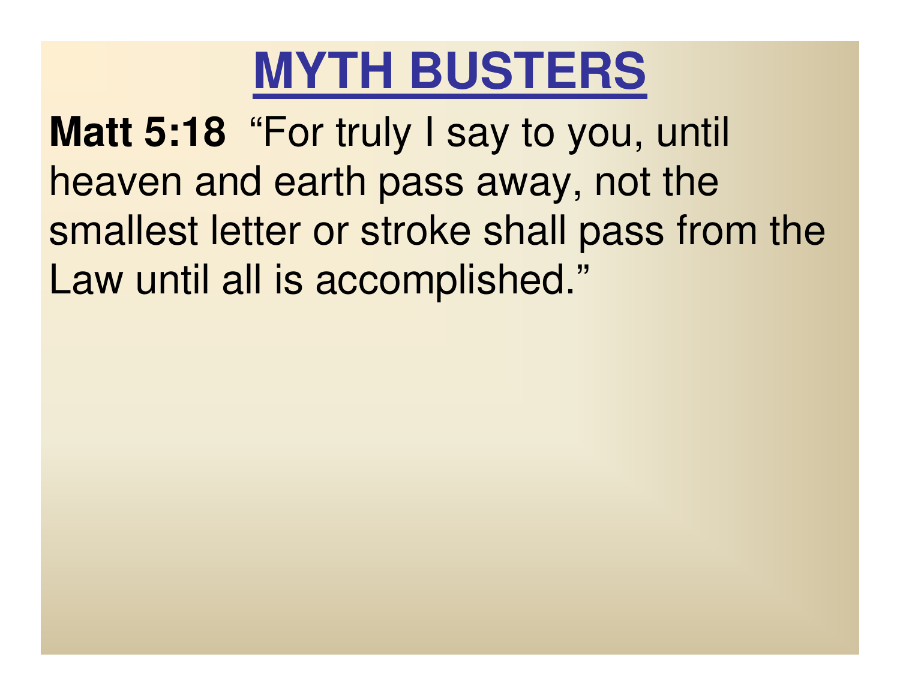# MYTH BUSTERS

**Matt 5:18** "For truly I say to you, until heaven and earth pass away, not the smallest letter or stroke shall pass from the Law until all is accomplished."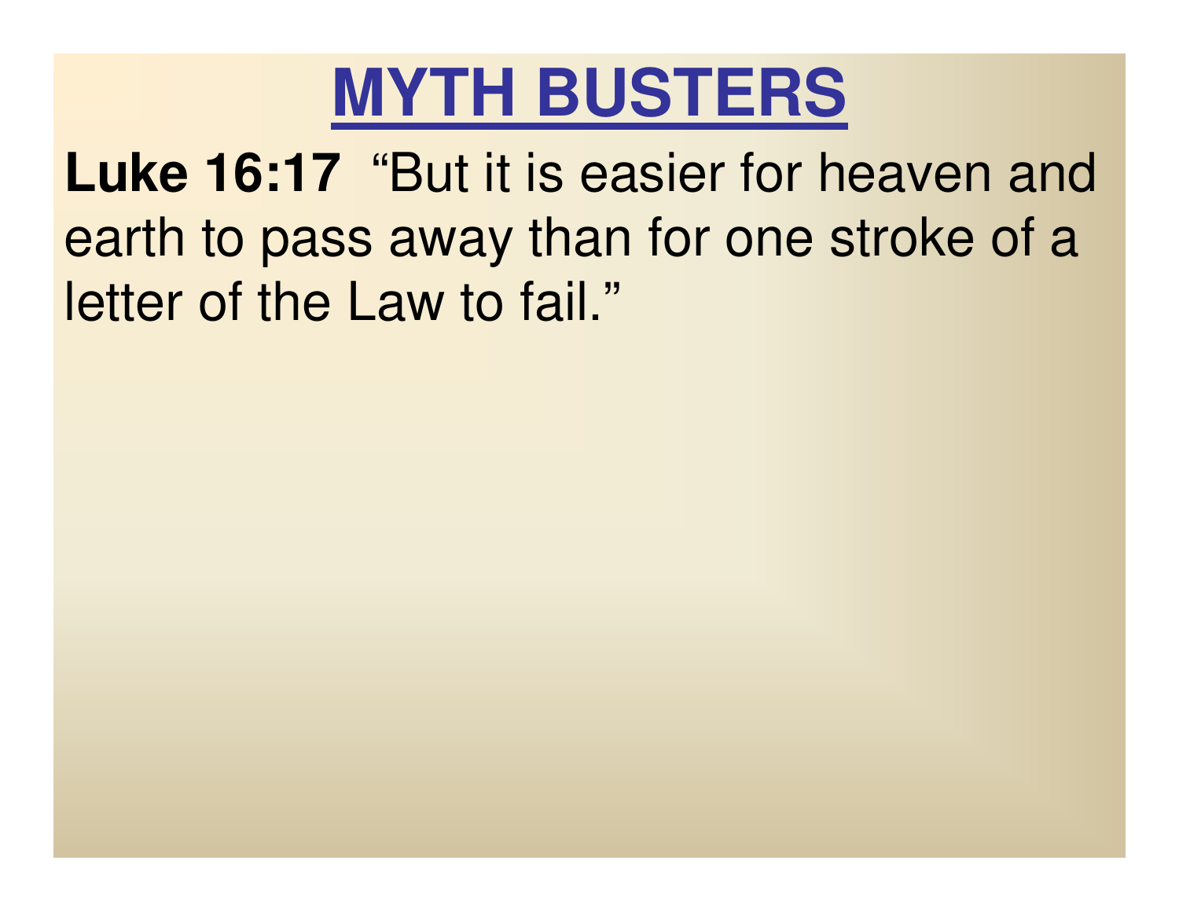# MYTH BUSTERS

**Luke 16:17** “But it is easier for heaven and earth to pass away than for one stroke of a letter of the Law to fail.”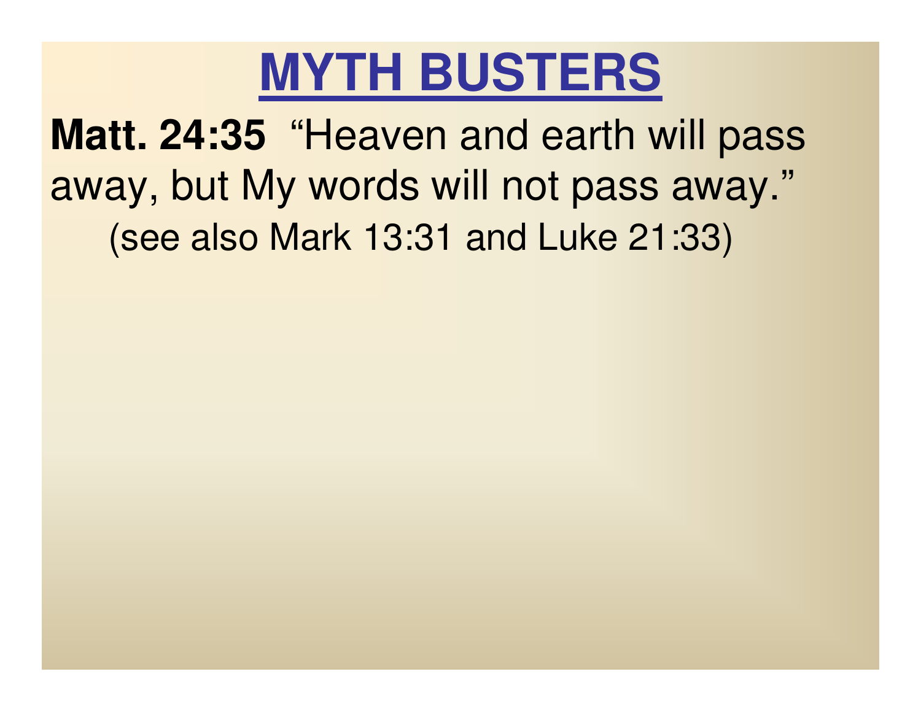# MYTH BUSTERS

**Matt. 24:35** "Heaven and earth will pass away, but My words will not pass away."

(see also Mark 13:31 and Luke 21:33)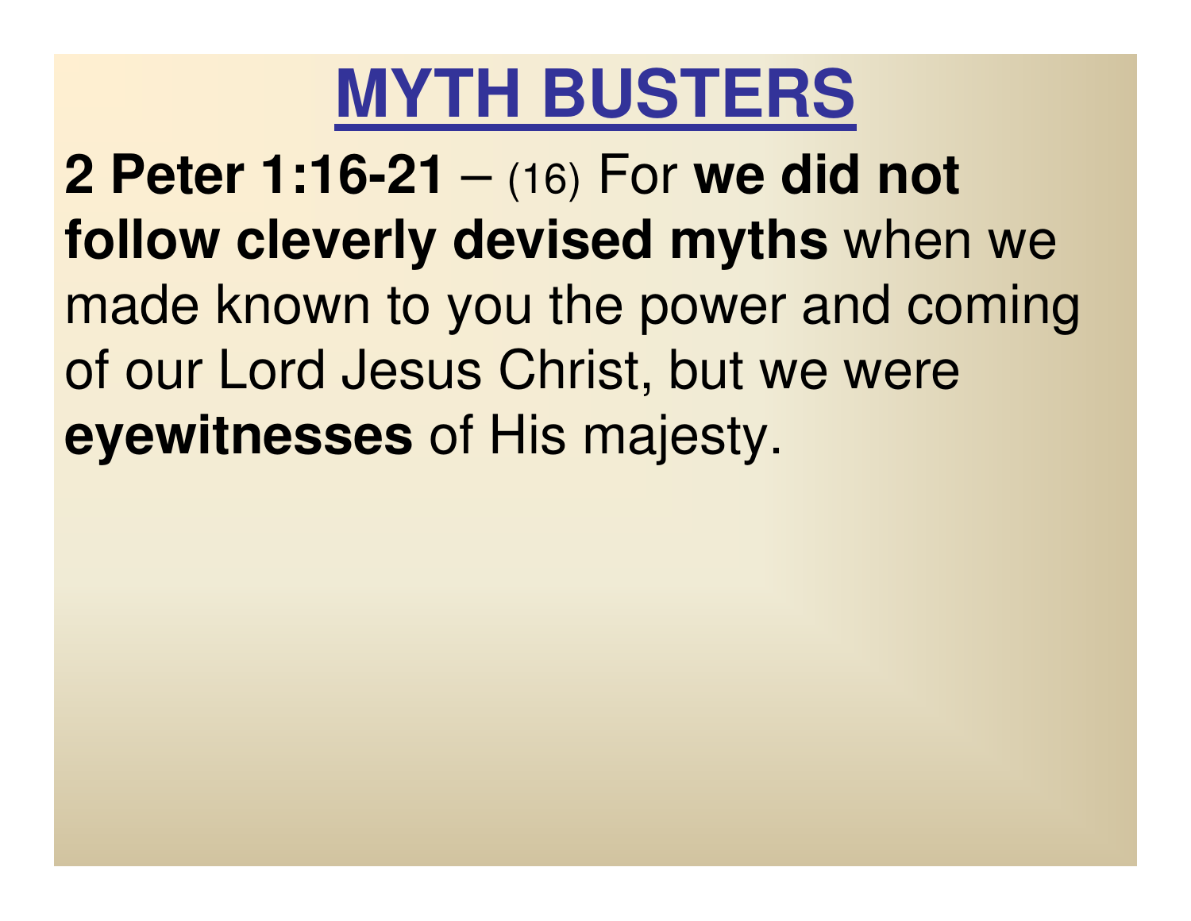# MYTH BUSTERS

**2 Peter 1:16-21** – (16) For **we did not follow cleverly devised myths** when we made known to you the power and coming of our Lord Jesus Christ, but we were **eyewitnesses** of His majesty.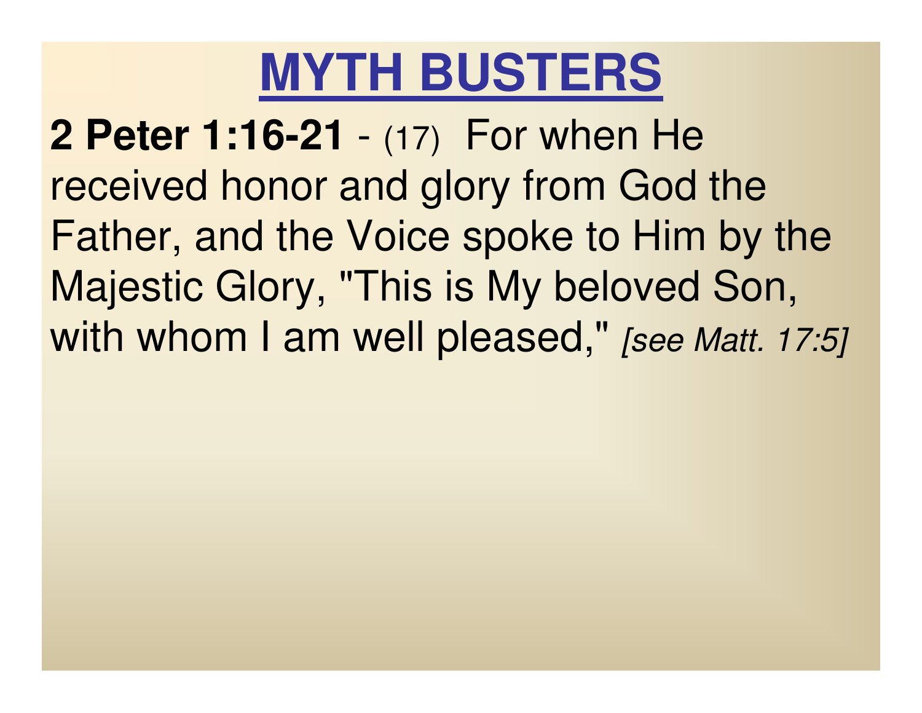# MYTH BUSTERS

**2 Peter 1:16-21** - (17) For when He received honor and glory from God the Father, and the Voice spoke to Him by the Majestic Glory, "This is My beloved Son, with whom I am well pleased," *[see Matt. 17:5]*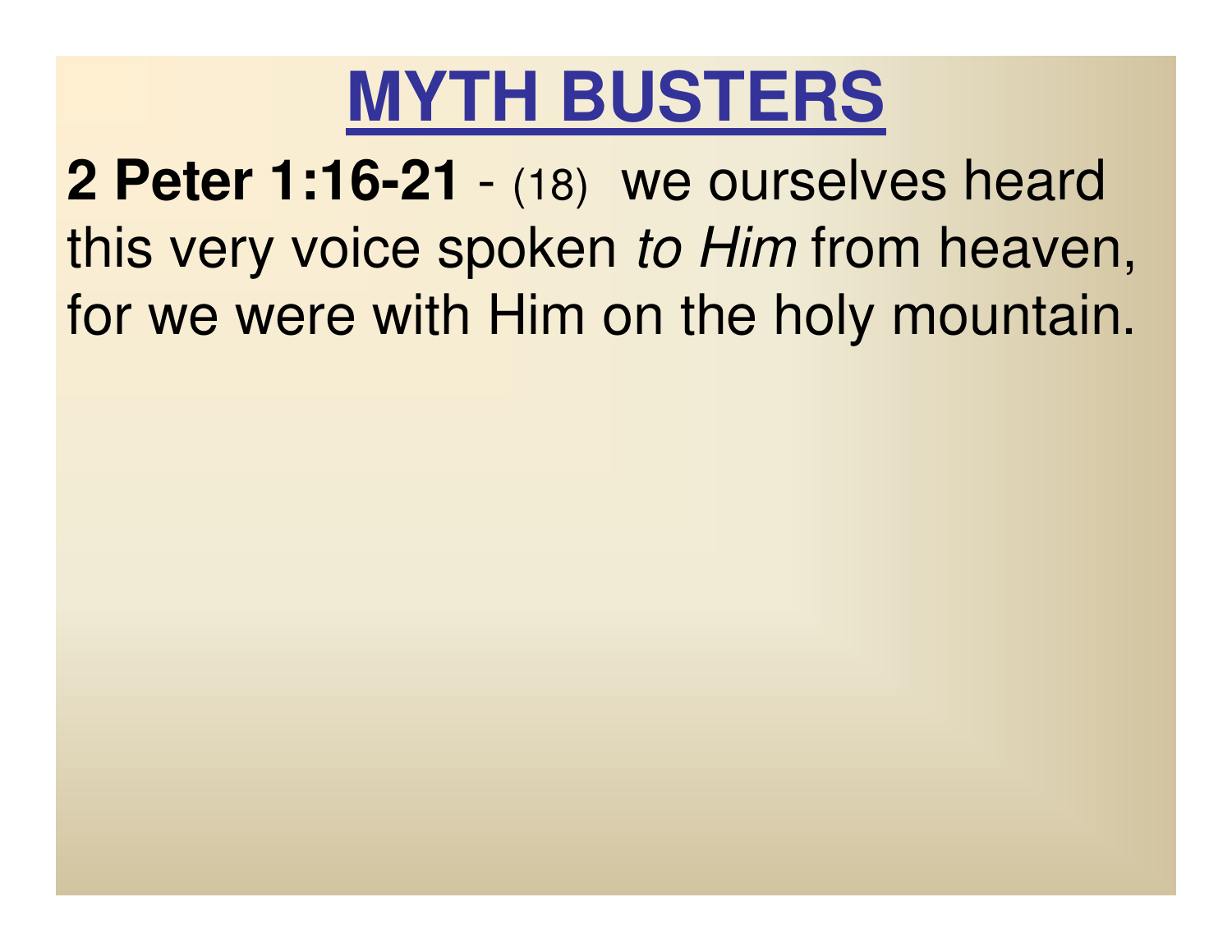# MYTH BUSTERS

**2 Peter 1:16-21** - (18) we ourselves heard this very voice spoken *to Him* from heaven, for we were with Him on the holy mountain.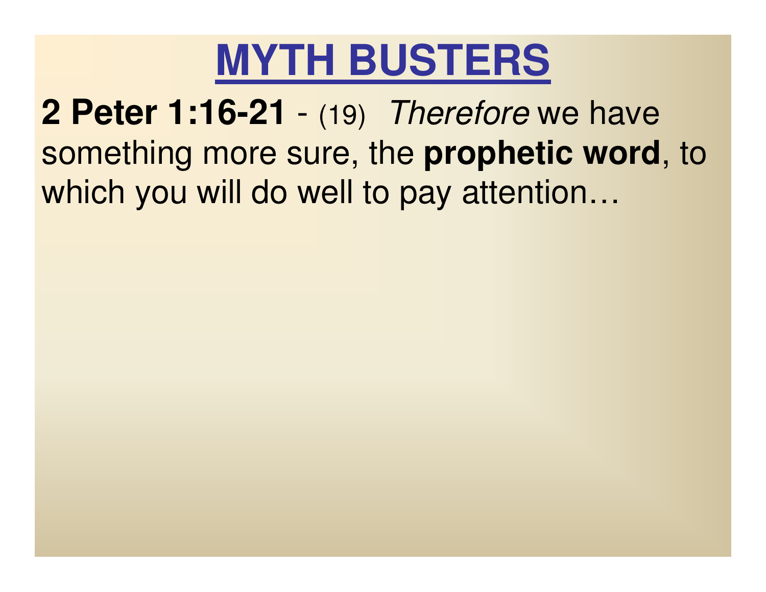# MYTH BUSTERS

**2 Peter 1:16-21** - (19) *Therefore* we have something more sure, the **prophetic word**, to which you will do well to pay attention…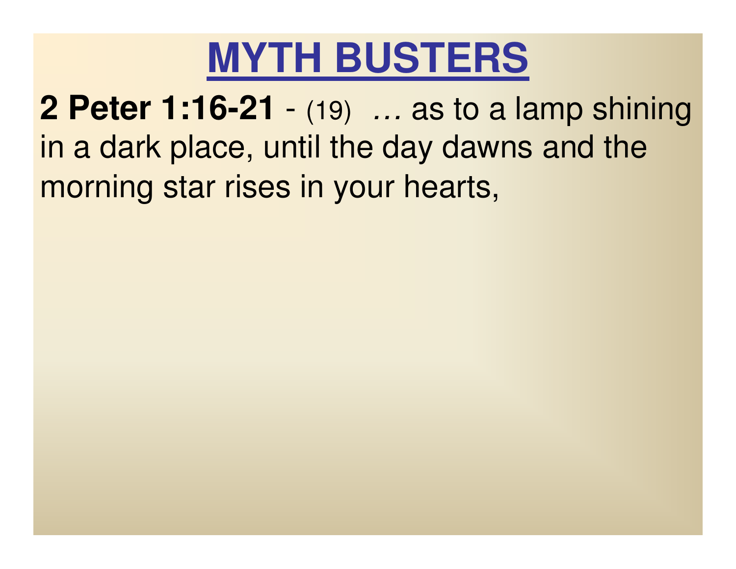# MYTH BUSTERS

**2 Peter 1:16-21** - (19) *…* as to a lamp shining in a dark place, until the day dawns and the morning star rises in your hearts,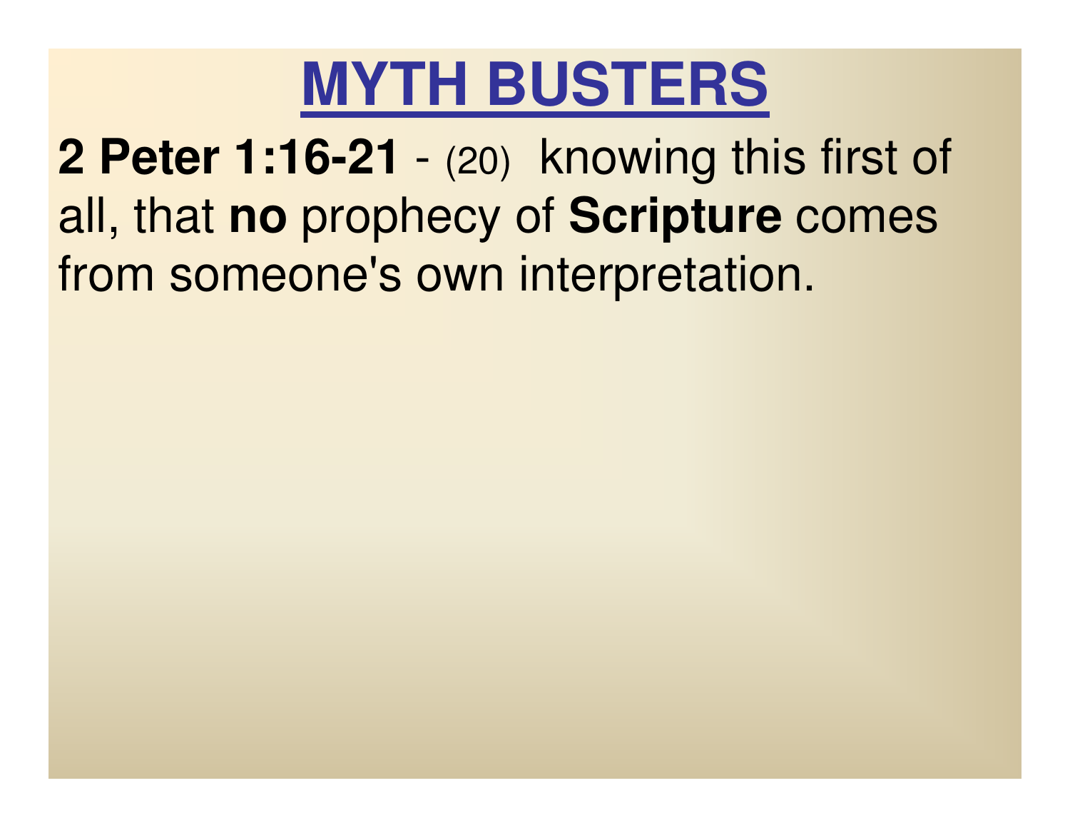# MYTH BUSTERS

**2 Peter 1:16-21** - (20) knowing this first of all, that **no** prophecy of **Scripture** comes from someone's own interpretation.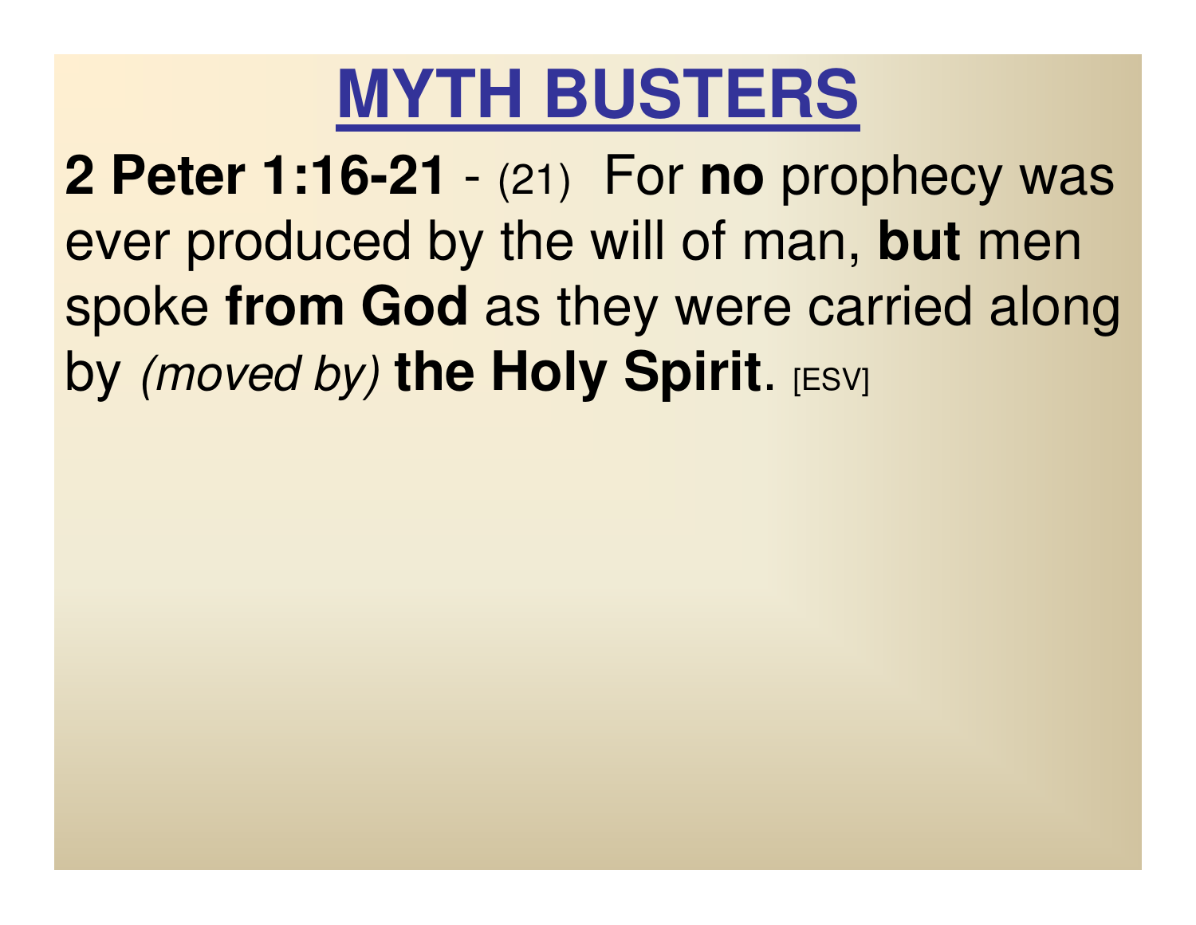# MYTH BUSTERS

**2 Peter 1:16-21** - (21) For **no** prophecy was ever produced by the will of man, **but** men spoke **from God** as they were carried along by *(moved by)* **the Holy Spirit**. [ESV]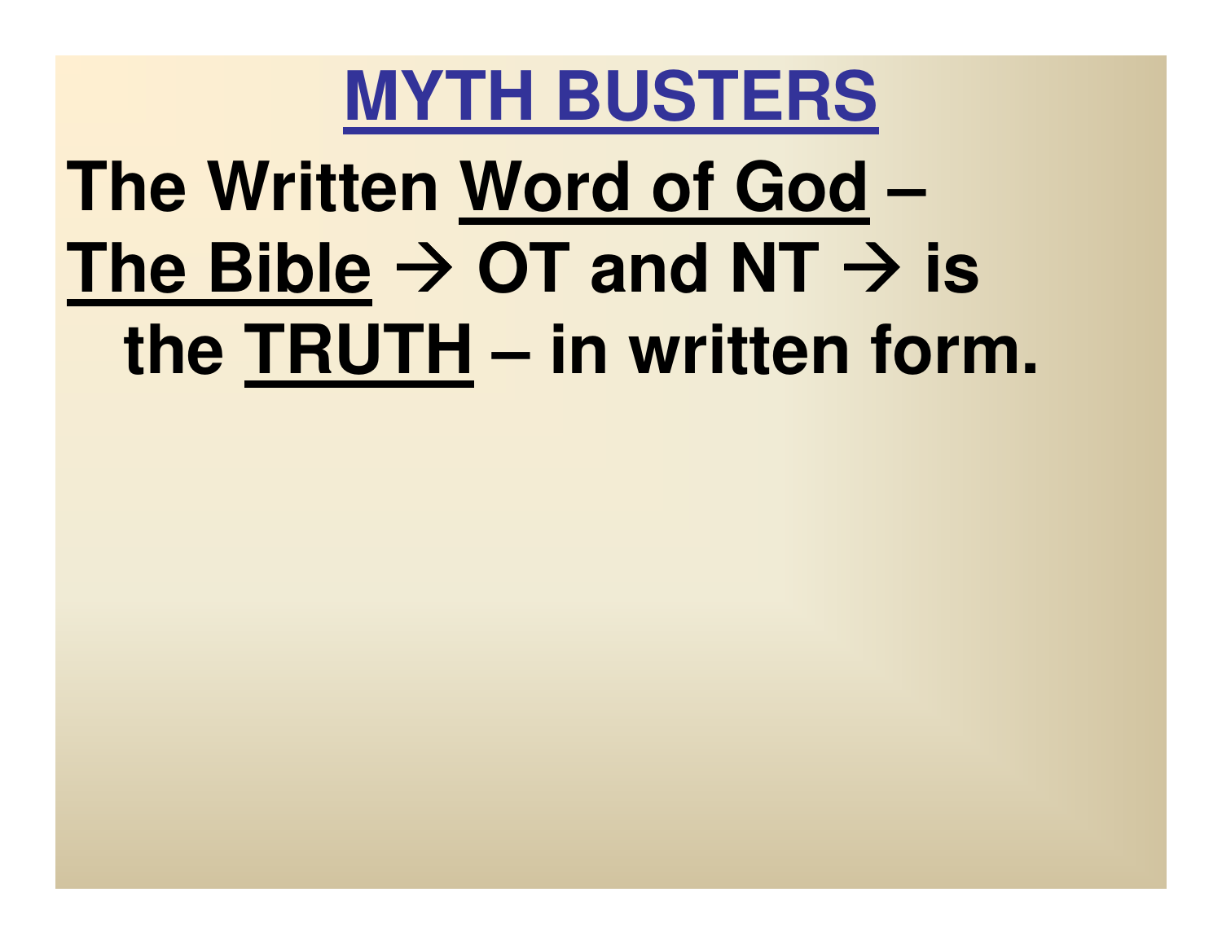# MYTH BUSTERS

**The Written Word of God – The Bible → OT and NT → is the TRUTH – in written form.**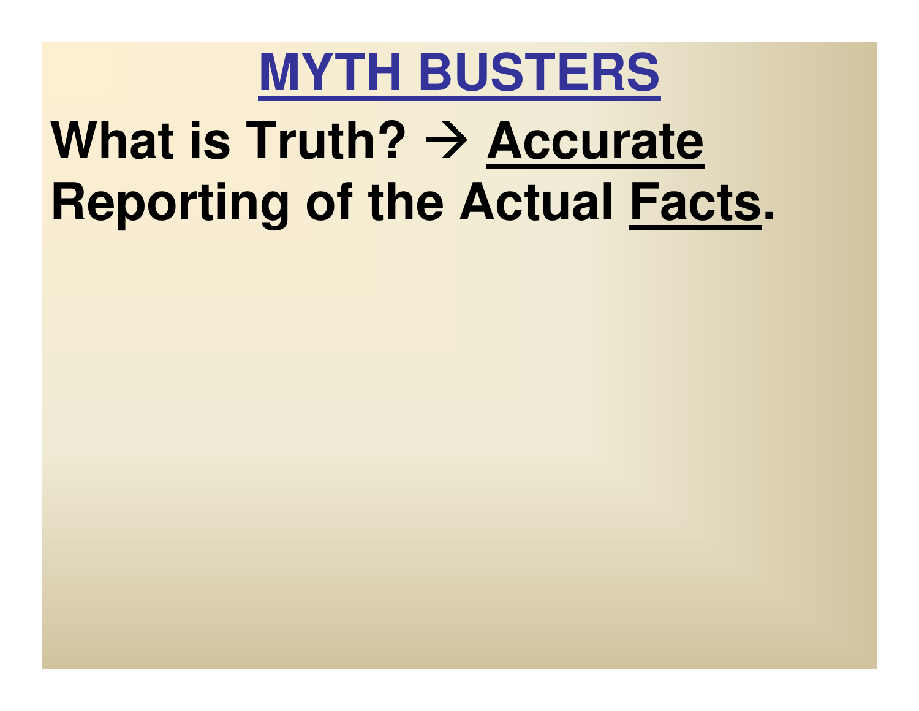# MYTH BUSTERS

**What is Truth? → Accurate Reporting of the Actual Facts.**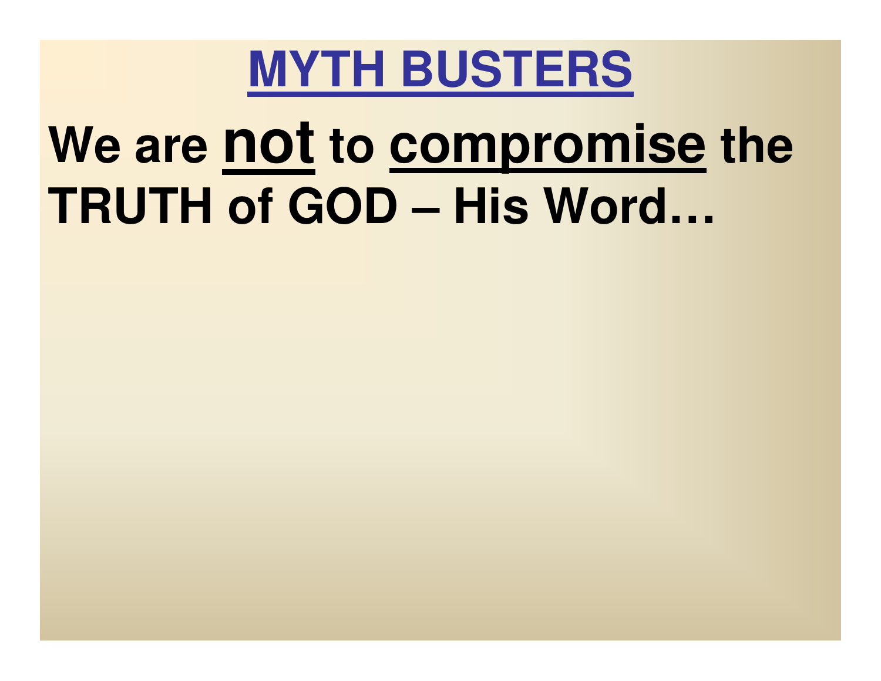# MYTH BUSTERS

**We are not to compromise the TRUTH of GOD – His Word…**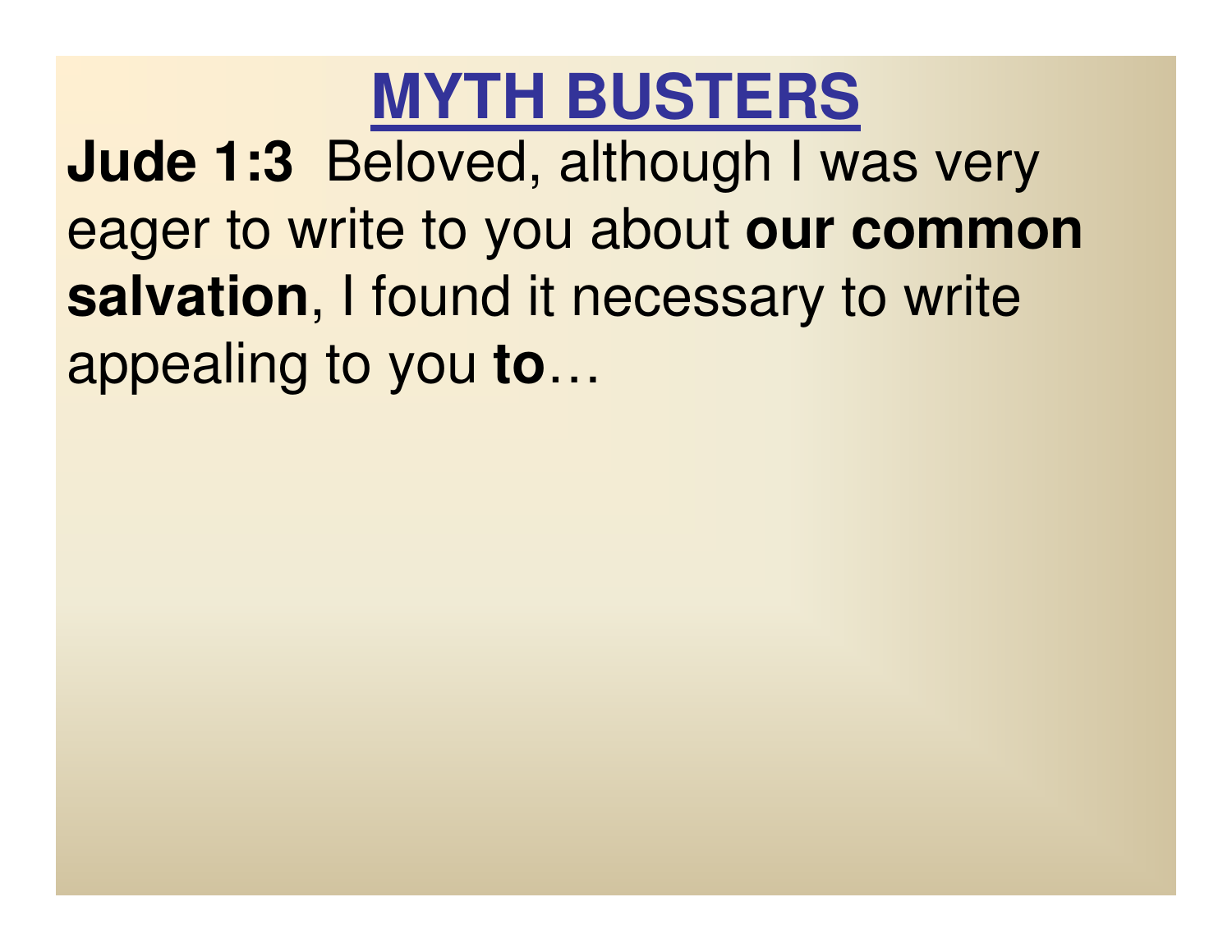# MYTH BUSTERS

**Jude 1:3** Beloved, although I was very eager to write to you about **our common salvation**, I found it necessary to write appealing to you **to**…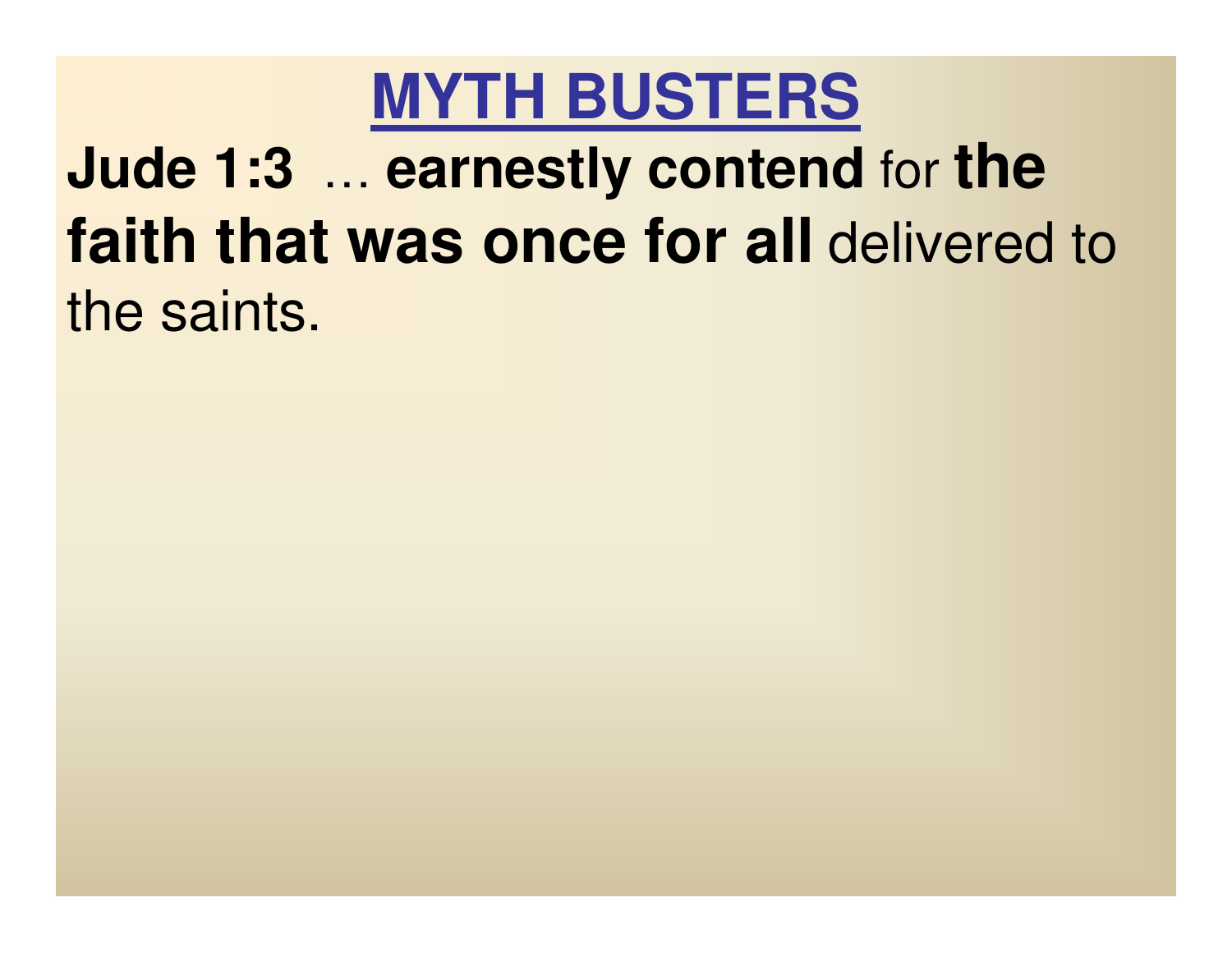# MYTH BUSTERS

**Jude 1:3** … **earnestly contend** for **the faith that was once for all** delivered to the saints.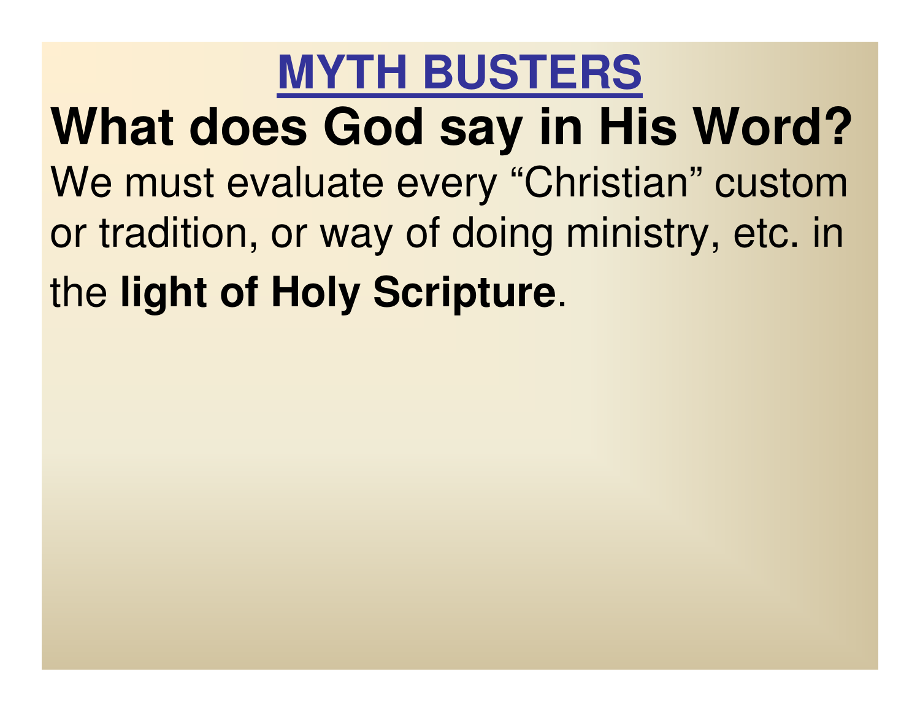# <u>MYTH BUSTERS</u>

## What does God say in His Word?

We must evaluate every “Christian” custom or tradition, or way of doing ministry, etc. in the **light of Holy Scripture**.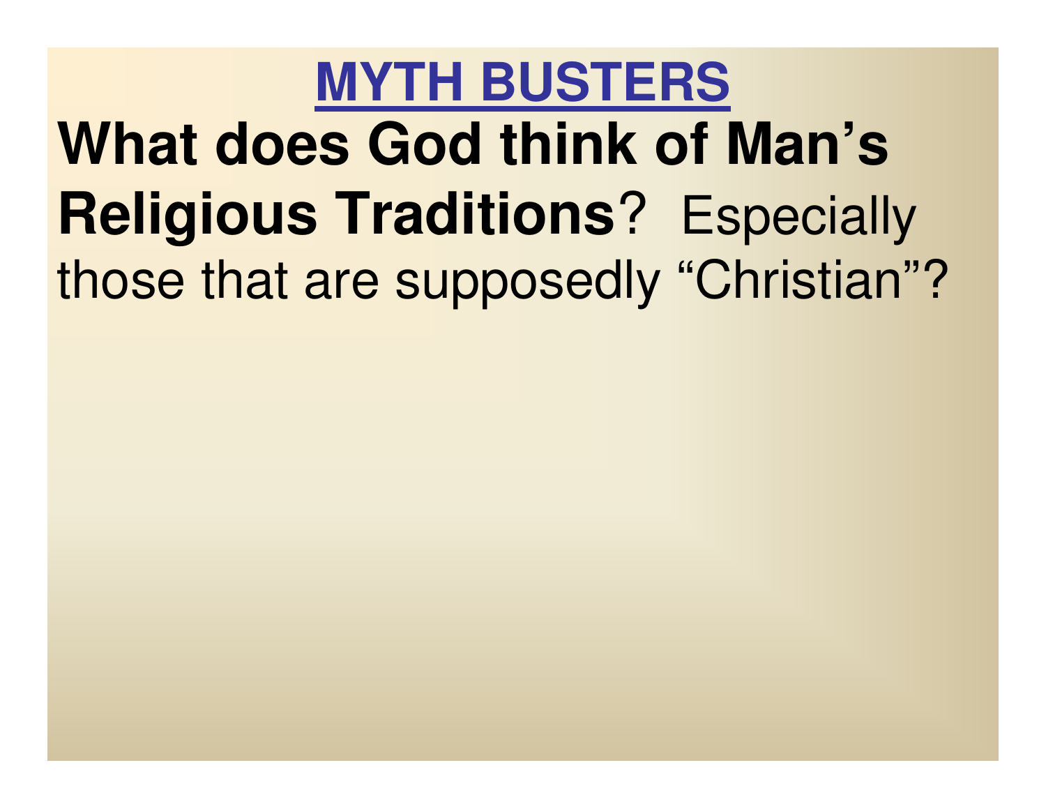# MYTH BUSTERS

**What does God think of Man's Religious Traditions**? Especially those that are supposedly "Christian"?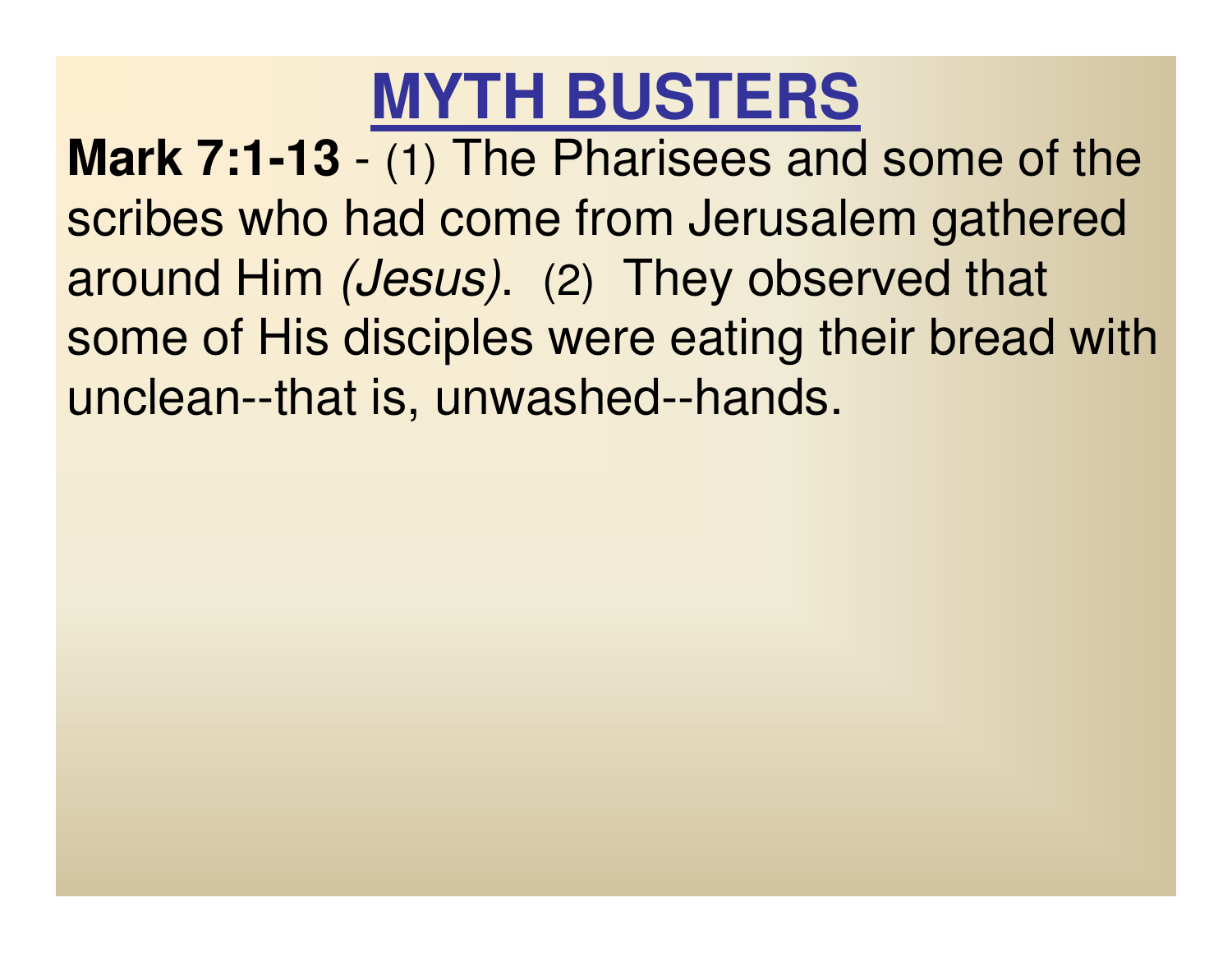# MYTH BUSTERS

**Mark 7:1-13** - (1) The Pharisees and some of the scribes who had come from Jerusalem gathered around Him *(Jesus)*. (2) They observed that some of His disciples were eating their bread with unclean--that is, unwashed--hands.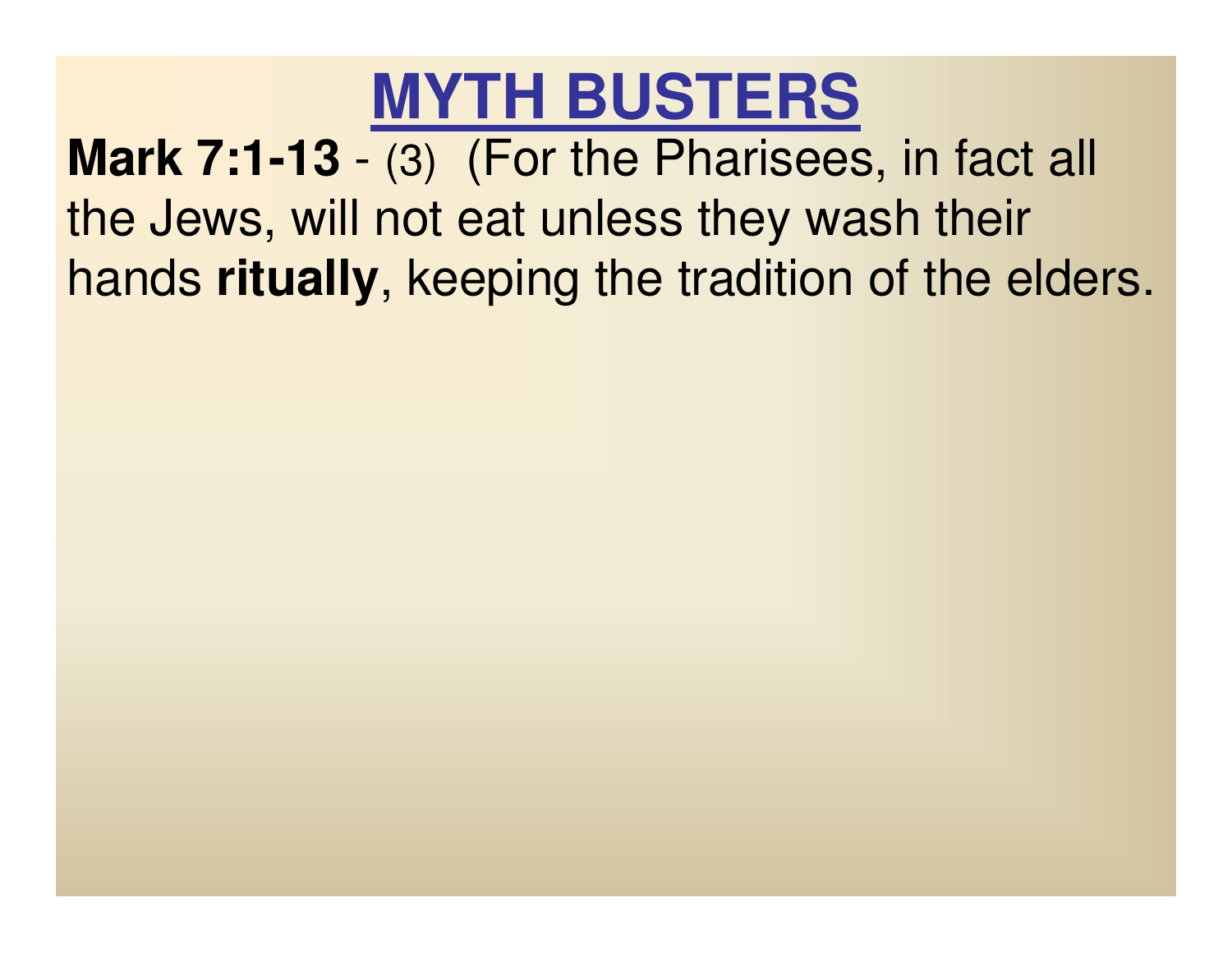# MYTH BUSTERS

**Mark 7:1-13** - (3) (For the Pharisees, in fact all the Jews, will not eat unless they wash their hands **ritually**, keeping the tradition of the elders.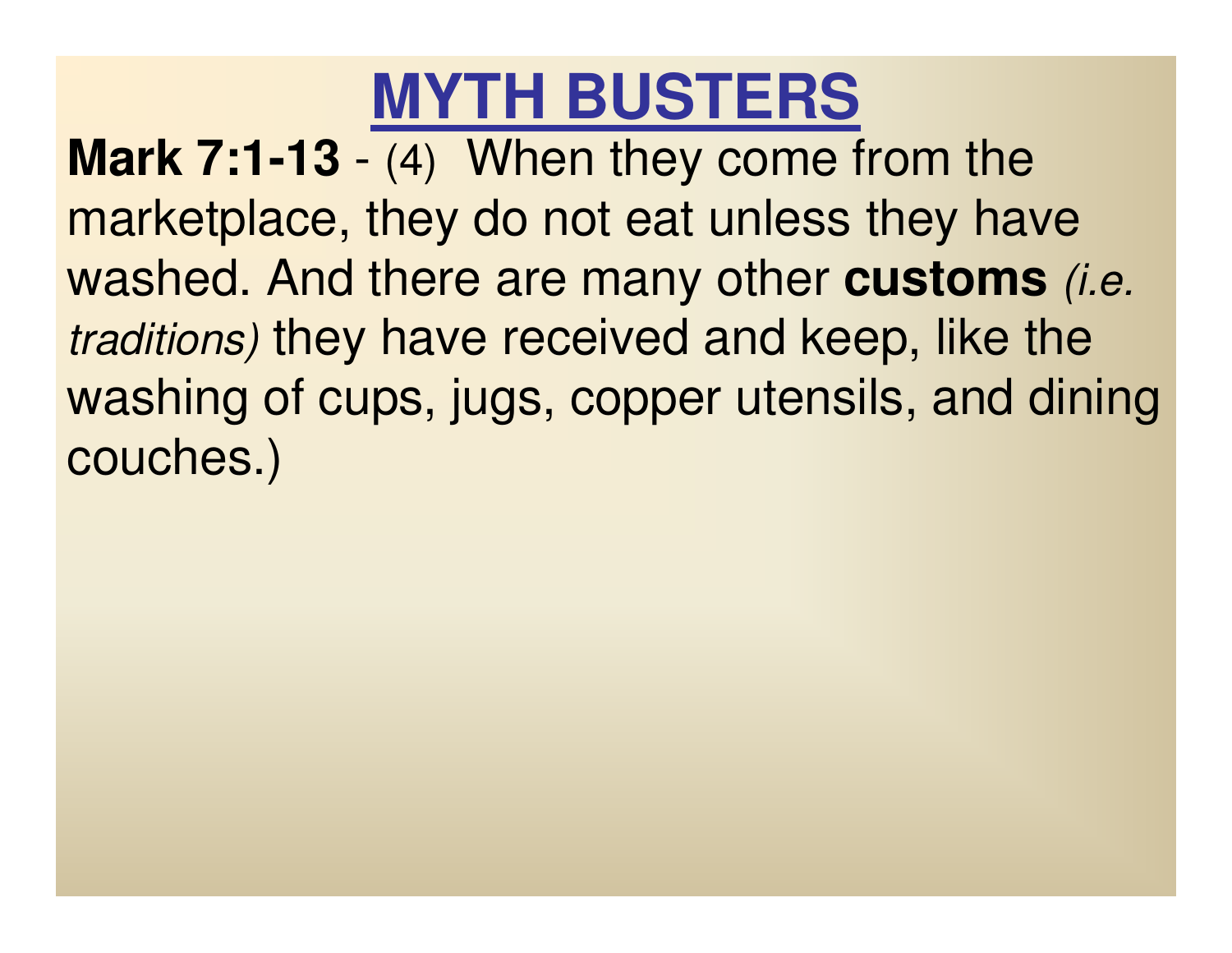# MYTH BUSTERS

**Mark 7:1-13** - (4) When they come from the marketplace, they do not eat unless they have washed. And there are many other **customs** *(i.e. traditions)* they have received and keep, like the washing of cups, jugs, copper utensils, and dining couches.)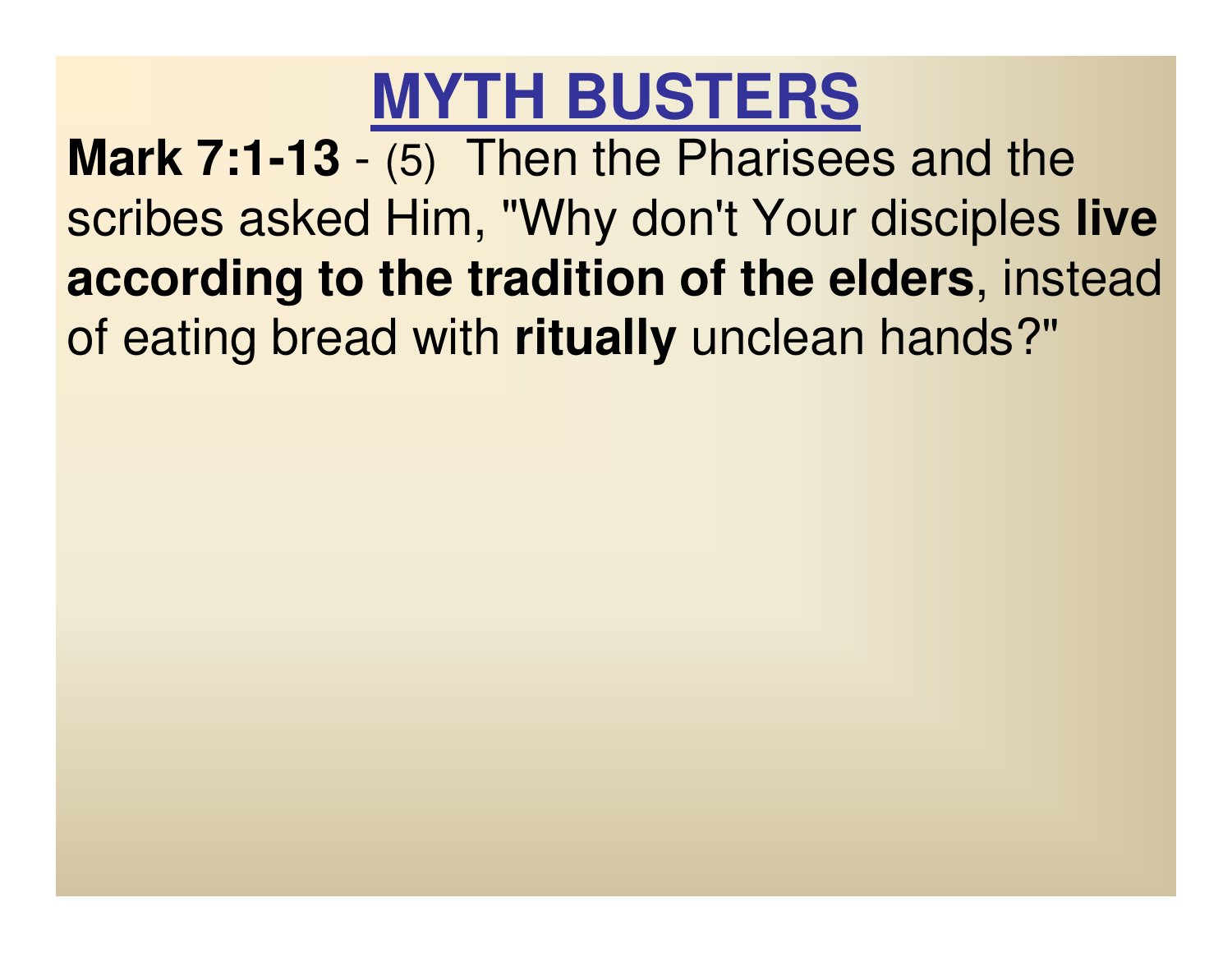# MYTH BUSTERS

**Mark 7:1-13** - (5) Then the Pharisees and the scribes asked Him, "Why don't Your disciples **live according to the tradition of the elders**, instead of eating bread with **ritually** unclean hands?"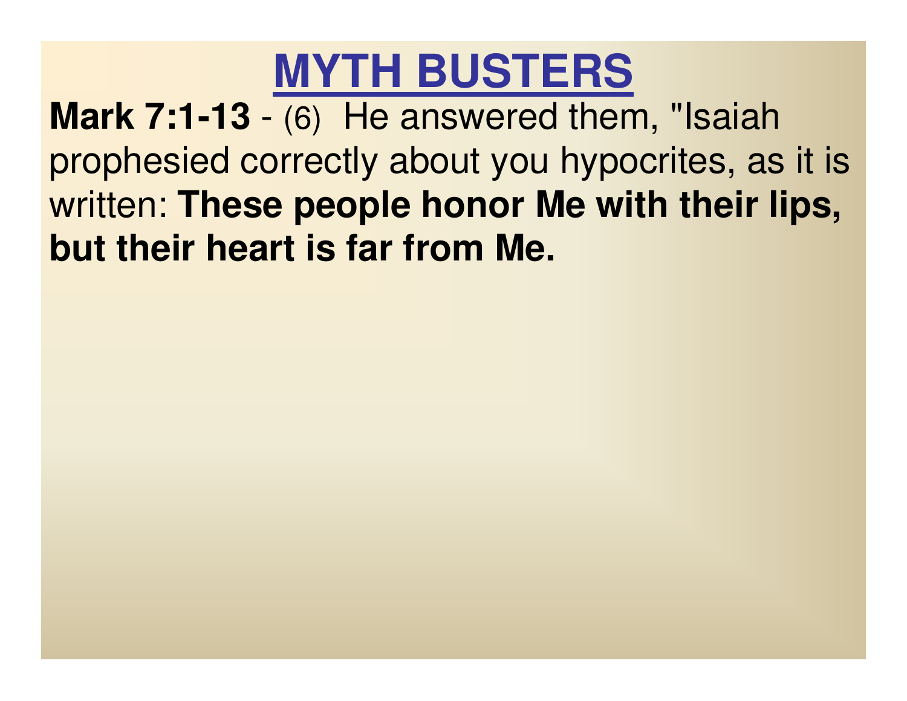# MYTH BUSTERS

**Mark 7:1-13** - (6) He answered them, "Isaiah prophesied correctly about you hypocrites, as it is written: **These people honor Me with their lips, but their heart is far from Me.**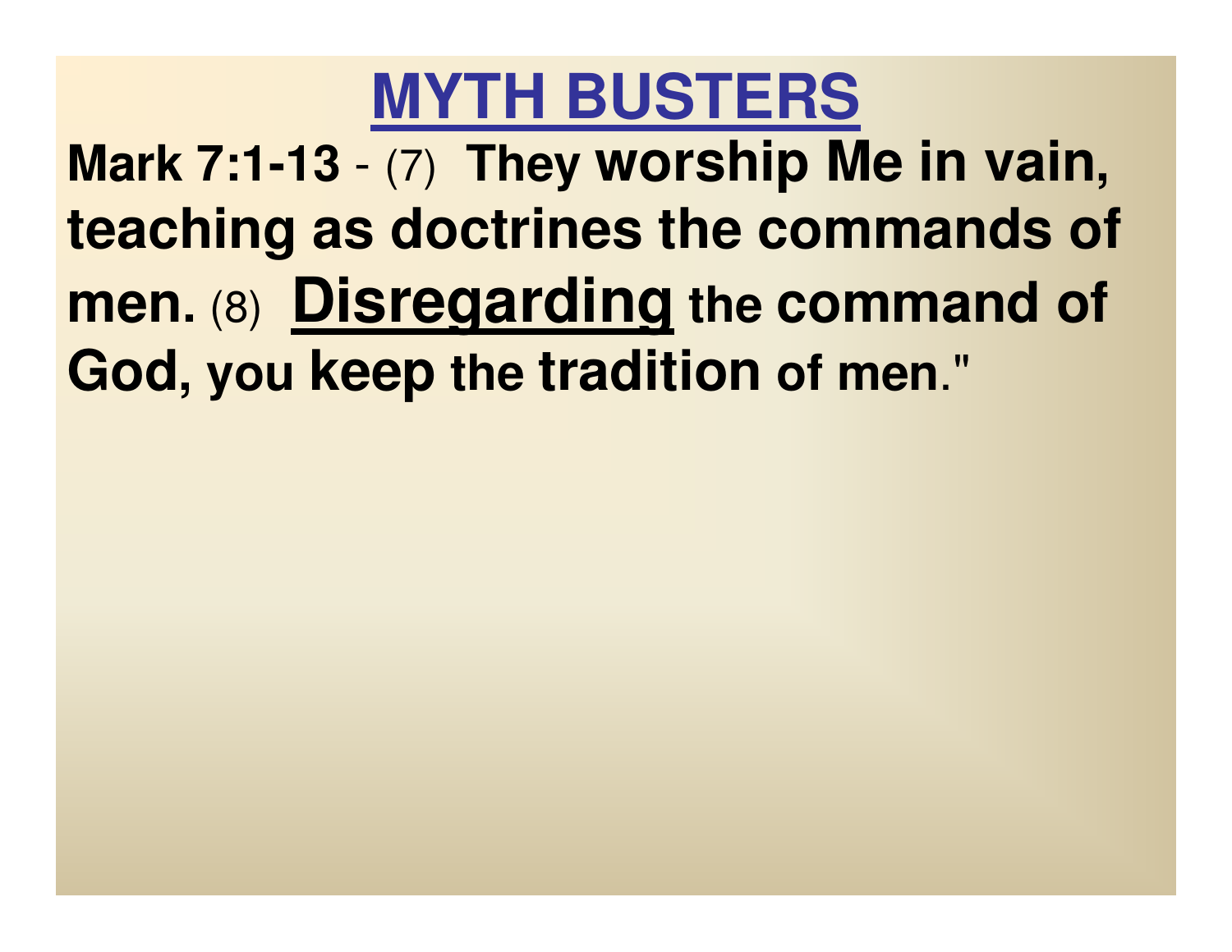# MYTH BUSTERS

**Mark 7:1-13** - (7) **They worship Me in vain, teaching as doctrines the commands of men.** (8) **Disregarding the command of God, you keep the tradition of men."**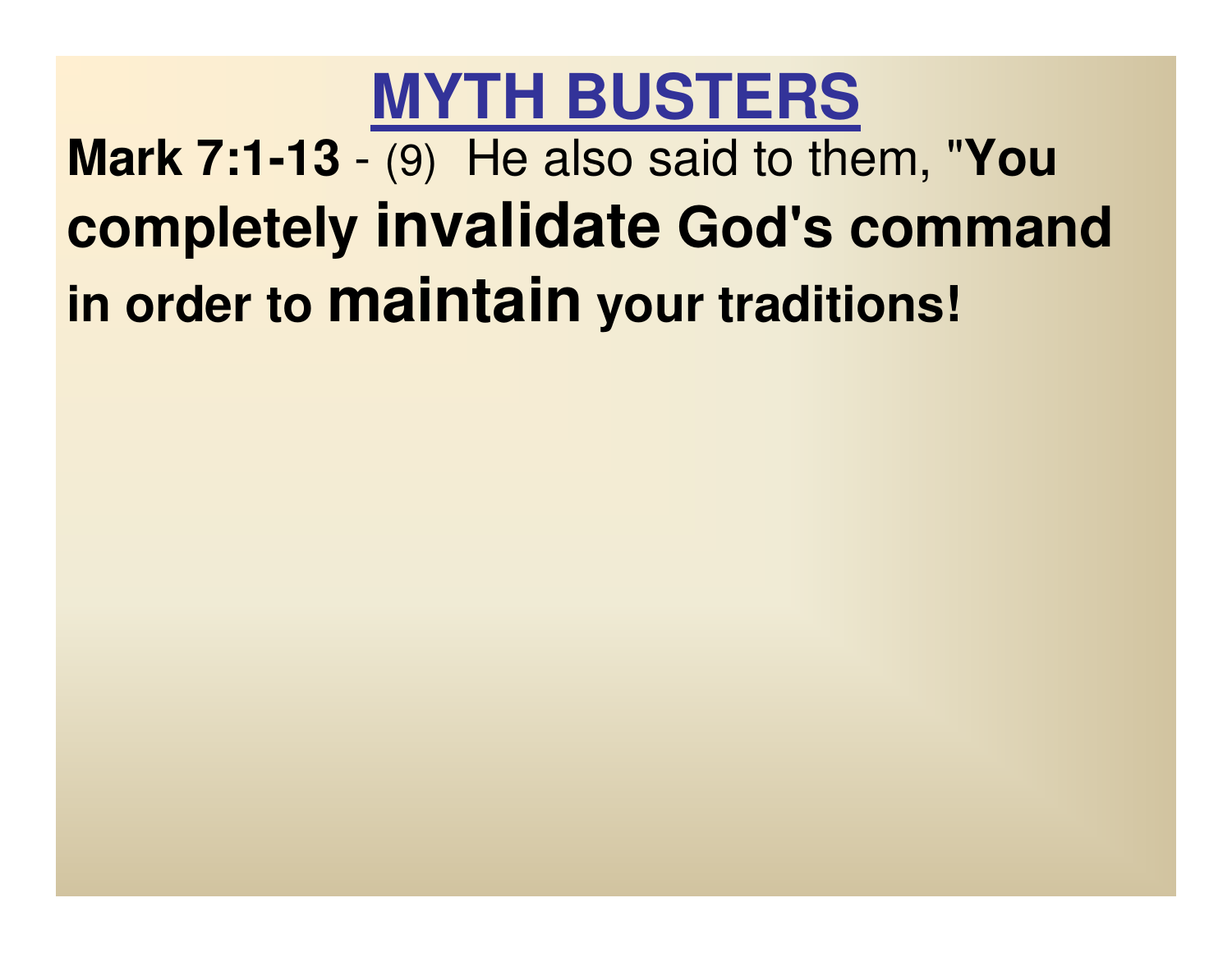# MYTH BUSTERS

**Mark 7:1-13** - (9) He also said to them, "**You completely invalidate God's command in order to maintain your traditions!**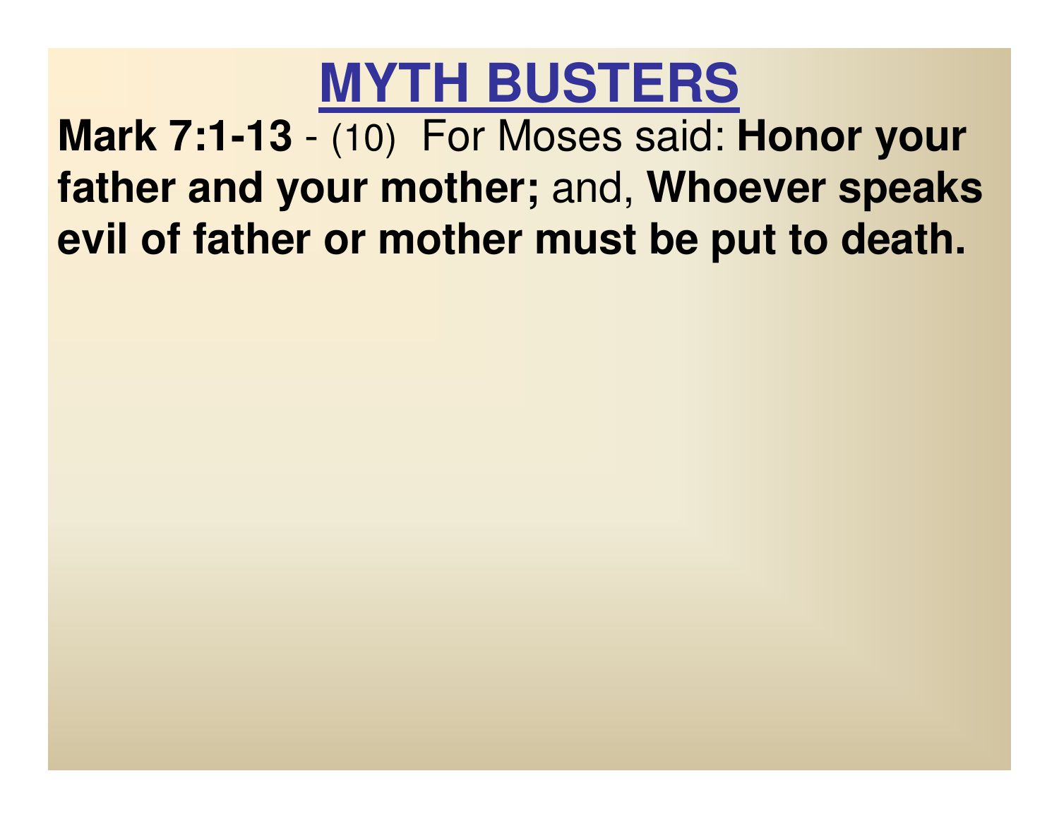# MYTH BUSTERS

**Mark 7:1-13** - (10) For Moses said: **Honor your father and your mother;** and, **Whoever speaks evil of father or mother must be put to death.**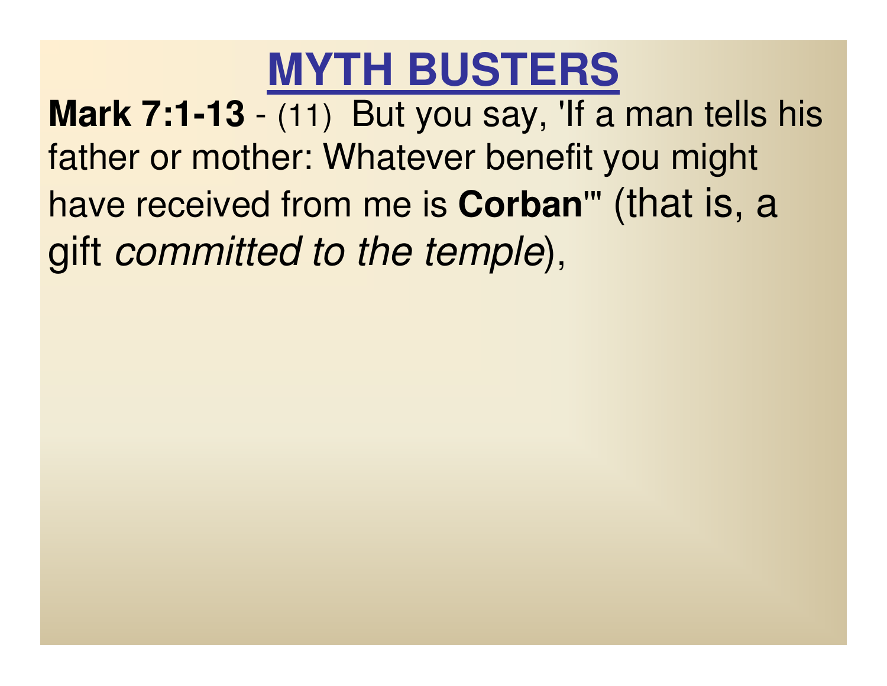# MYTH BUSTERS

**Mark 7:1-13** - (11) But you say, 'If a man tells his father or mother: Whatever benefit you might have received from me is **Corban**'" (that is, a gift *committed to the temple*),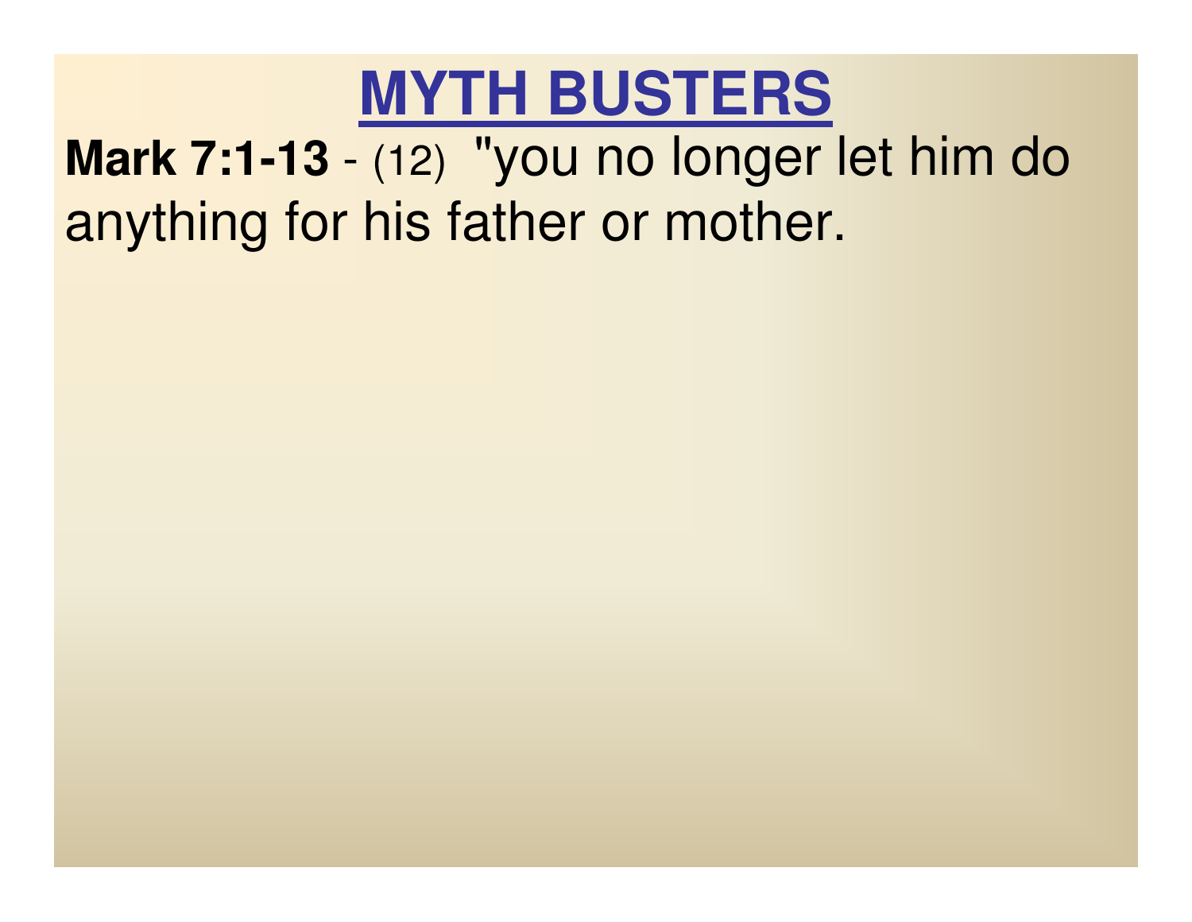# MYTH BUSTERS

**Mark 7:1-13** - (12) "you no longer let him do anything for his father or mother.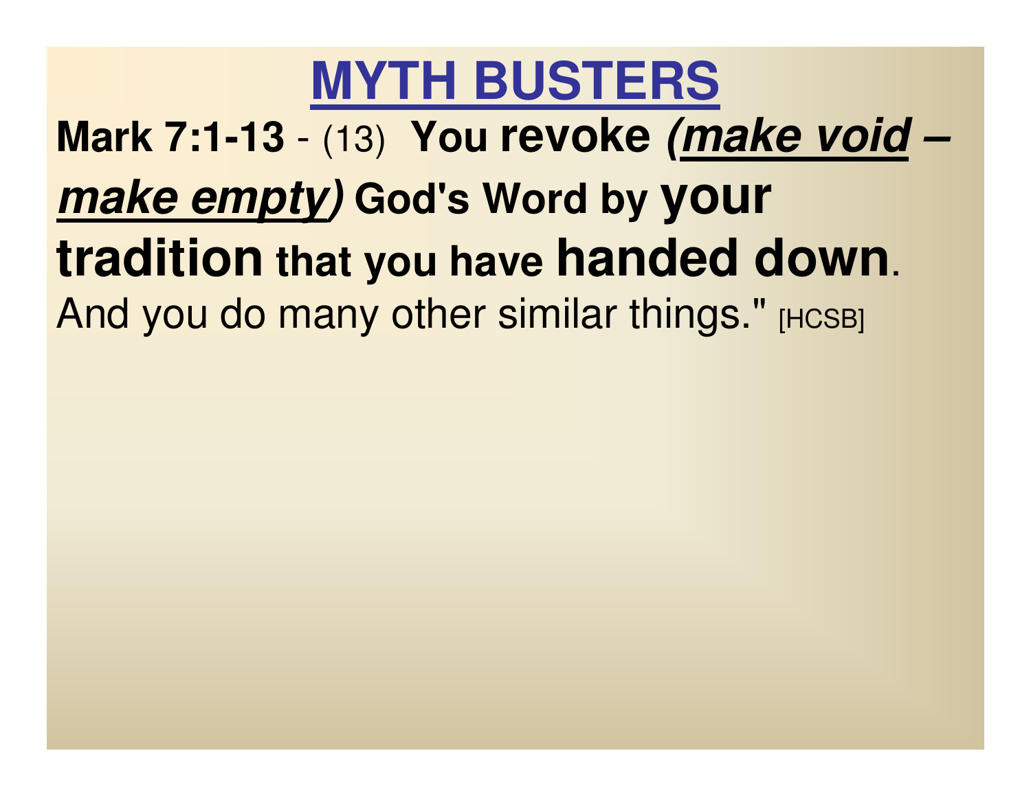# MYTH BUSTERS

**Mark 7:1-13** - (13) **You revoke *(make void – make empty)* God's Word by your tradition that you have handed down**. And you do many other similar things." [HCSB]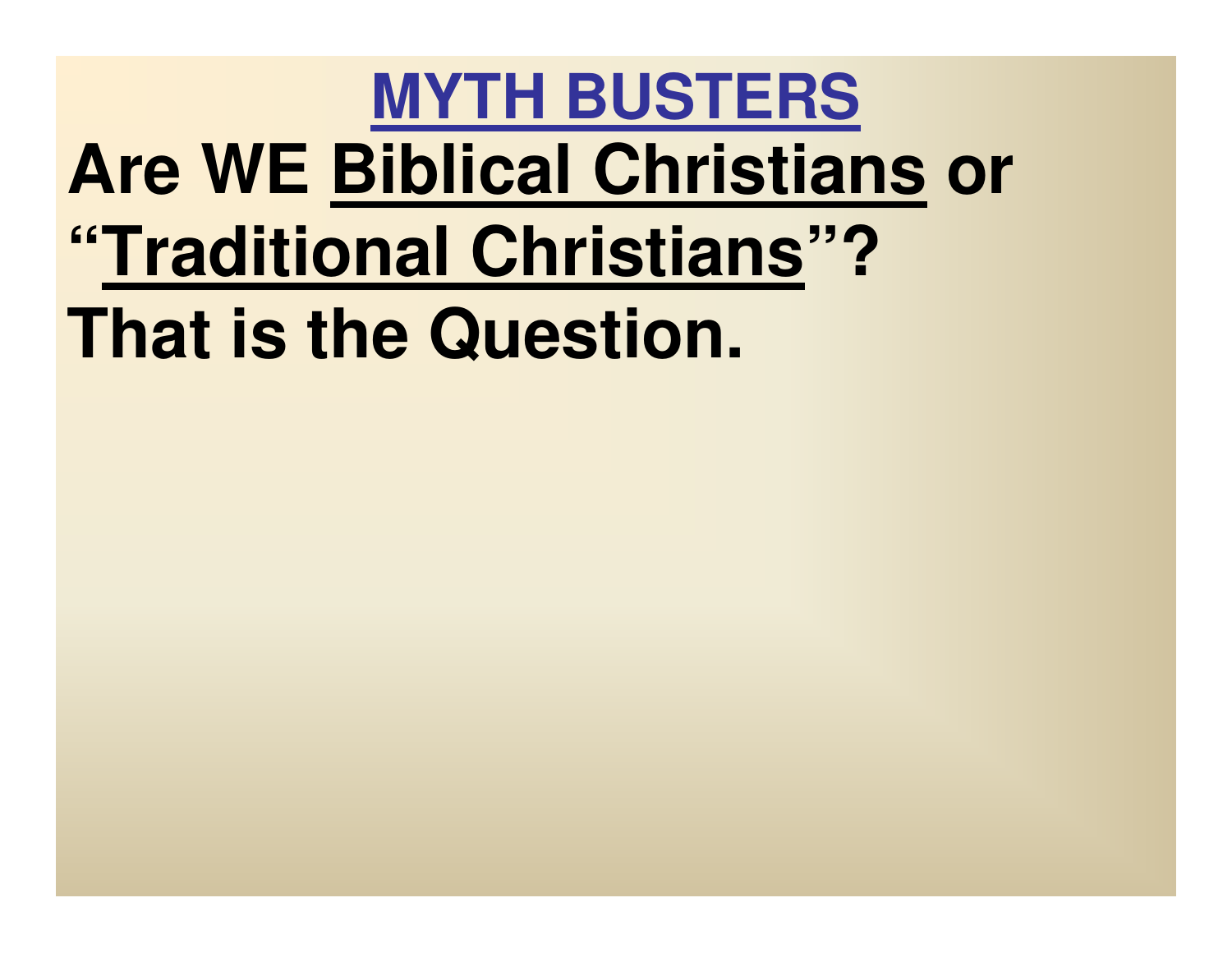# MYTH BUSTERS

**Are WE Biblical Christians or "Traditional Christians"? That is the Question.**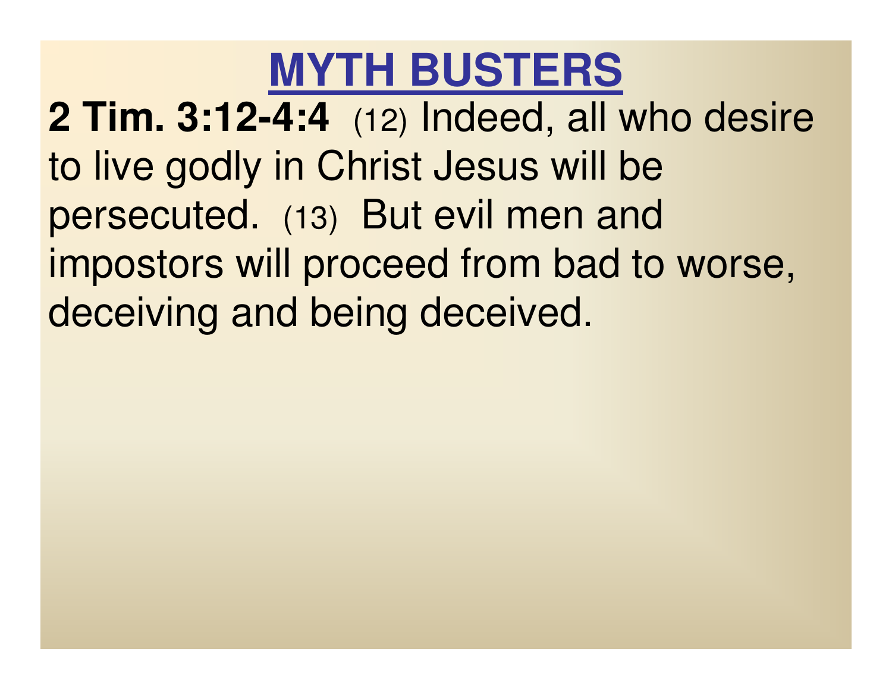# MYTH BUSTERS

**2 Tim. 3:12-4:4** (12) Indeed, all who desire to live godly in Christ Jesus will be persecuted. (13) But evil men and impostors will proceed from bad to worse, deceiving and being deceived.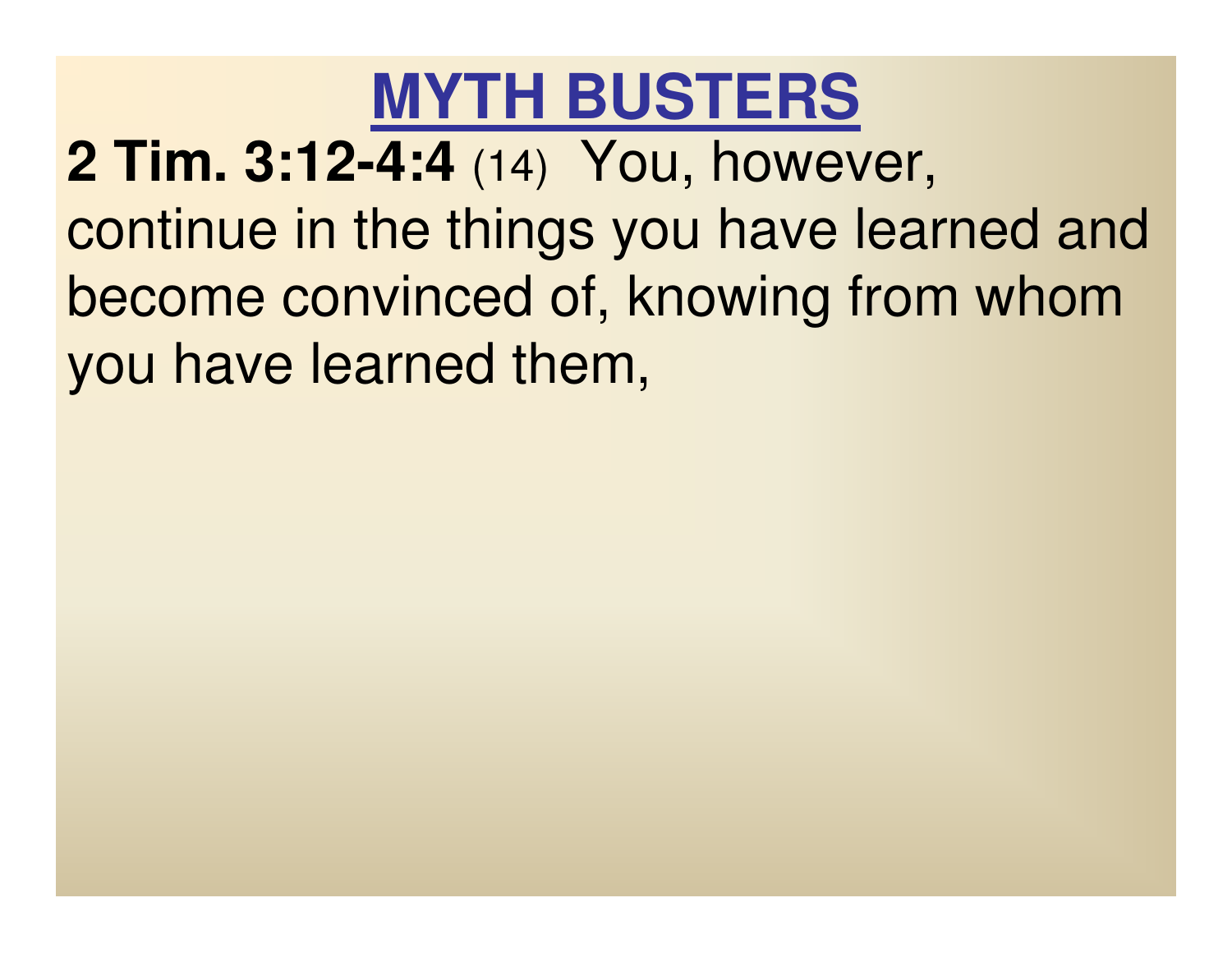# MYTH BUSTERS

**2 Tim. 3:12-4:4** (14) You, however, continue in the things you have learned and become convinced of, knowing from whom you have learned them,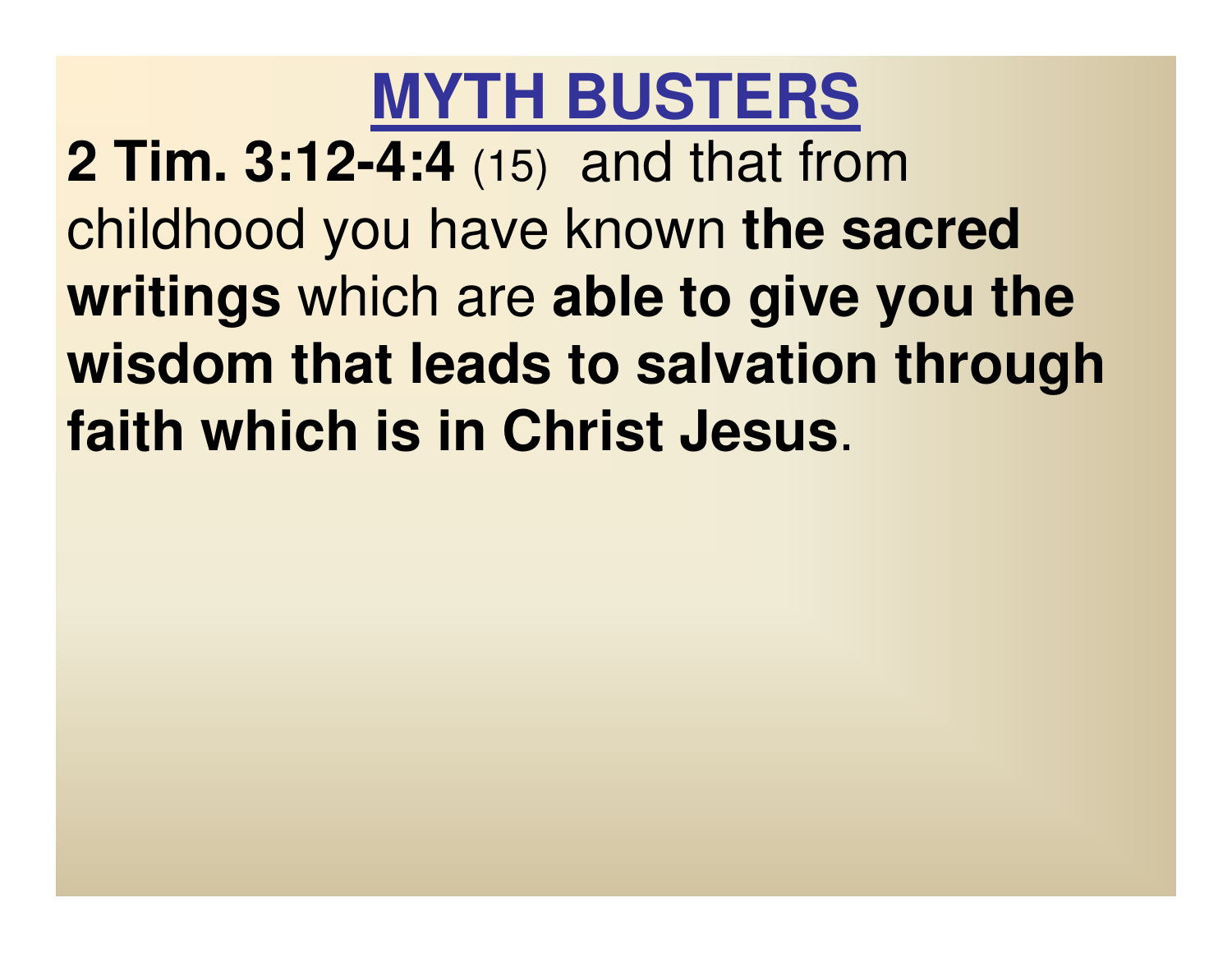# MYTH BUSTERS

**2 Tim. 3:12-4:4** (15) and that from childhood you have known **the sacred writings** which are **able to give you the wisdom that leads to salvation through faith which is in Christ Jesus**.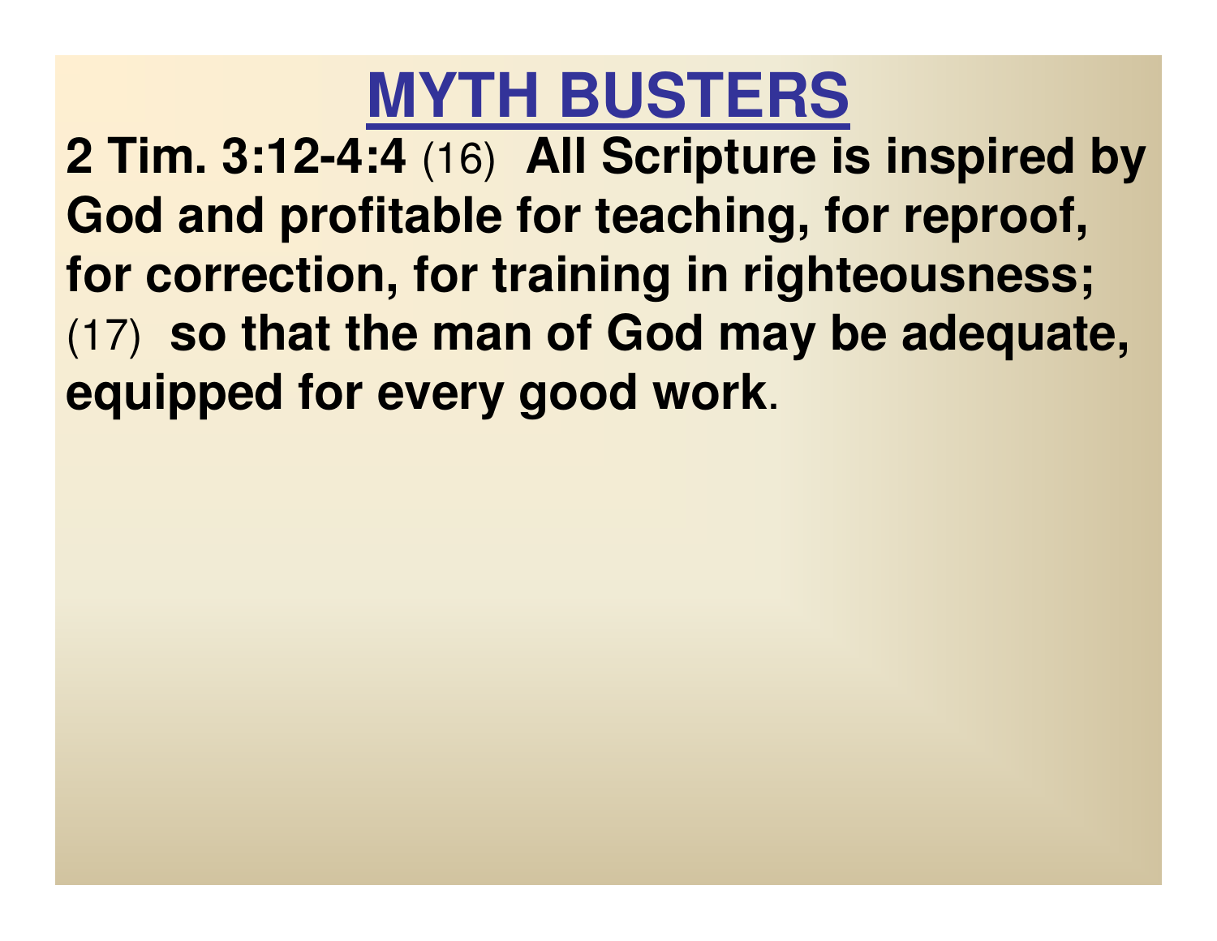# MYTH BUSTERS

**2 Tim. 3:12-4:4** (16) **All Scripture is inspired by God and profitable for teaching, for reproof, for correction, for training in righteousness;** (17) **so that the man of God may be adequate, equipped for every good work**.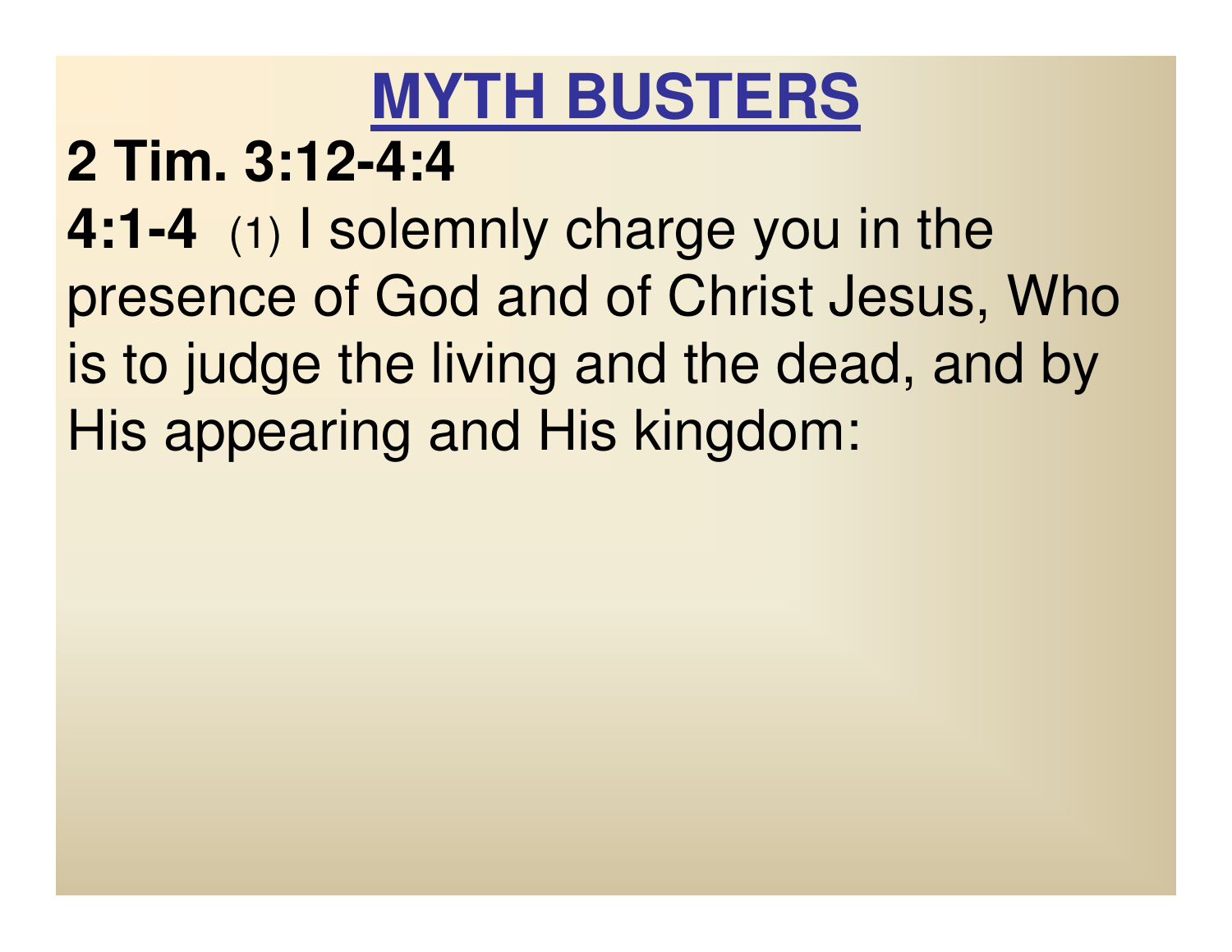# MYTH BUSTERS

**2 Tim. 3:12-4:4**

**4:1-4** (1) I solemnly charge you in the presence of God and of Christ Jesus, Who is to judge the living and the dead, and by His appearing and His kingdom: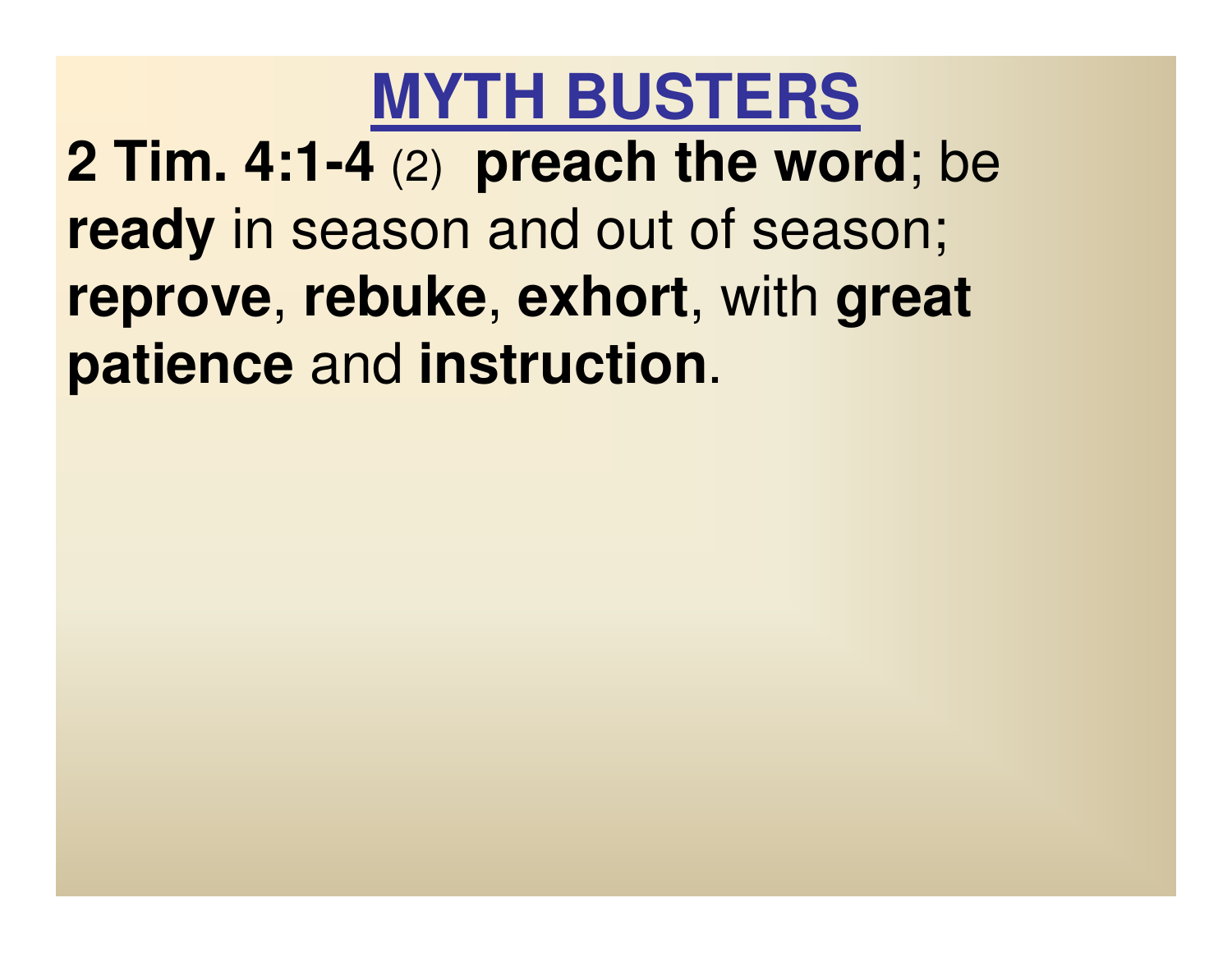# MYTH BUSTERS

**2 Tim. 4:1-4** (2) **preach the word**; be **ready** in season and out of season; **reprove**, **rebuke**, **exhort**, with **great patience** and **instruction**.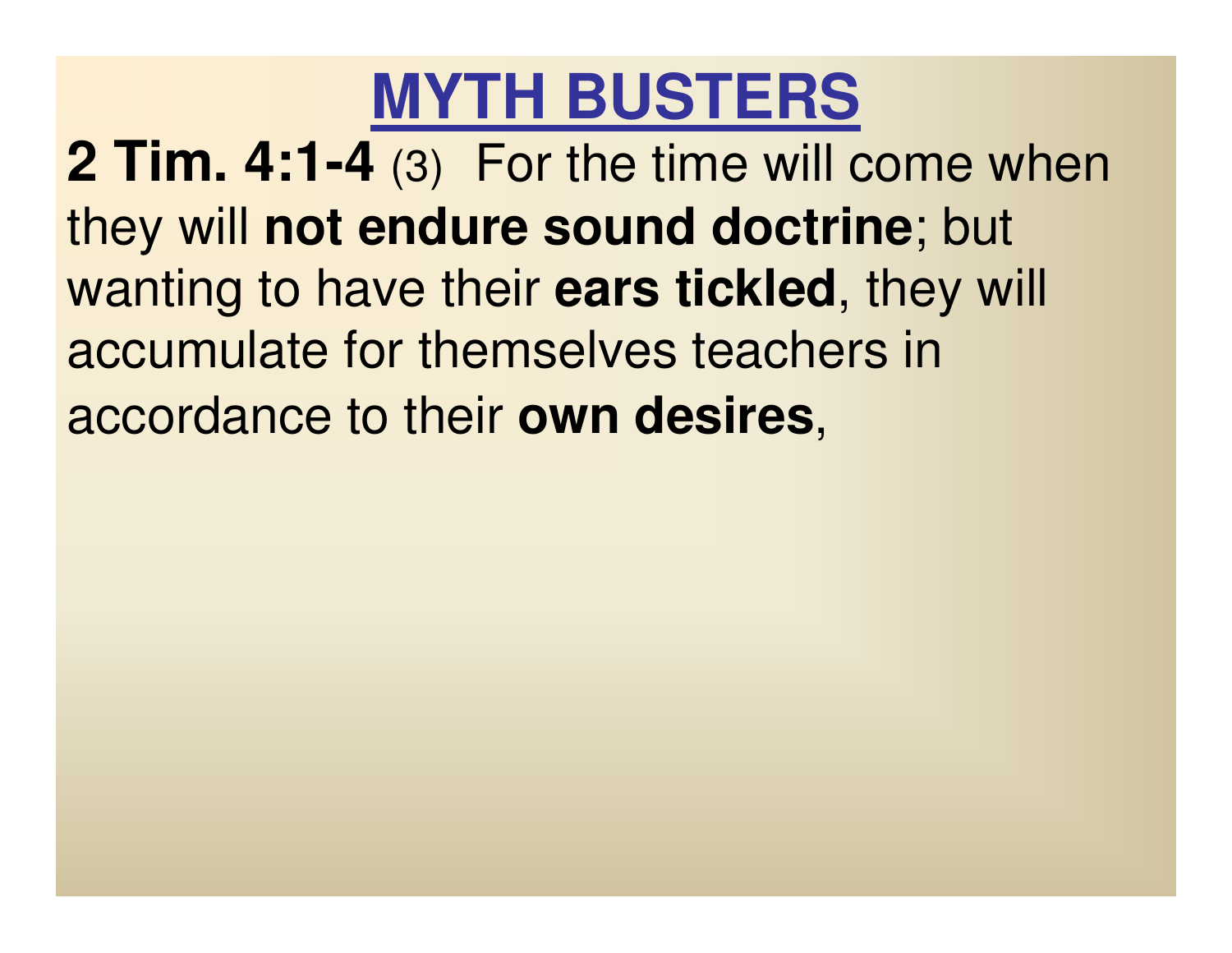# MYTH BUSTERS

**2 Tim. 4:1-4** (3) For the time will come when they will **not endure sound doctrine**; but wanting to have their **ears tickled**, they will accumulate for themselves teachers in accordance to their **own desires**,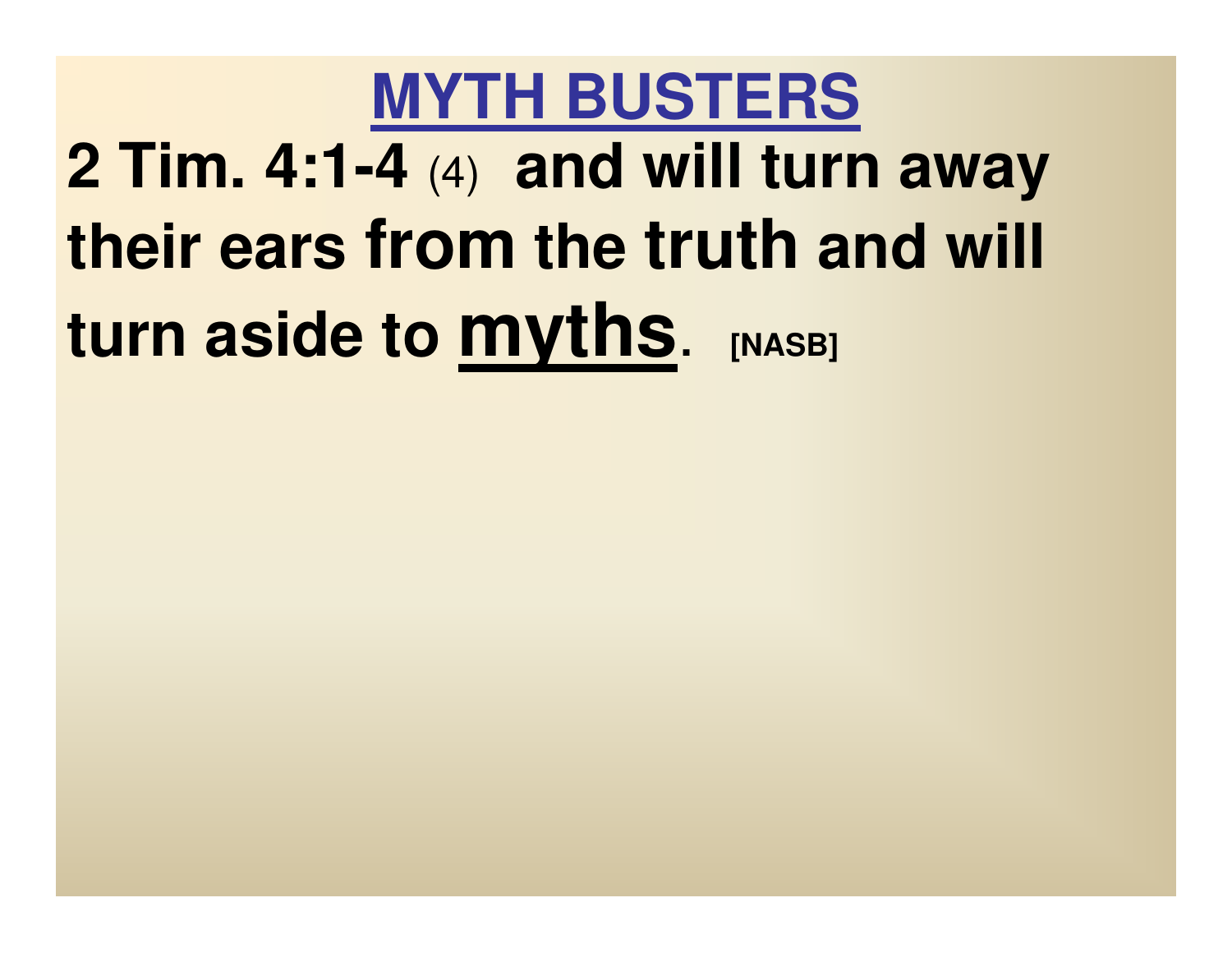# MYTH BUSTERS

**2 Tim. 4:1-4** (4) **and will turn away their ears from the truth and will turn aside to <u>myths</u>. [NASB]**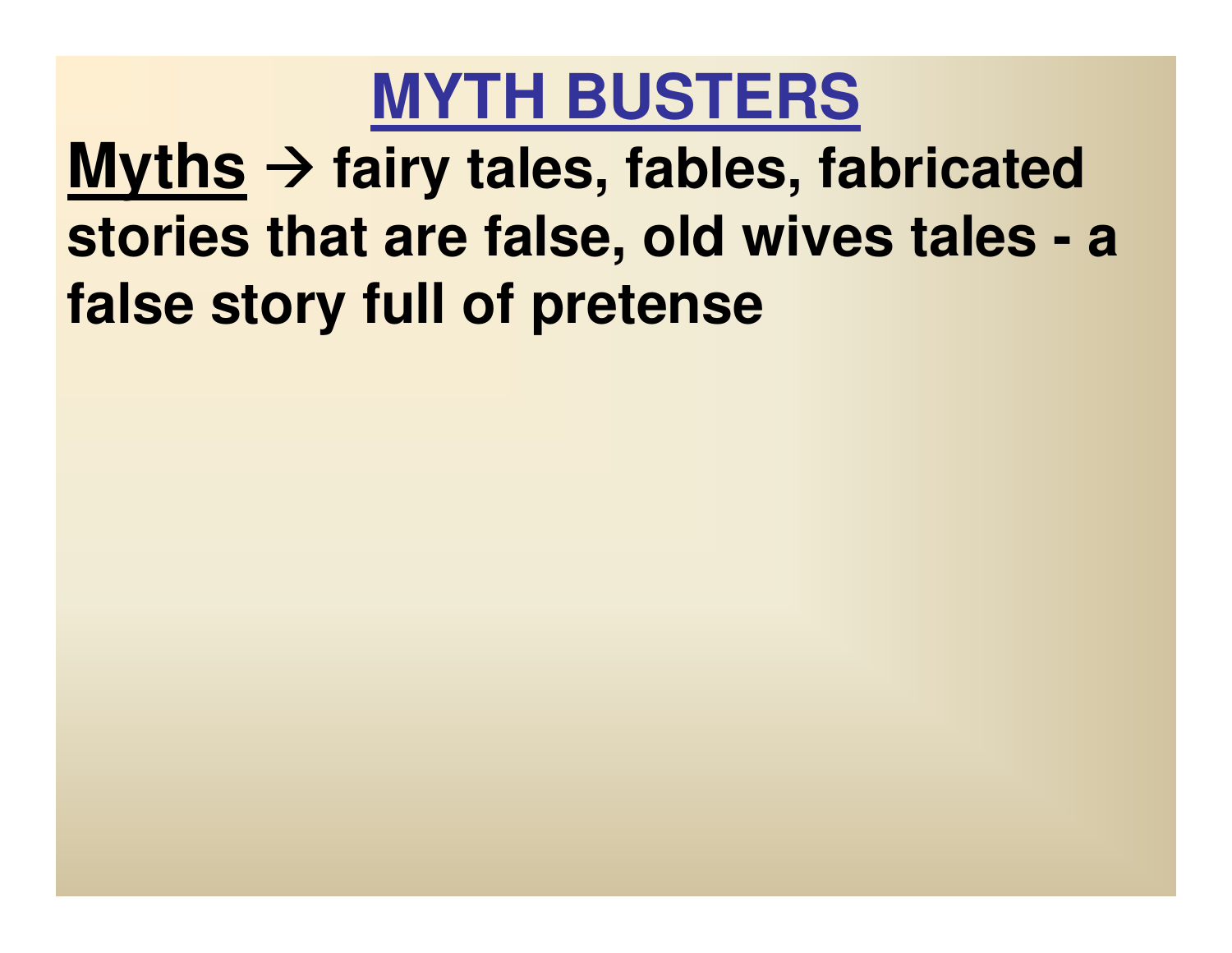# MYTH BUSTERS

**Myths → fairy tales, fables, fabricated stories that are false, old wives tales - a false story full of pretense**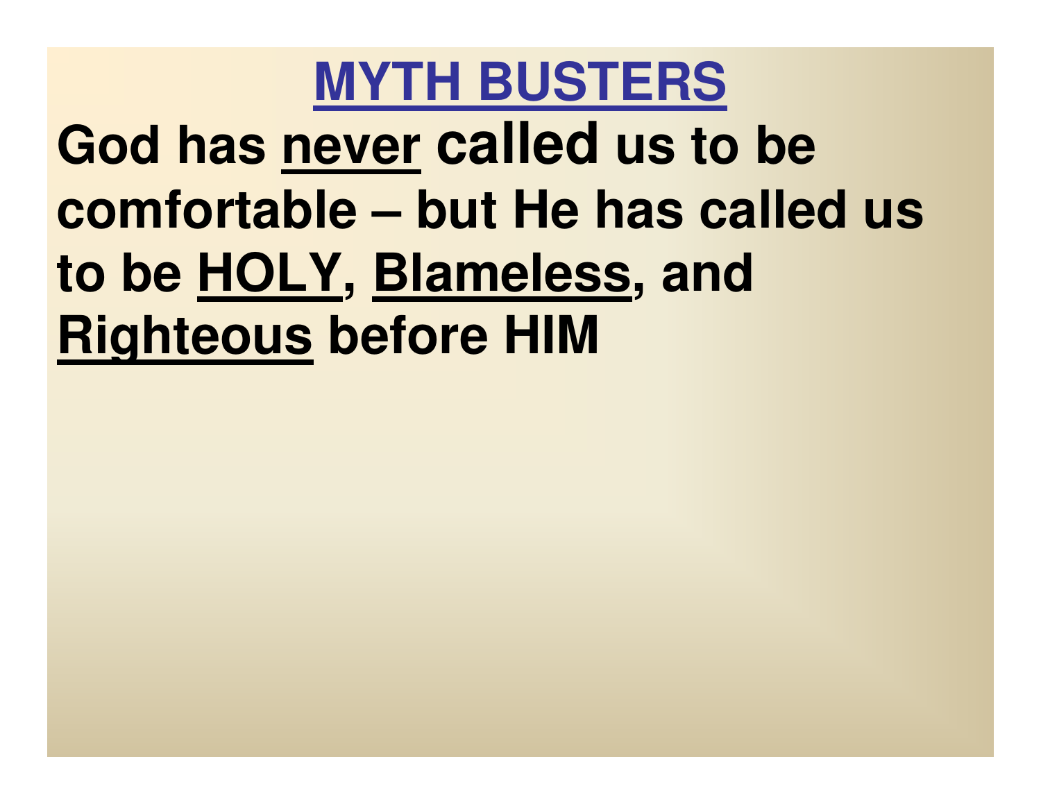# MYTH BUSTERS

**God has <u>never</u> called us to be comfortable – but He has called us to be <u>HOLY</u>, <u>Blameless</u>, and <u>Righteous</u> before HIM**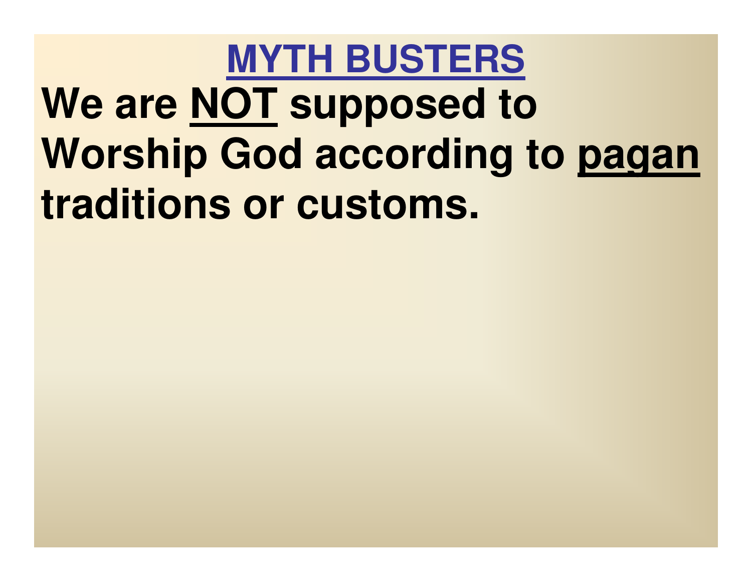# MYTH BUSTERS

**We are NOT supposed to Worship God according to pagan traditions or customs.**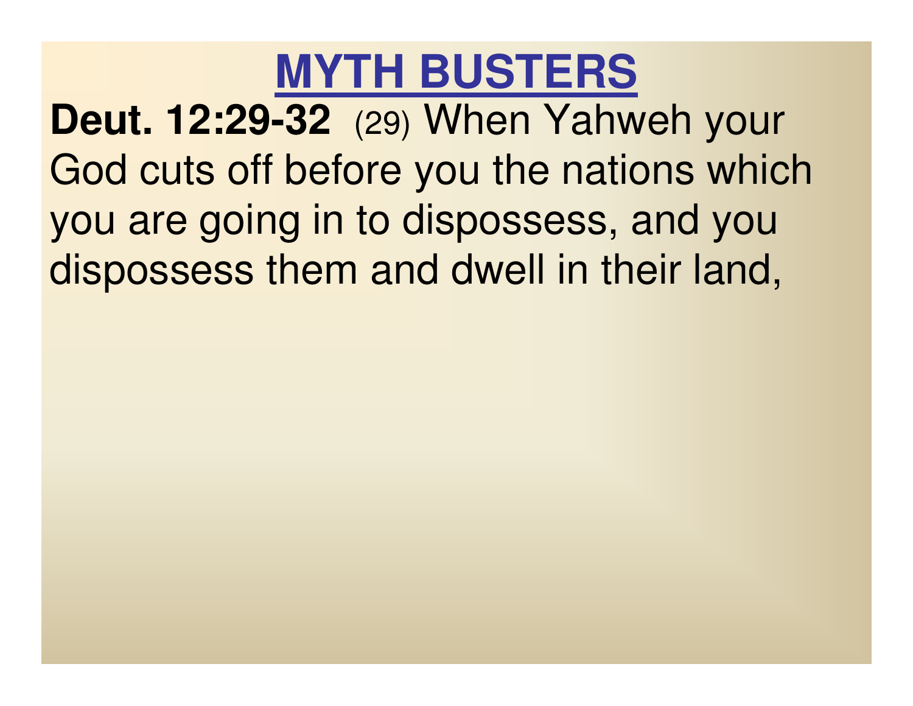# MYTH BUSTERS

**Deut. 12:29-32** (29) When Yahweh your God cuts off before you the nations which you are going in to dispossess, and you dispossess them and dwell in their land,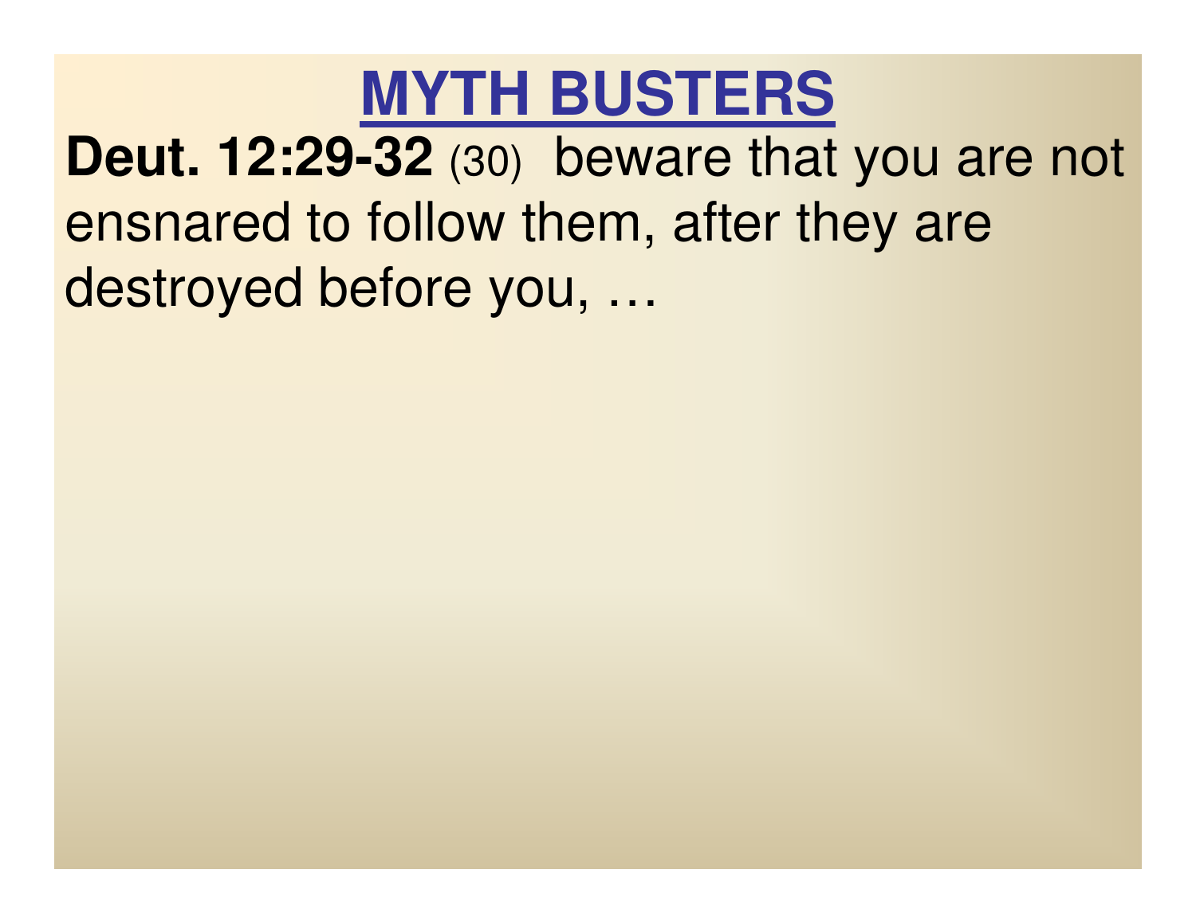# MYTH BUSTERS

**Deut. 12:29-32** (30) beware that you are not ensnared to follow them, after they are destroyed before you, …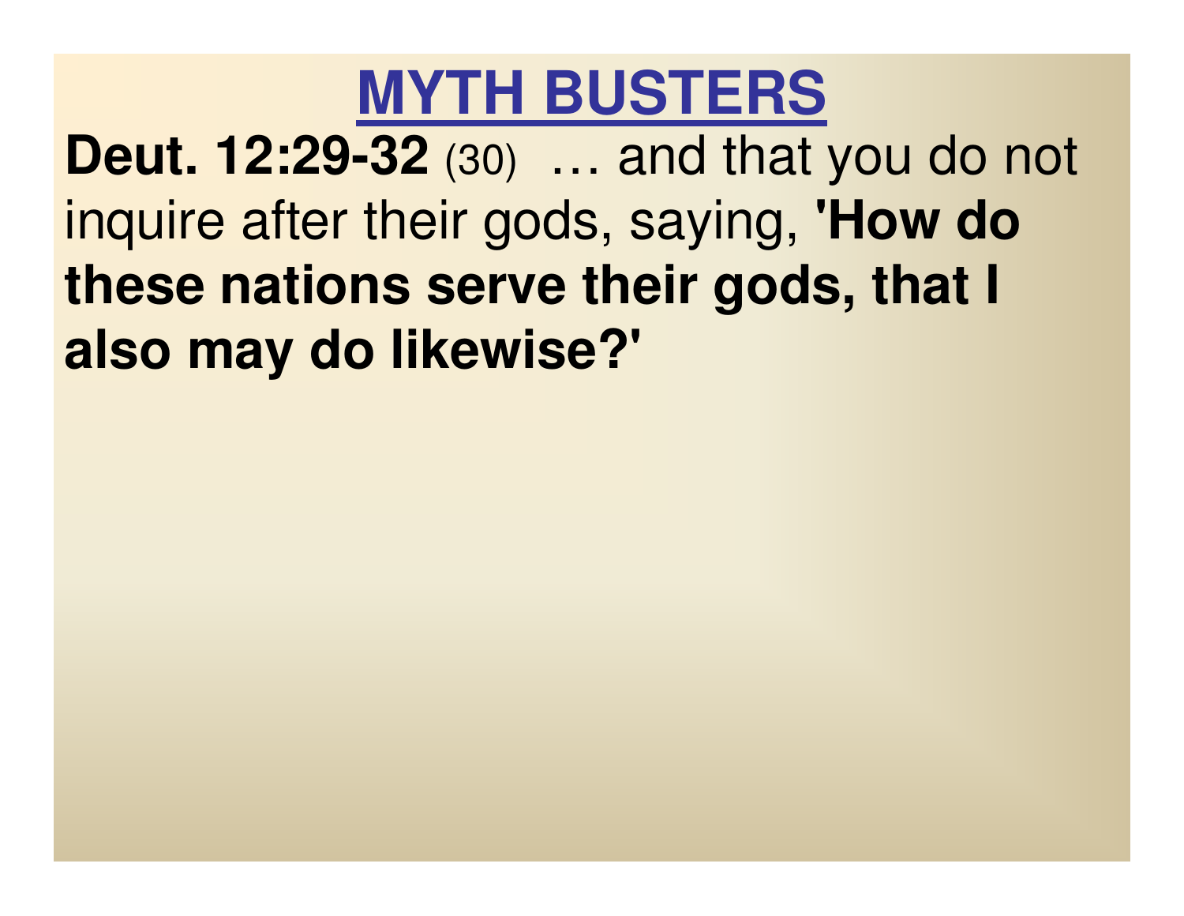# MYTH BUSTERS

**Deut. 12:29-32** (30) … and that you do not inquire after their gods, saying, **'How do these nations serve their gods, that I also may do likewise?'**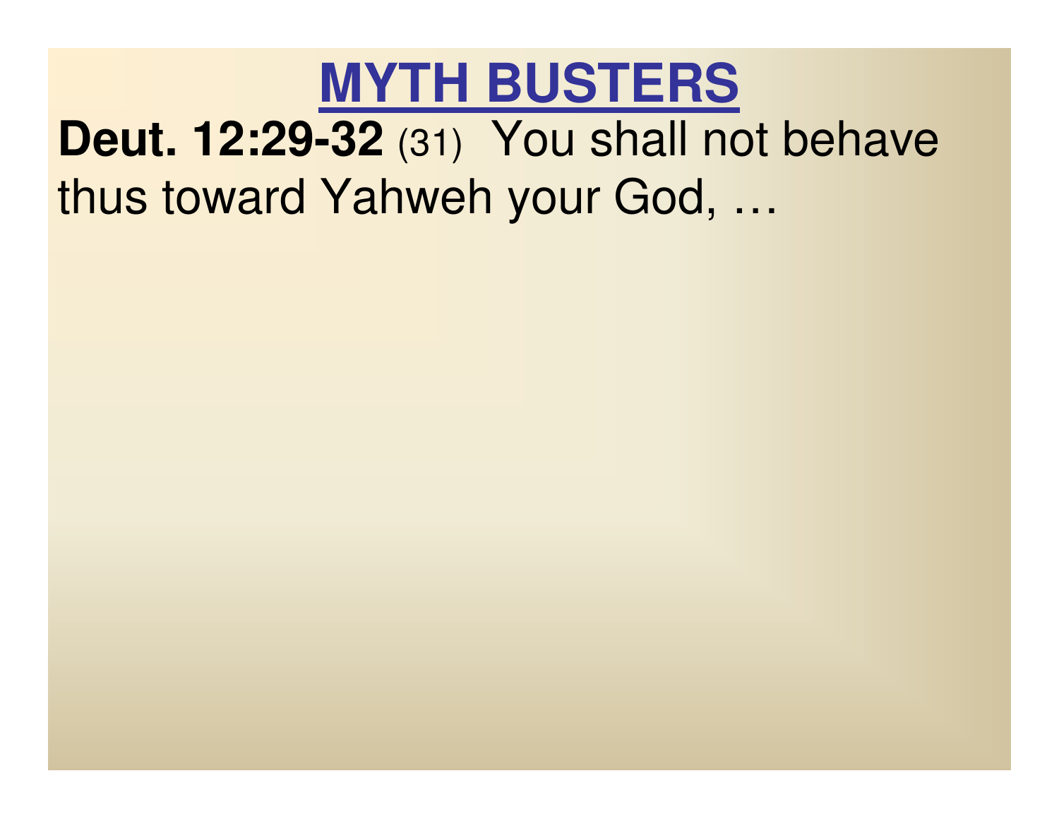# MYTH BUSTERS

**Deut. 12:29-32** (31) You shall not behave thus toward Yahweh your God, …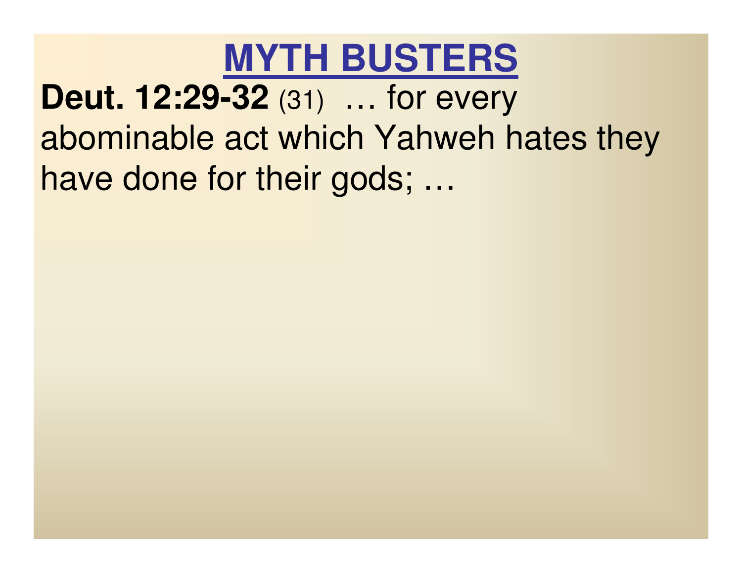# MYTH BUSTERS

**Deut. 12:29-32** (31) … for every abominable act which Yahweh hates they have done for their gods; …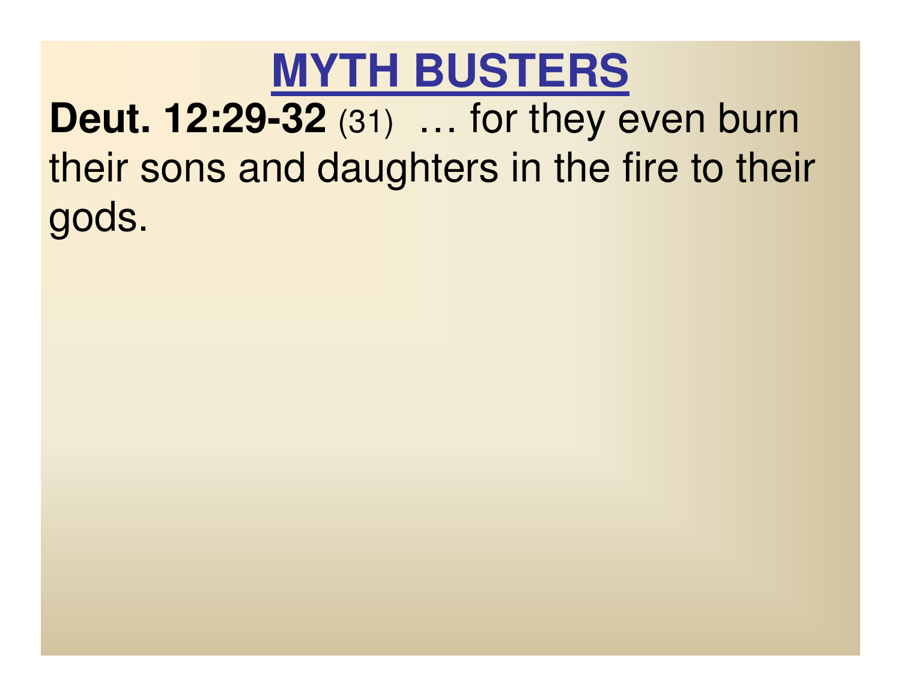# MYTH BUSTERS

**Deut. 12:29-32** (31) … for they even burn their sons and daughters in the fire to their gods.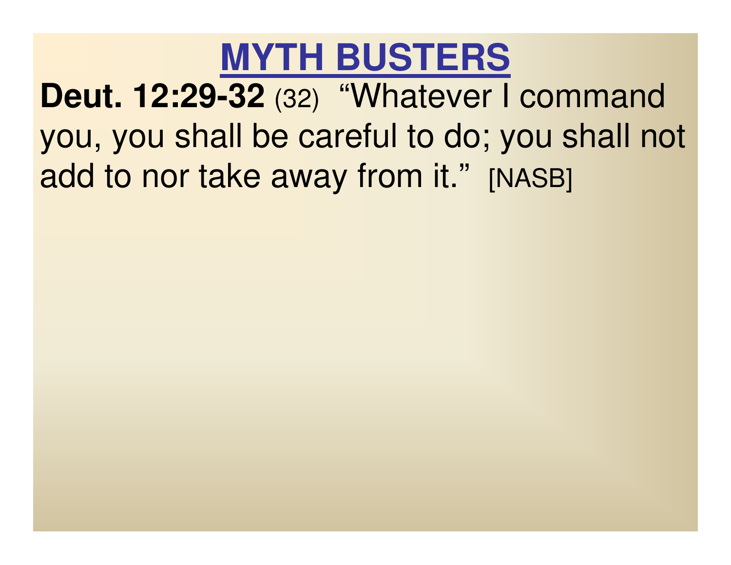# MYTH BUSTERS

**Deut. 12:29-32** (32) "Whatever I command you, you shall be careful to do; you shall not add to nor take away from it." [NASB]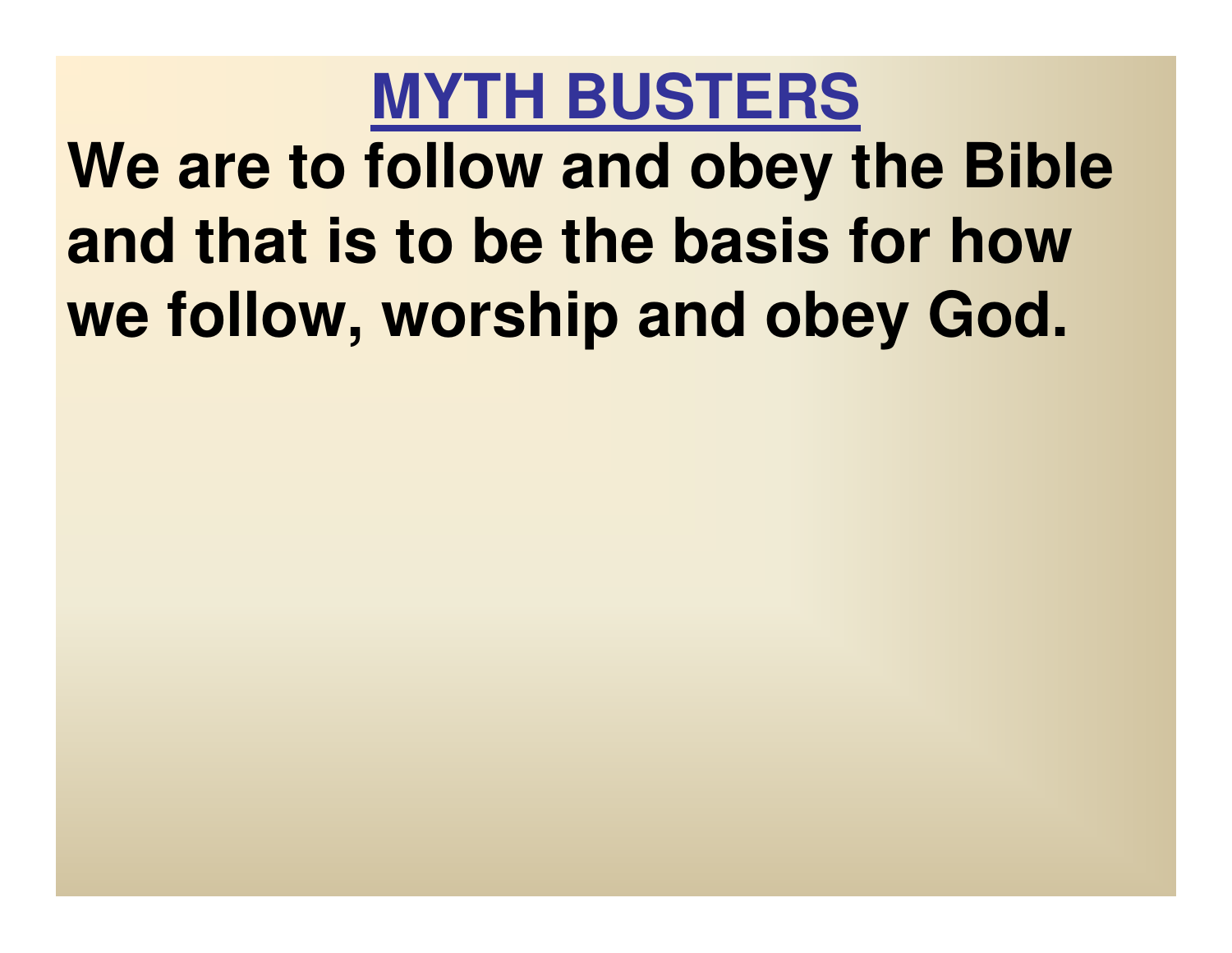# MYTH BUSTERS

**We are to follow and obey the Bible and that is to be the basis for how we follow, worship and obey God.**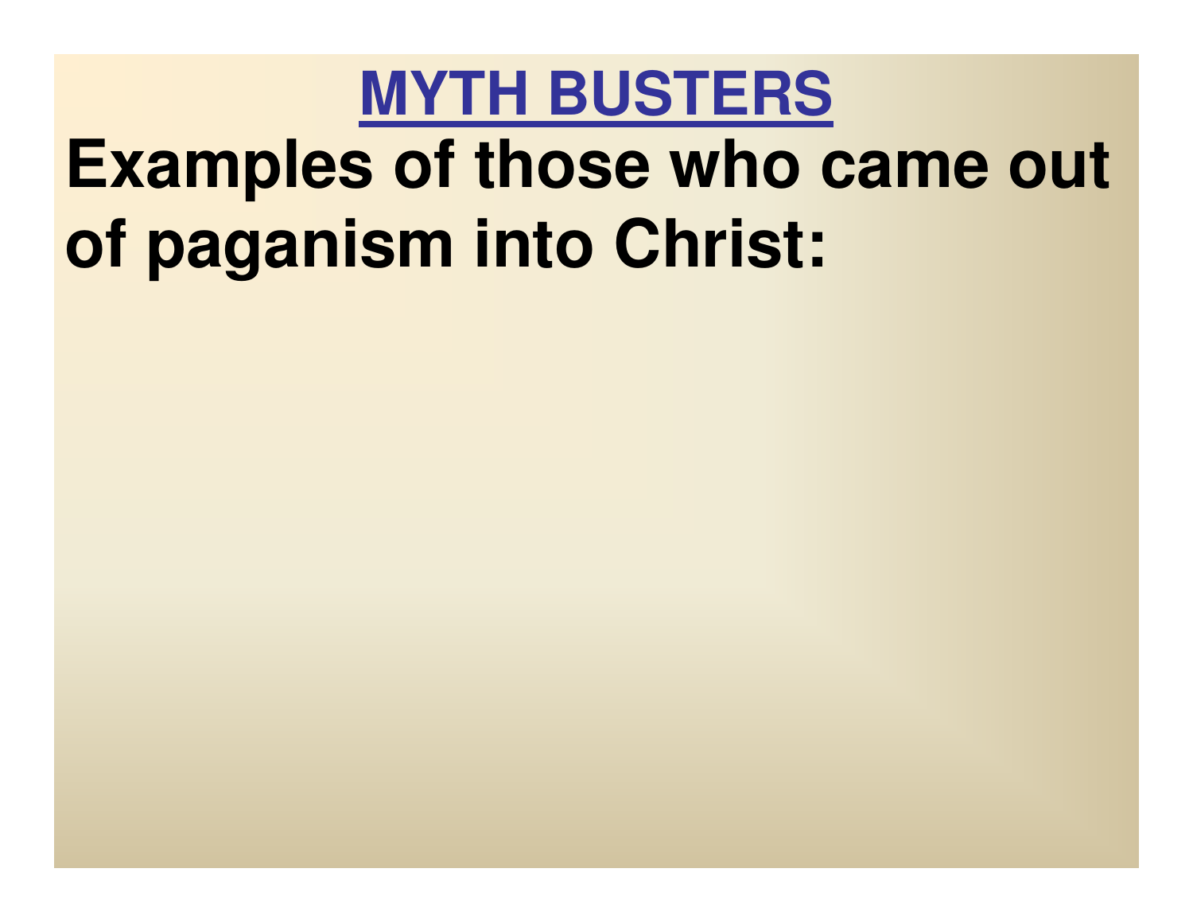# MYTH BUSTERS

**Examples of those who came out of paganism into Christ:**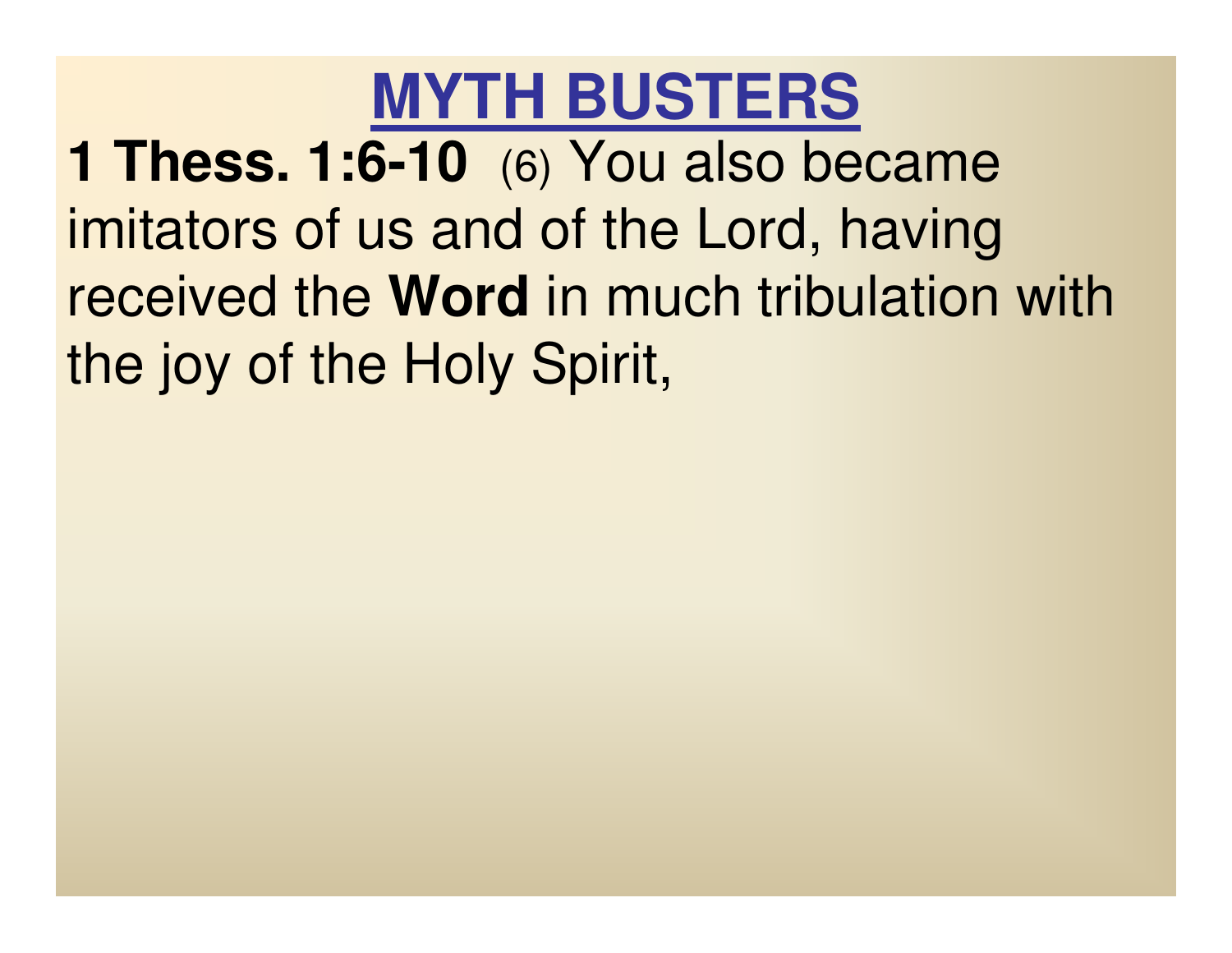# MYTH BUSTERS

**1 Thess. 1:6-10** (6) You also became imitators of us and of the Lord, having received the **Word** in much tribulation with the joy of the Holy Spirit,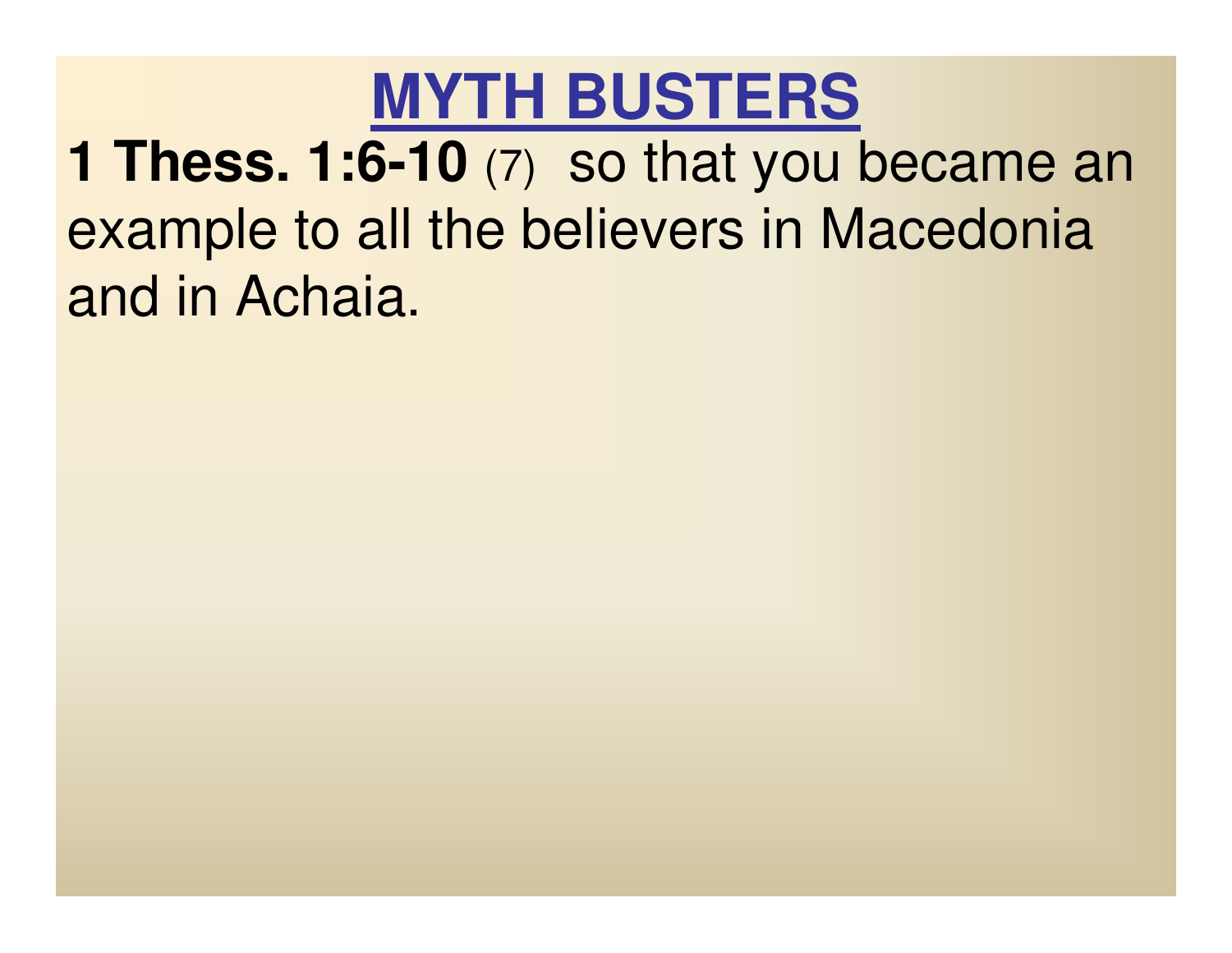# MYTH BUSTERS

**1 Thess. 1:6-10** (7) so that you became an example to all the believers in Macedonia and in Achaia.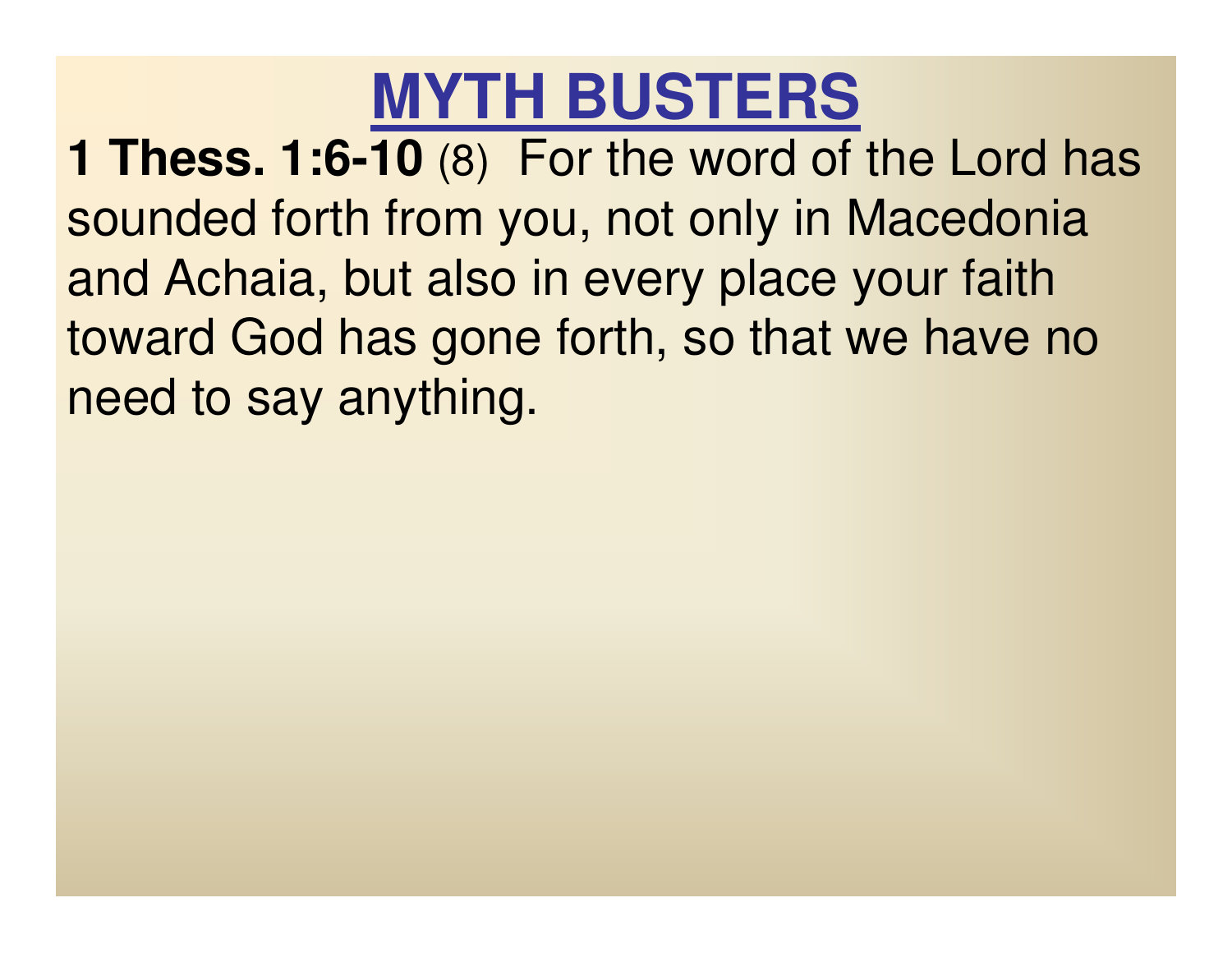# MYTH BUSTERS

**1 Thess. 1:6-10** (8) For the word of the Lord has sounded forth from you, not only in Macedonia and Achaia, but also in every place your faith toward God has gone forth, so that we have no need to say anything.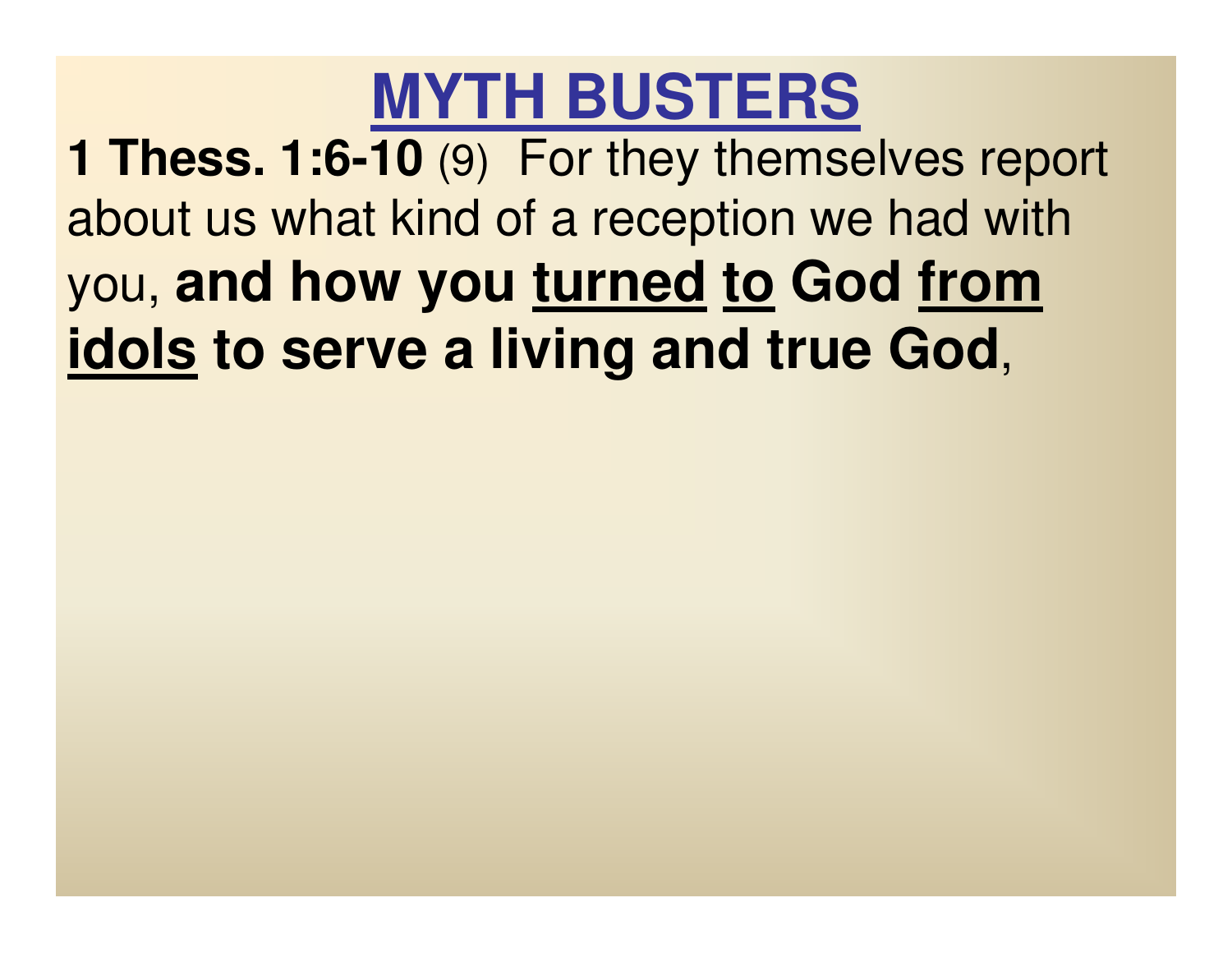# MYTH BUSTERS

**1 Thess. 1:6-10** (9) For they themselves report about us what kind of a reception we had with you, **and how you turned to God from idols to serve a living and true God**,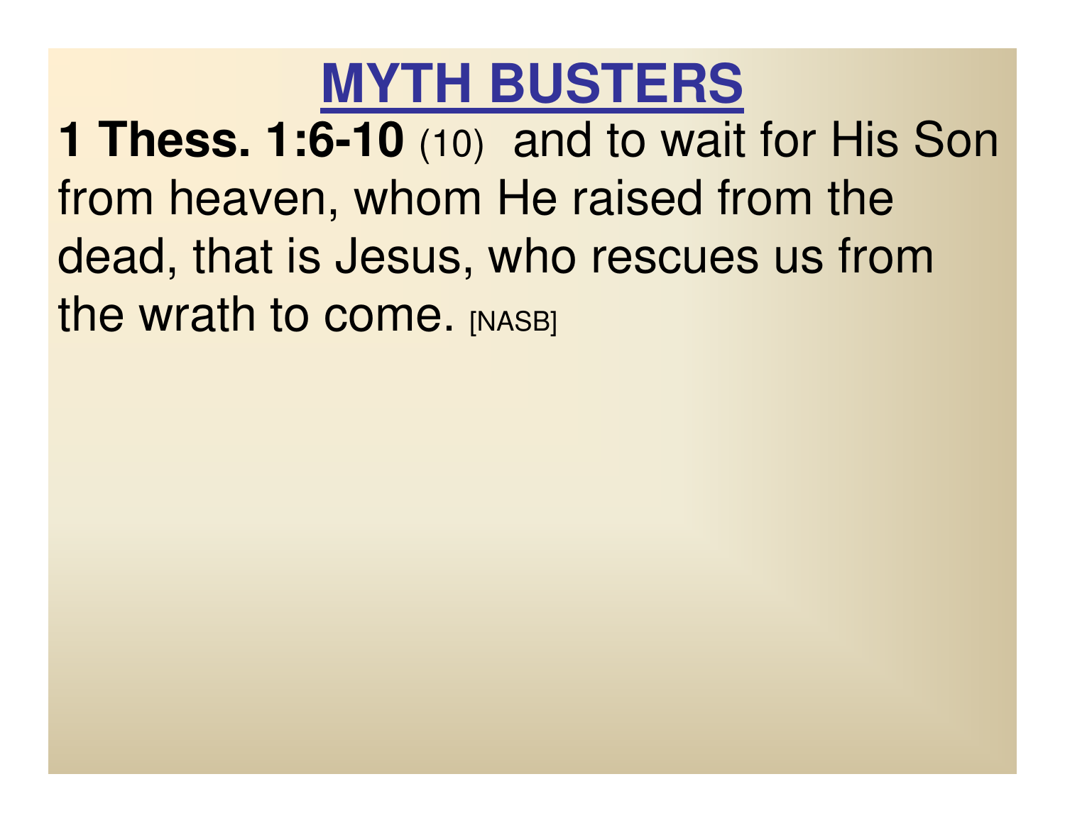# MYTH BUSTERS

**1 Thess. 1:6-10** (10) and to wait for His Son from heaven, whom He raised from the dead, that is Jesus, who rescues us from the wrath to come. [NASB]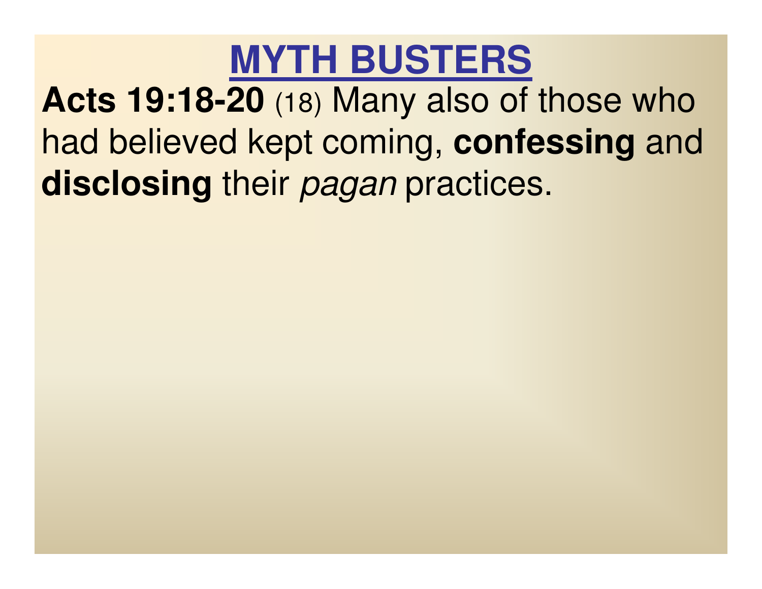# MYTH BUSTERS

**Acts 19:18-20** (18) Many also of those who had believed kept coming, **confessing** and **disclosing** their *pagan* practices.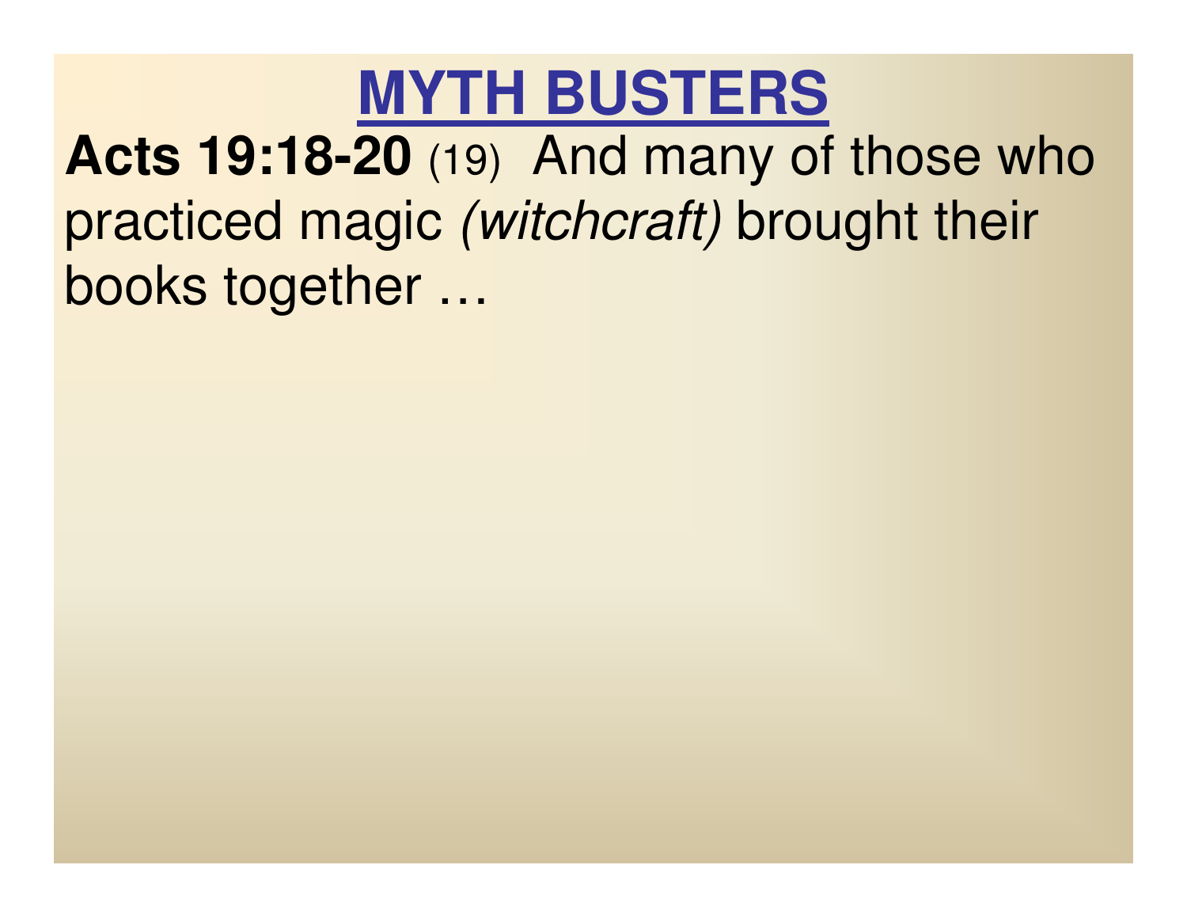# MYTH BUSTERS

**Acts 19:18-20** (19) And many of those who practiced magic *(witchcraft)* brought their books together …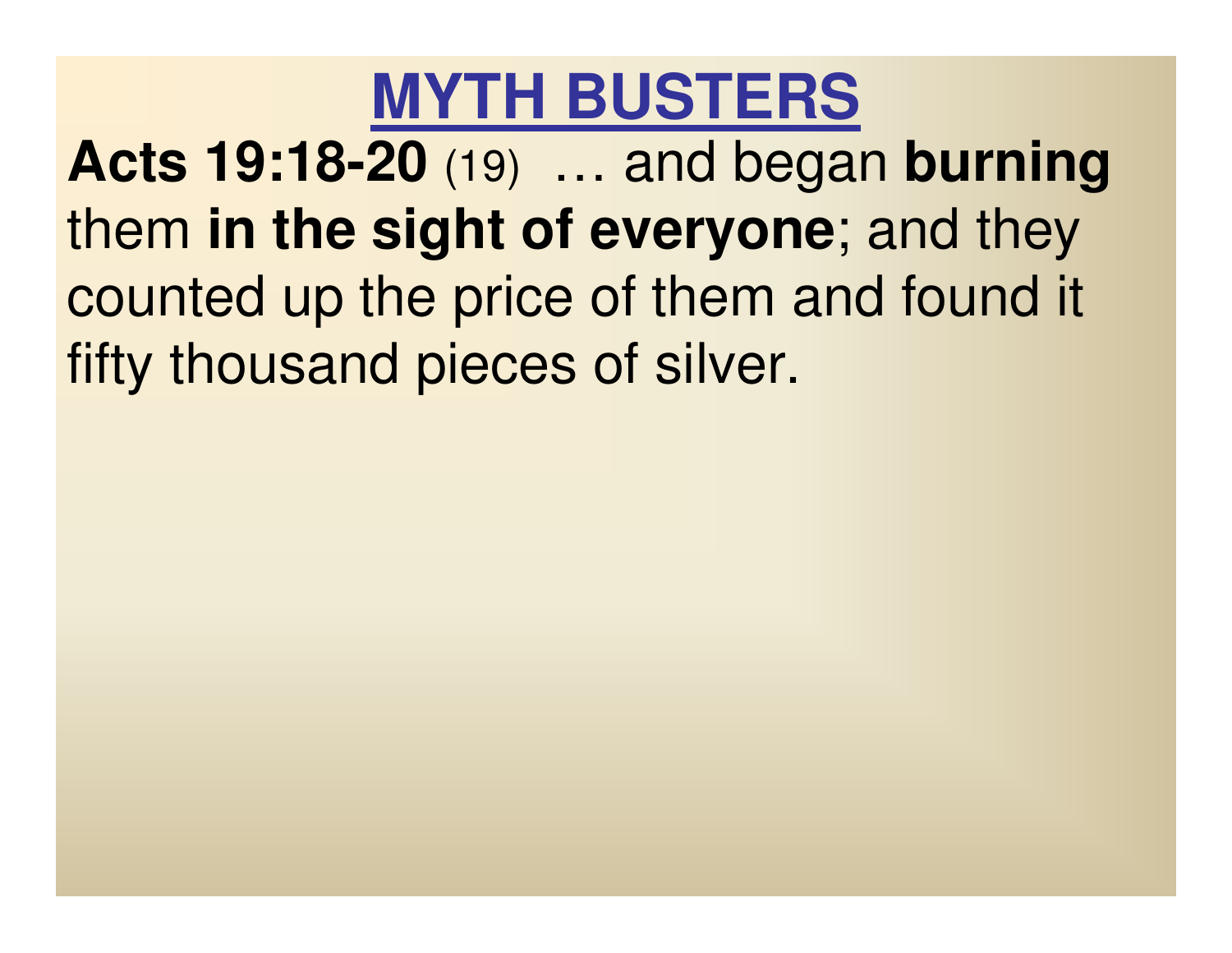# MYTH BUSTERS

**Acts 19:18-20** (19) … and began **burning** them **in the sight of everyone**; and they counted up the price of them and found it fifty thousand pieces of silver.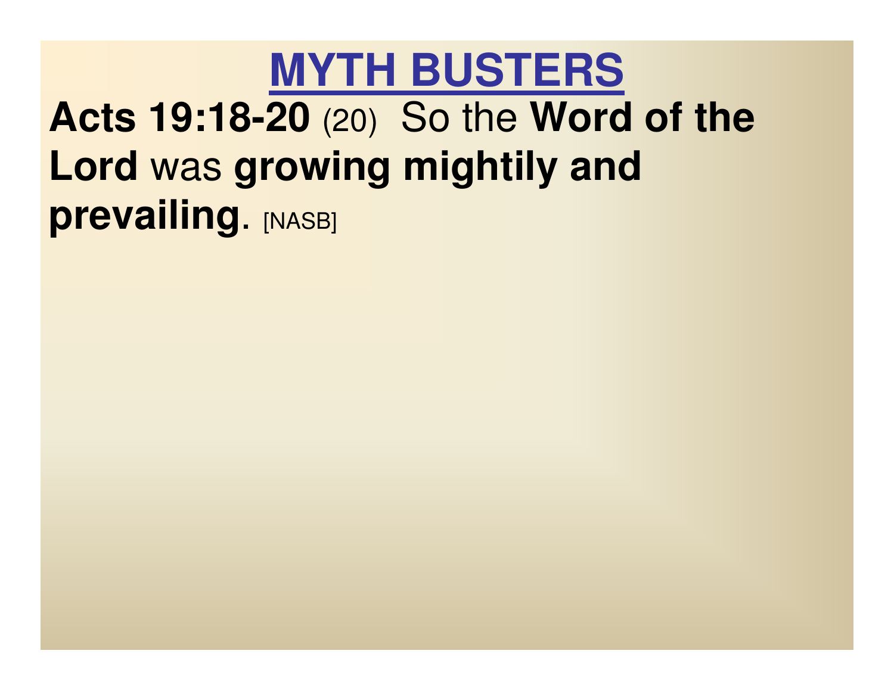# MYTH BUSTERS

**Acts 19:18-20** (20) So the **Word of the Lord** was **growing mightily and prevailing**. [NASB]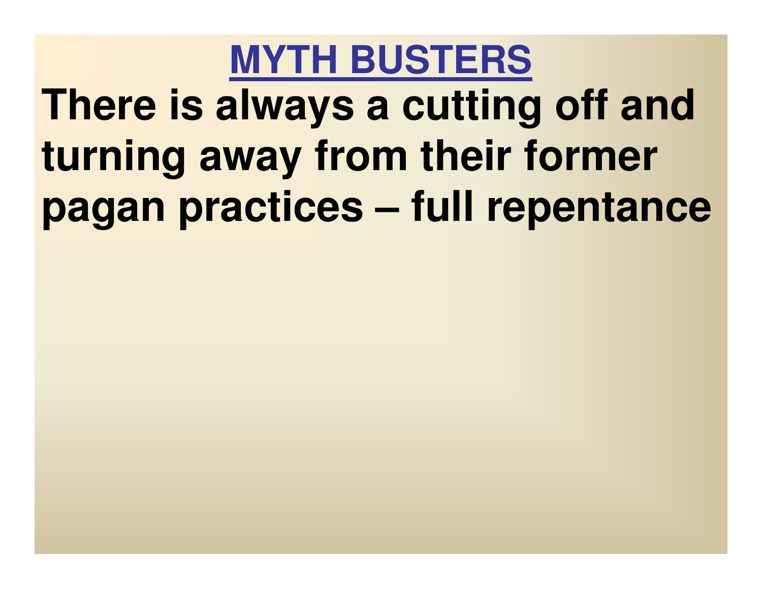# MYTH BUSTERS

**There is always a cutting off and turning away from their former pagan practices – full repentance**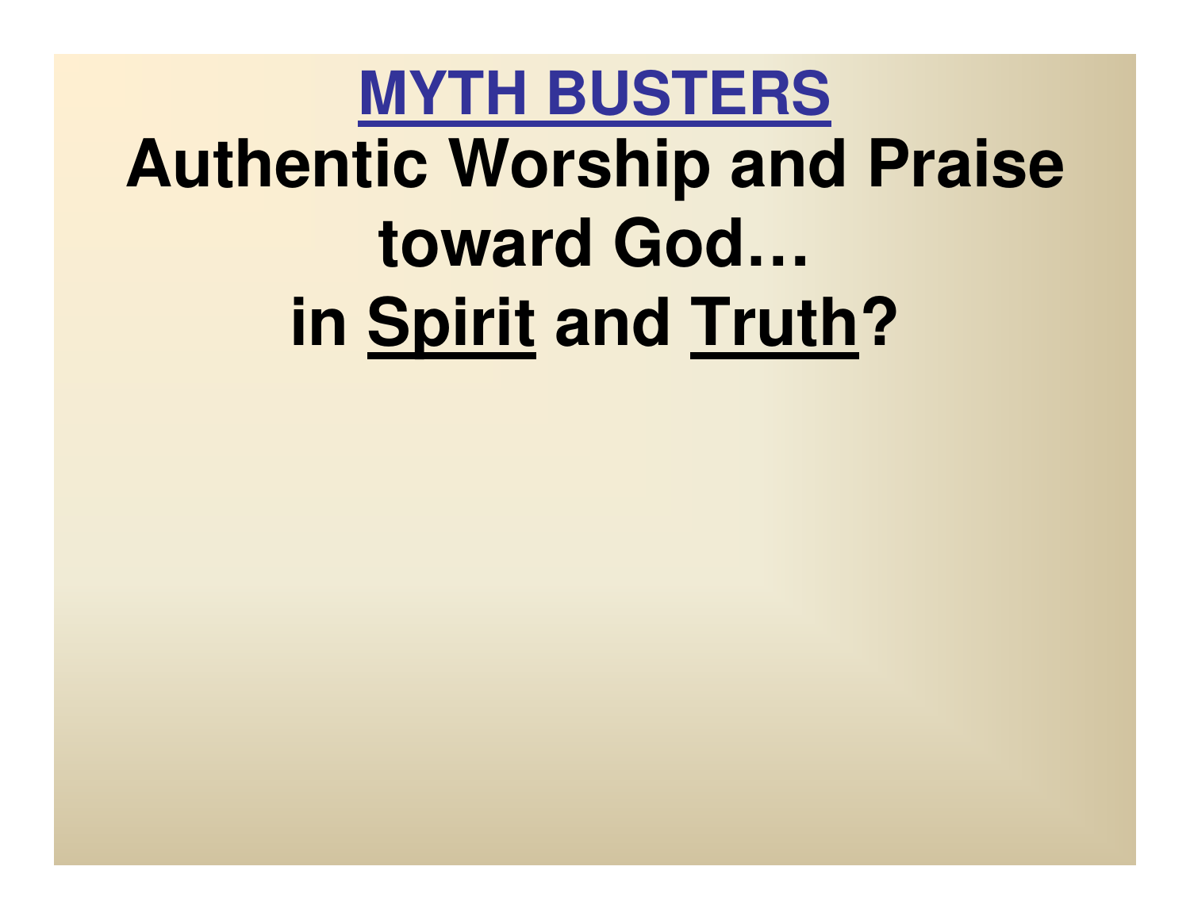# MYTH BUSTERS

## Authentic Worship and Praise toward God…

## in Spirit and Truth?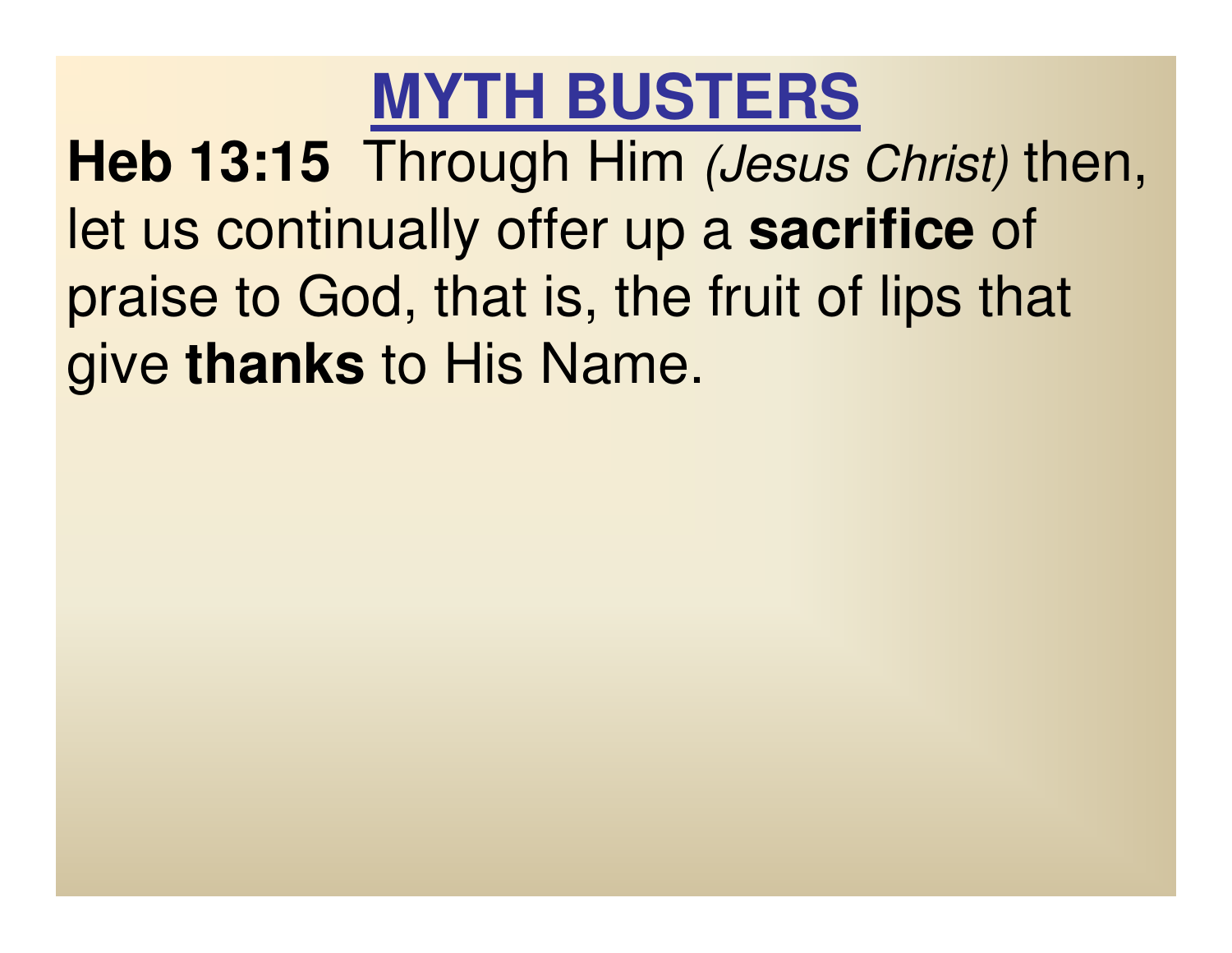# MYTH BUSTERS

**Heb 13:15** Through Him *(Jesus Christ)* then, let us continually offer up a **sacrifice** of praise to God, that is, the fruit of lips that give **thanks** to His Name.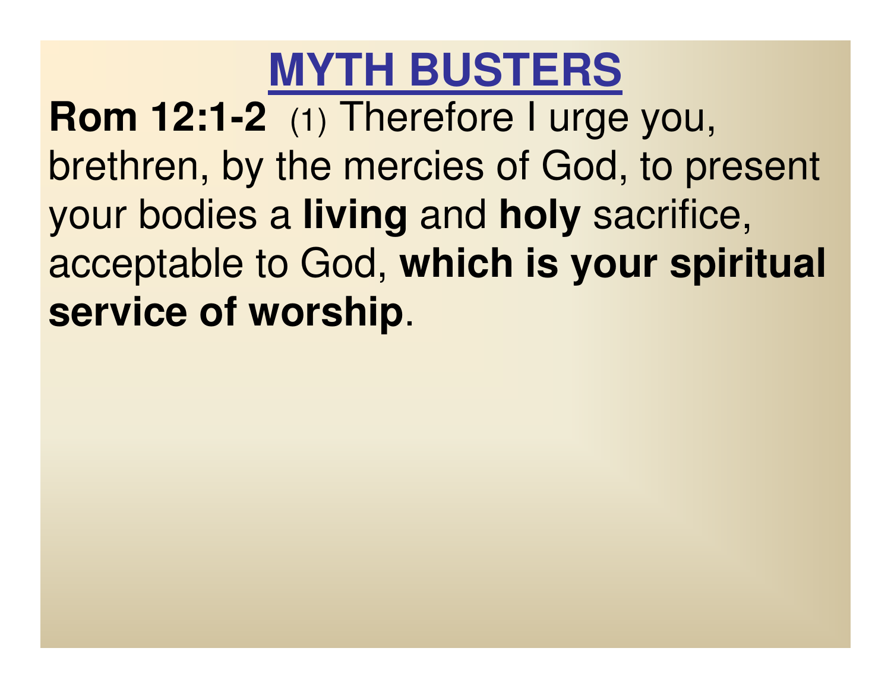# MYTH BUSTERS

**Rom 12:1-2** (1) Therefore I urge you, brethren, by the mercies of God, to present your bodies a **living** and **holy** sacrifice, acceptable to God, **which is your spiritual service of worship**.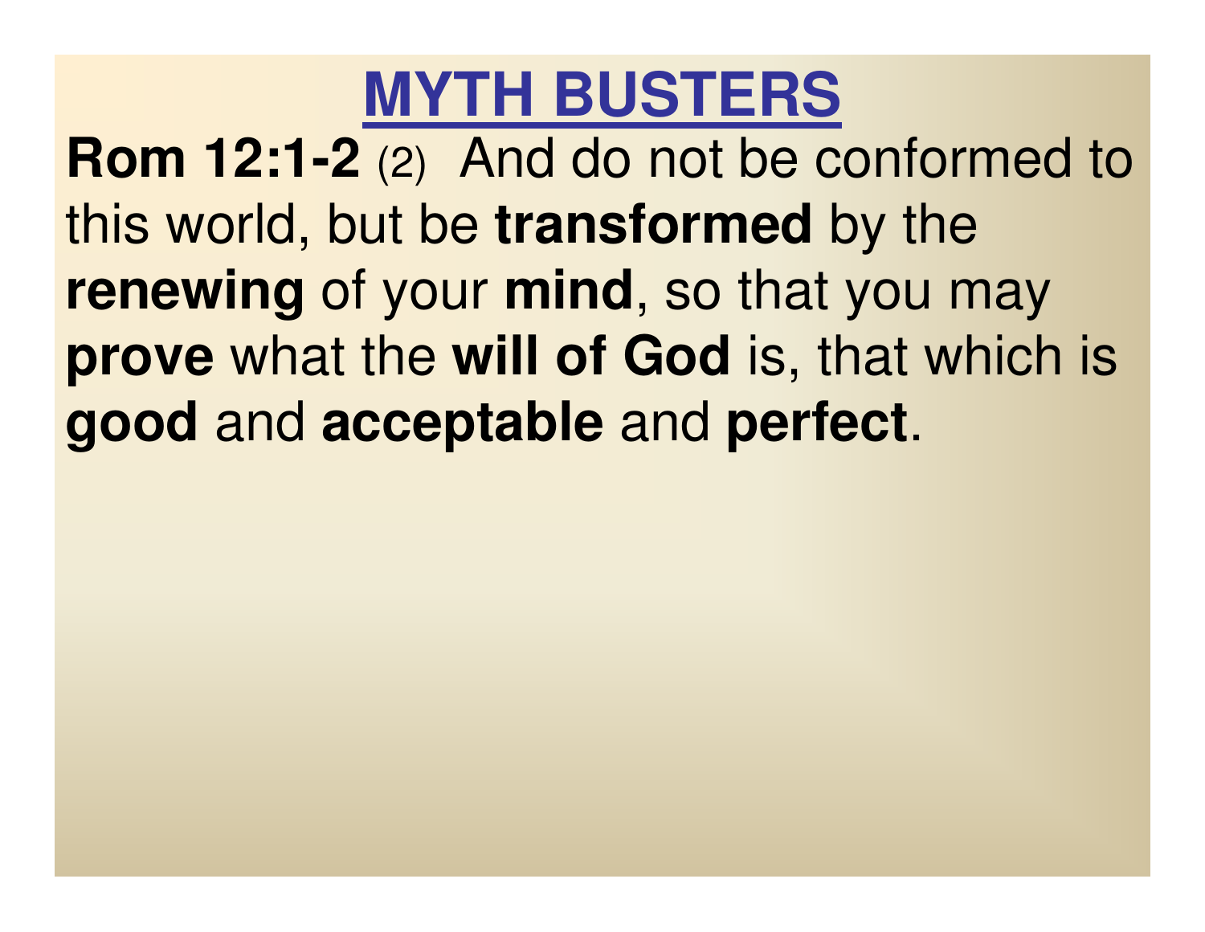# MYTH BUSTERS

**Rom 12:1-2** (2) And do not be conformed to this world, but be **transformed** by the **renewing** of your **mind**, so that you may **prove** what the **will of God** is, that which is **good** and **acceptable** and **perfect**.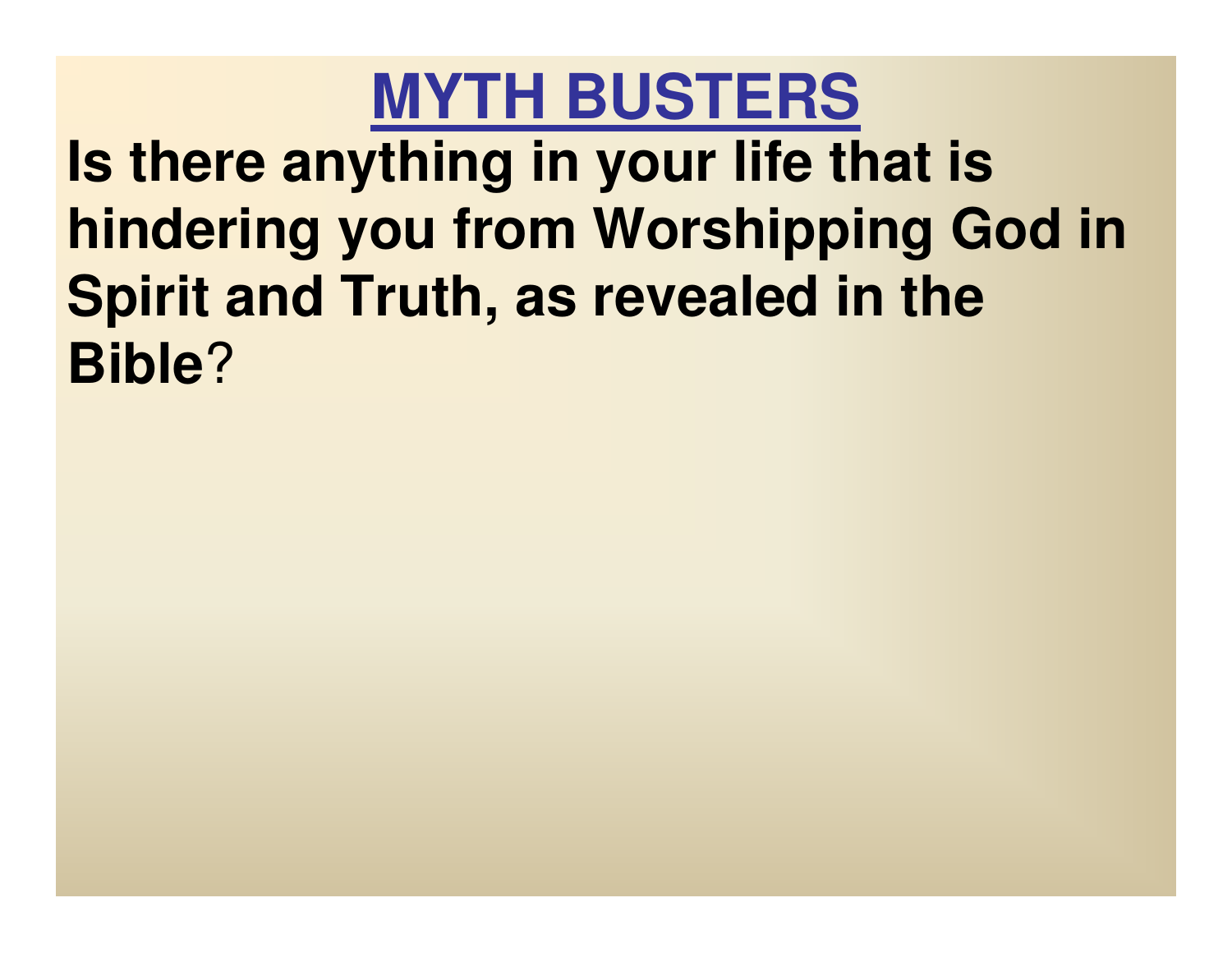# MYTH BUSTERS

**Is there anything in your life that is hindering you from Worshipping God in Spirit and Truth, as revealed in the Bible**?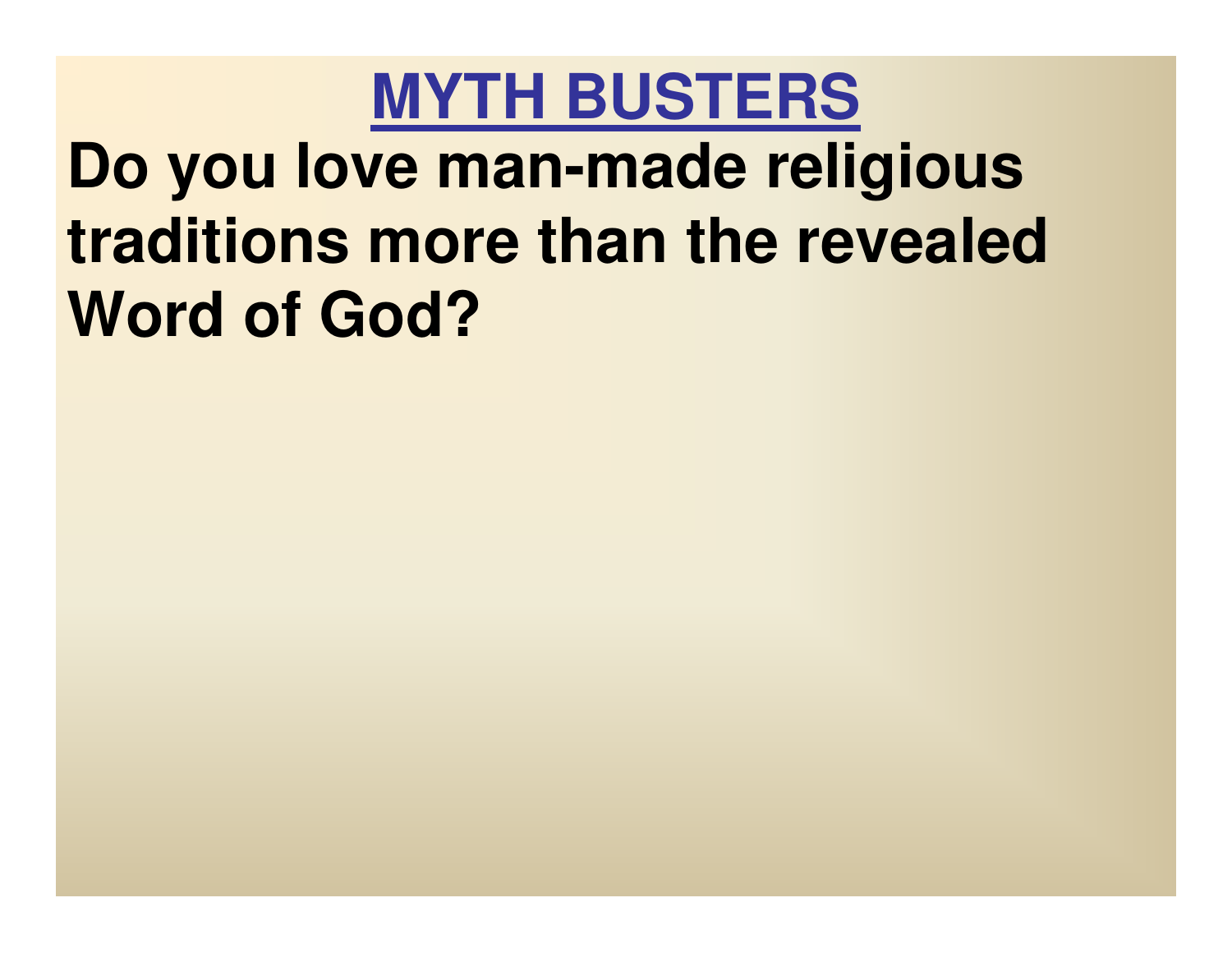# MYTH BUSTERS

**Do you love man-made religious traditions more than the revealed Word of God?**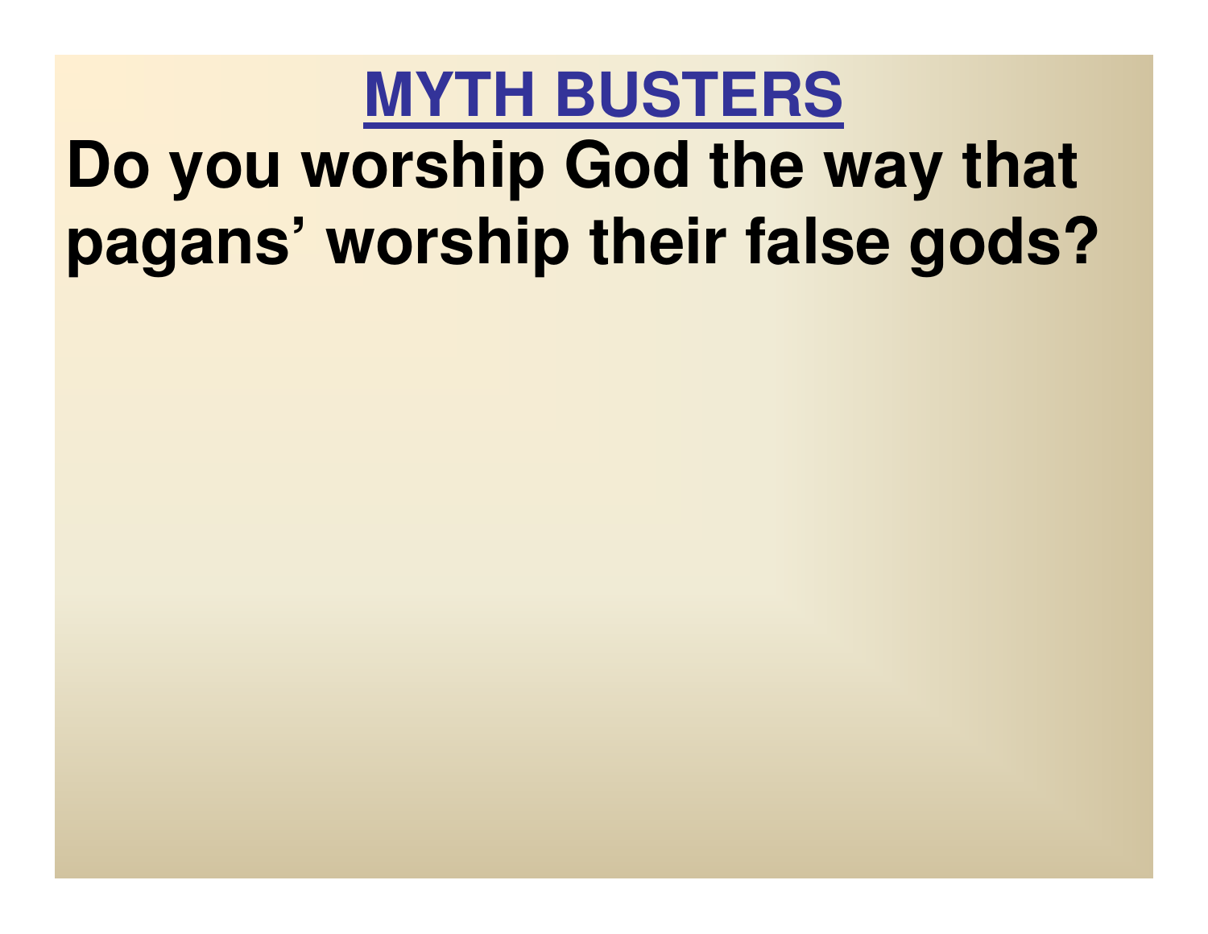# MYTH BUSTERS

**Do you worship God the way that pagans' worship their false gods?**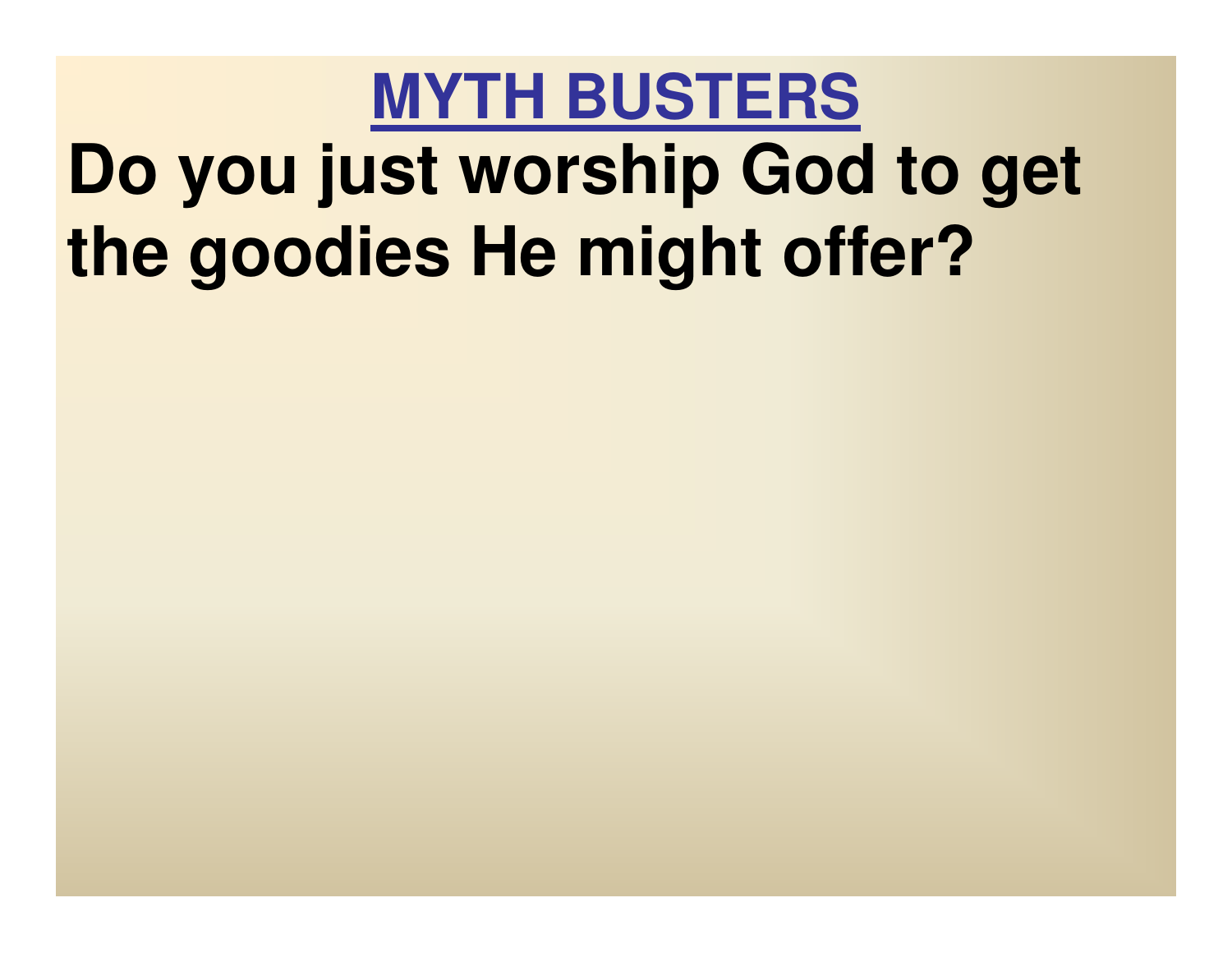# MYTH BUSTERS

**Do you just worship God to get the goodies He might offer?**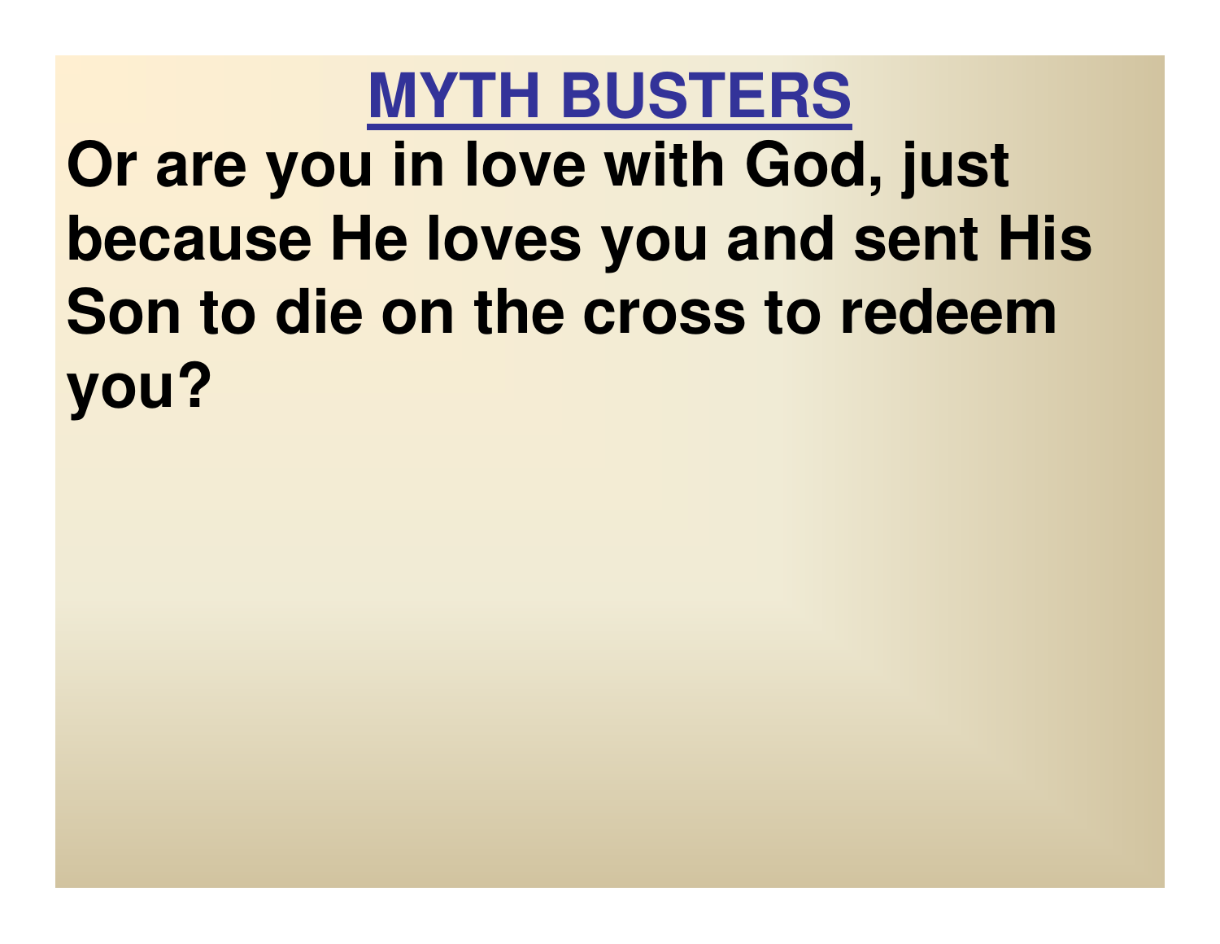# MYTH BUSTERS

**Or are you in love with God, just because He loves you and sent His Son to die on the cross to redeem you?**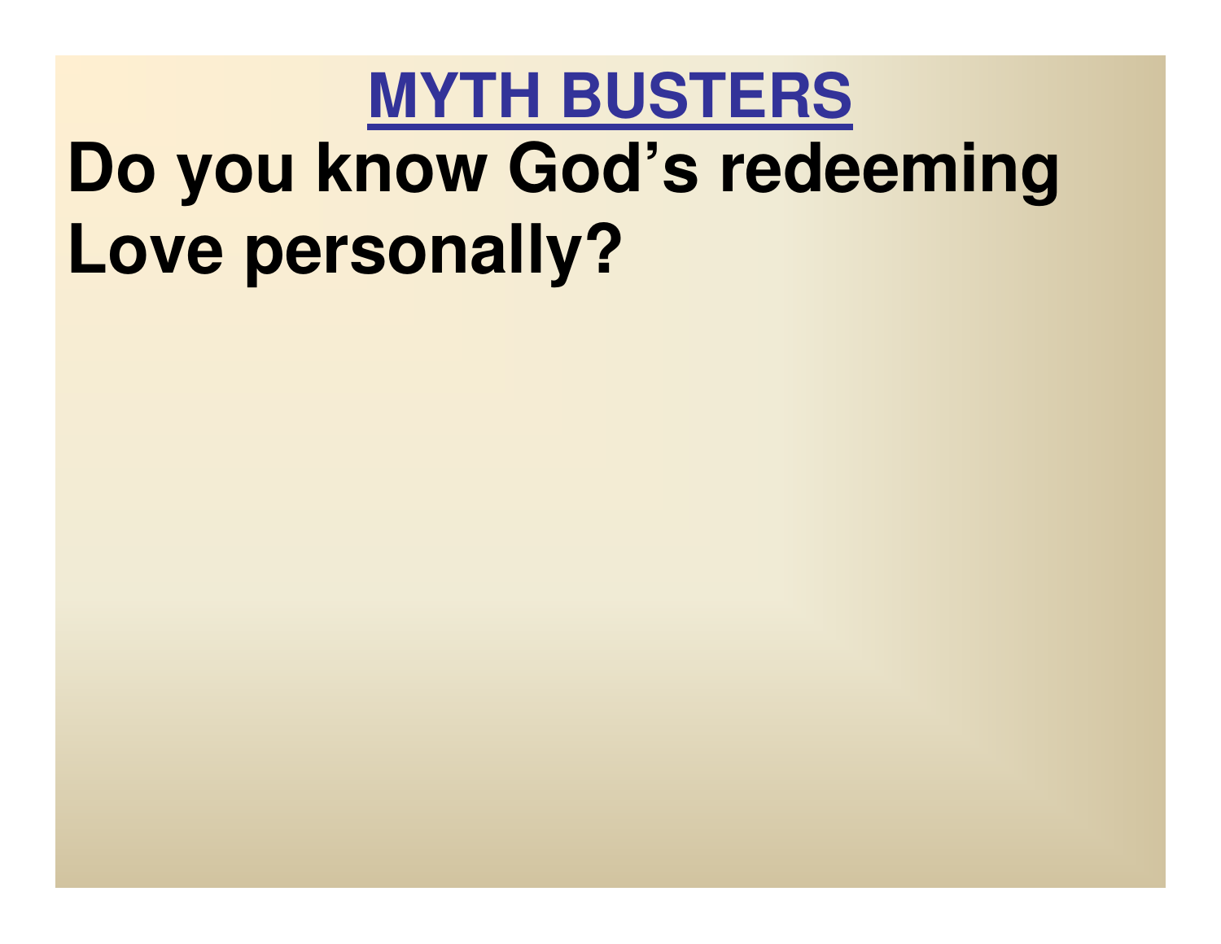# MYTH BUSTERS

**Do you know God's redeeming Love personally?**